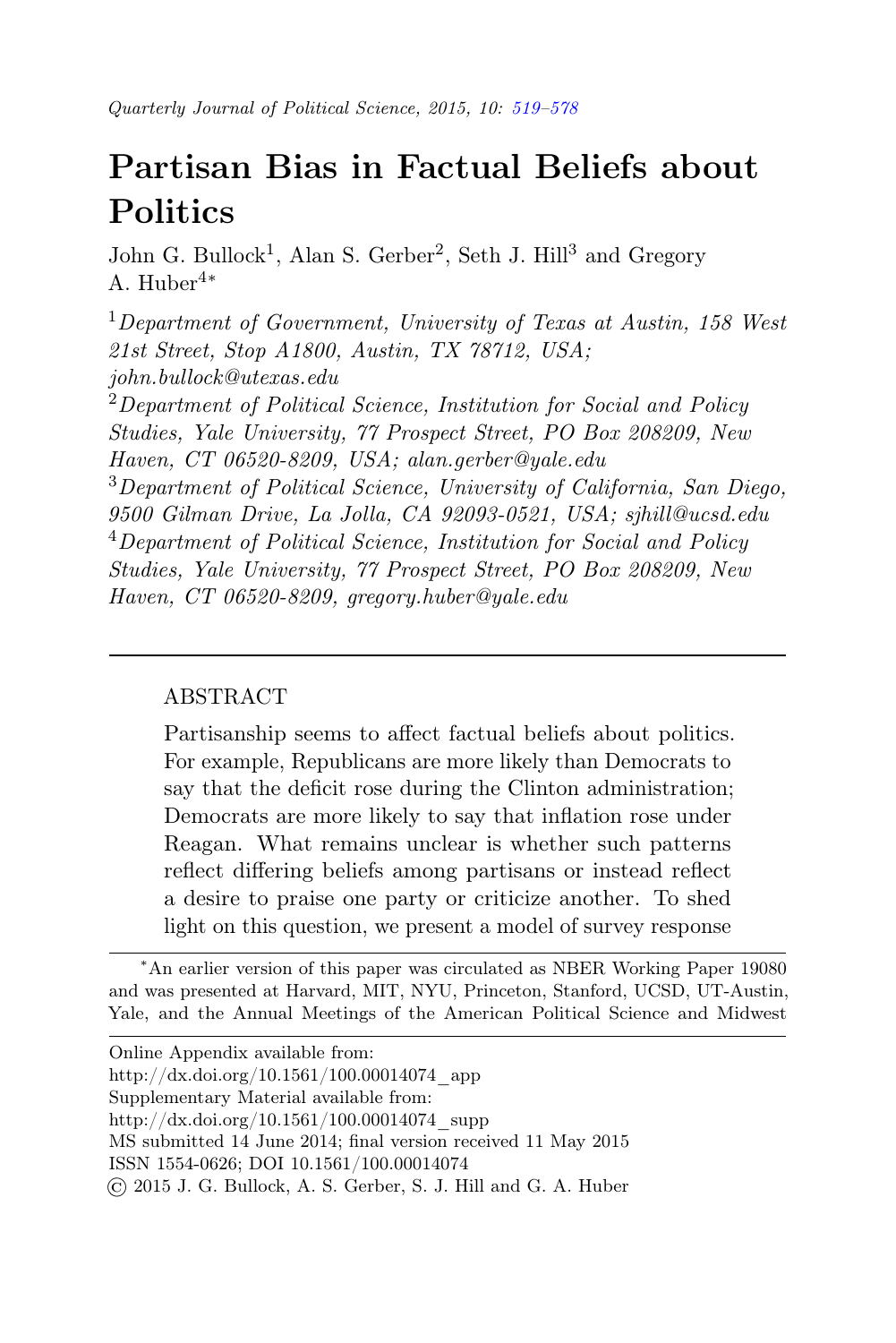# Partisan Bias in Factual Beliefs about Politics

John G. Bullock[1], Alan S. Gerber[2], Seth J. Hill[3] and Gregory A. Huber[4*]

[1]*Department of Government, University of Texas at Austin, 158 West 21st Street, Stop A1800, Austin, TX 78712, USA; john.bullock@utexas.edu*

[2]*Department of Political Science, Institution for Social and Policy Studies, Yale University, 77 Prospect Street, PO Box 208209, New Haven, CT 06520-8209, USA; alan.gerber@yale.edu*

[3]*Department of Political Science, University of California, San Diego, 9500 Gilman Drive, La Jolla, CA 92093-0521, USA; sjhill@ucsd.edu*

[4]*Department of Political Science, Institution for Social and Policy Studies, Yale University, 77 Prospect Street, PO Box 208209, New Haven, CT 06520-8209, gregory.huber@yale.edu*

---

ABSTRACT

Partisanship seems to affect factual beliefs about politics. For example, Republicans are more likely than Democrats to say that the deficit rose during the Clinton administration; Democrats are more likely to say that inflation rose under Reagan. What remains unclear is whether such patterns reflect differing beliefs among partisans or instead reflect a desire to praise one party or criticize another. To shed light on this question, we present a model of survey response

---

[*]An earlier version of this paper was circulated as NBER Working Paper 19080 and was presented at Harvard, MIT, NYU, Princeton, Stanford, UCSD, UT-Austin, Yale, and the Annual Meetings of the American Political Science and Midwest

Online Appendix available from:
http://dx.doi.org/10.1561/100.00014074_app
Supplementary Material available from:
http://dx.doi.org/10.1561/100.00014074_supp
MS submitted 14 June 2014; final version received 11 May 2015
ISSN 1554-0626; DOI 10.1561/100.00014074
© 2015 J. G. Bullock, A. S. Gerber, S. J. Hill and G. A. Huber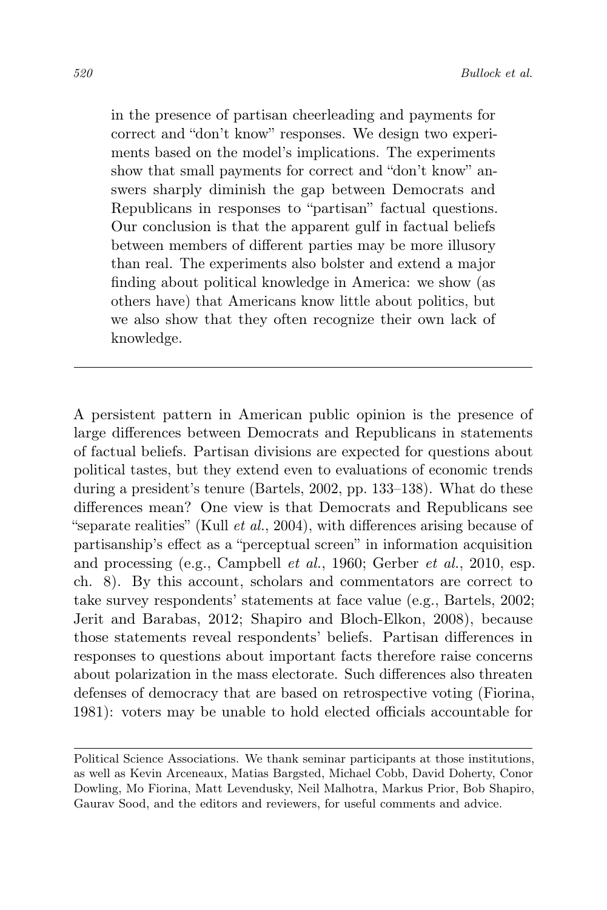in the presence of partisan cheerleading and payments for correct and "don't know" responses. We design two experiments based on the model's implications. The experiments show that small payments for correct and "don't know" answers sharply diminish the gap between Democrats and Republicans in responses to "partisan" factual questions. Our conclusion is that the apparent gulf in factual beliefs between members of different parties may be more illusory than real. The experiments also bolster and extend a major finding about political knowledge in America: we show (as others have) that Americans know little about politics, but we also show that they often recognize their own lack of knowledge.

---

A persistent pattern in American public opinion is the presence of large differences between Democrats and Republicans in statements of factual beliefs. Partisan divisions are expected for questions about political tastes, but they extend even to evaluations of economic trends during a president's tenure (Bartels, 2002, pp. 133–138). What do these differences mean? One view is that Democrats and Republicans see "separate realities" (Kull *et al.*, 2004), with differences arising because of partisanship's effect as a "perceptual screen" in information acquisition and processing (e.g., Campbell *et al.*, 1960; Gerber *et al.*, 2010, esp. ch. 8). By this account, scholars and commentators are correct to take survey respondents' statements at face value (e.g., Bartels, 2002; Jerit and Barabas, 2012; Shapiro and Bloch-Elkon, 2008), because those statements reveal respondents' beliefs. Partisan differences in responses to questions about important facts therefore raise concerns about polarization in the mass electorate. Such differences also threaten defenses of democracy that are based on retrospective voting (Fiorina, 1981): voters may be unable to hold elected officials accountable for

---

Political Science Associations. We thank seminar participants at those institutions, as well as Kevin Arceneaux, Matias Bargsted, Michael Cobb, David Doherty, Conor Dowling, Mo Fiorina, Matt Levendusky, Neil Malhotra, Markus Prior, Bob Shapiro, Gaurav Sood, and the editors and reviewers, for useful comments and advice.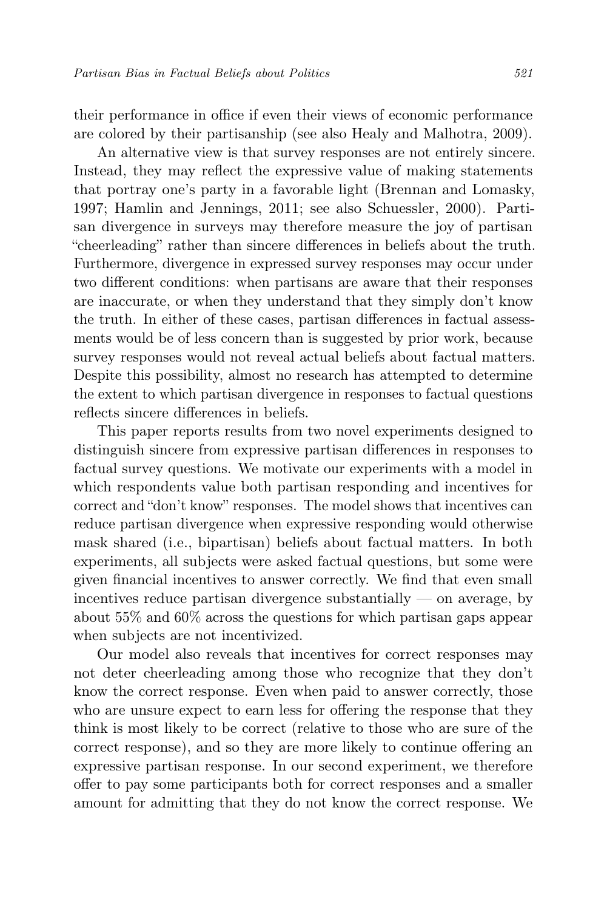their performance in office if even their views of economic performance are colored by their partisanship (see also Healy and Malhotra, 2009).

An alternative view is that survey responses are not entirely sincere. Instead, they may reflect the expressive value of making statements that portray one's party in a favorable light (Brennan and Lomasky, 1997; Hamlin and Jennings, 2011; see also Schuessler, 2000). Partisan divergence in surveys may therefore measure the joy of partisan "cheerleading" rather than sincere differences in beliefs about the truth. Furthermore, divergence in expressed survey responses may occur under two different conditions: when partisans are aware that their responses are inaccurate, or when they understand that they simply don't know the truth. In either of these cases, partisan differences in factual assessments would be of less concern than is suggested by prior work, because survey responses would not reveal actual beliefs about factual matters. Despite this possibility, almost no research has attempted to determine the extent to which partisan divergence in responses to factual questions reflects sincere differences in beliefs.

This paper reports results from two novel experiments designed to distinguish sincere from expressive partisan differences in responses to factual survey questions. We motivate our experiments with a model in which respondents value both partisan responding and incentives for correct and "don't know" responses. The model shows that incentives can reduce partisan divergence when expressive responding would otherwise mask shared (i.e., bipartisan) beliefs about factual matters. In both experiments, all subjects were asked factual questions, but some were given financial incentives to answer correctly. We find that even small incentives reduce partisan divergence substantially — on average, by about 55% and 60% across the questions for which partisan gaps appear when subjects are not incentivized.

Our model also reveals that incentives for correct responses may not deter cheerleading among those who recognize that they don't know the correct response. Even when paid to answer correctly, those who are unsure expect to earn less for offering the response that they think is most likely to be correct (relative to those who are sure of the correct response), and so they are more likely to continue offering an expressive partisan response. In our second experiment, we therefore offer to pay some participants both for correct responses and a smaller amount for admitting that they do not know the correct response. We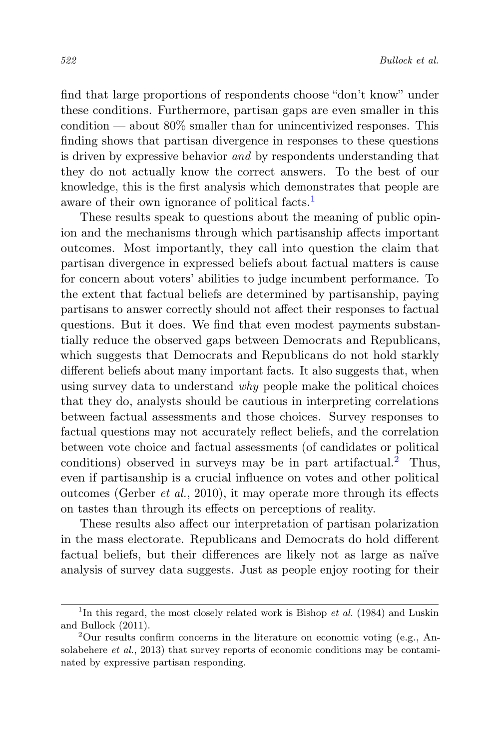find that large proportions of respondents choose "don't know" under these conditions. Furthermore, partisan gaps are even smaller in this condition — about 80% smaller than for unincentivized responses. This finding shows that partisan divergence in responses to these questions is driven by expressive behavior *and* by respondents understanding that they do not actually know the correct answers. To the best of our knowledge, this is the first analysis which demonstrates that people are aware of their own ignorance of political facts.[1]

These results speak to questions about the meaning of public opinion and the mechanisms through which partisanship affects important outcomes. Most importantly, they call into question the claim that partisan divergence in expressed beliefs about factual matters is cause for concern about voters' abilities to judge incumbent performance. To the extent that factual beliefs are determined by partisanship, paying partisans to answer correctly should not affect their responses to factual questions. But it does. We find that even modest payments substantially reduce the observed gaps between Democrats and Republicans, which suggests that Democrats and Republicans do not hold starkly different beliefs about many important facts. It also suggests that, when using survey data to understand *why* people make the political choices that they do, analysts should be cautious in interpreting correlations between factual assessments and those choices. Survey responses to factual questions may not accurately reflect beliefs, and the correlation between vote choice and factual assessments (of candidates or political conditions) observed in surveys may be in part artifactual.[2] Thus, even if partisanship is a crucial influence on votes and other political outcomes (Gerber *et al.*, 2010), it may operate more through its effects on tastes than through its effects on perceptions of reality.

These results also affect our interpretation of partisan polarization in the mass electorate. Republicans and Democrats do hold different factual beliefs, but their differences are likely not as large as naïve analysis of survey data suggests. Just as people enjoy rooting for their

[1] In this regard, the most closely related work is Bishop *et al.* (1984) and Luskin and Bullock (2011).

[2] Our results confirm concerns in the literature on economic voting (e.g., Ansolabehere *et al.*, 2013) that survey reports of economic conditions may be contaminated by expressive partisan responding.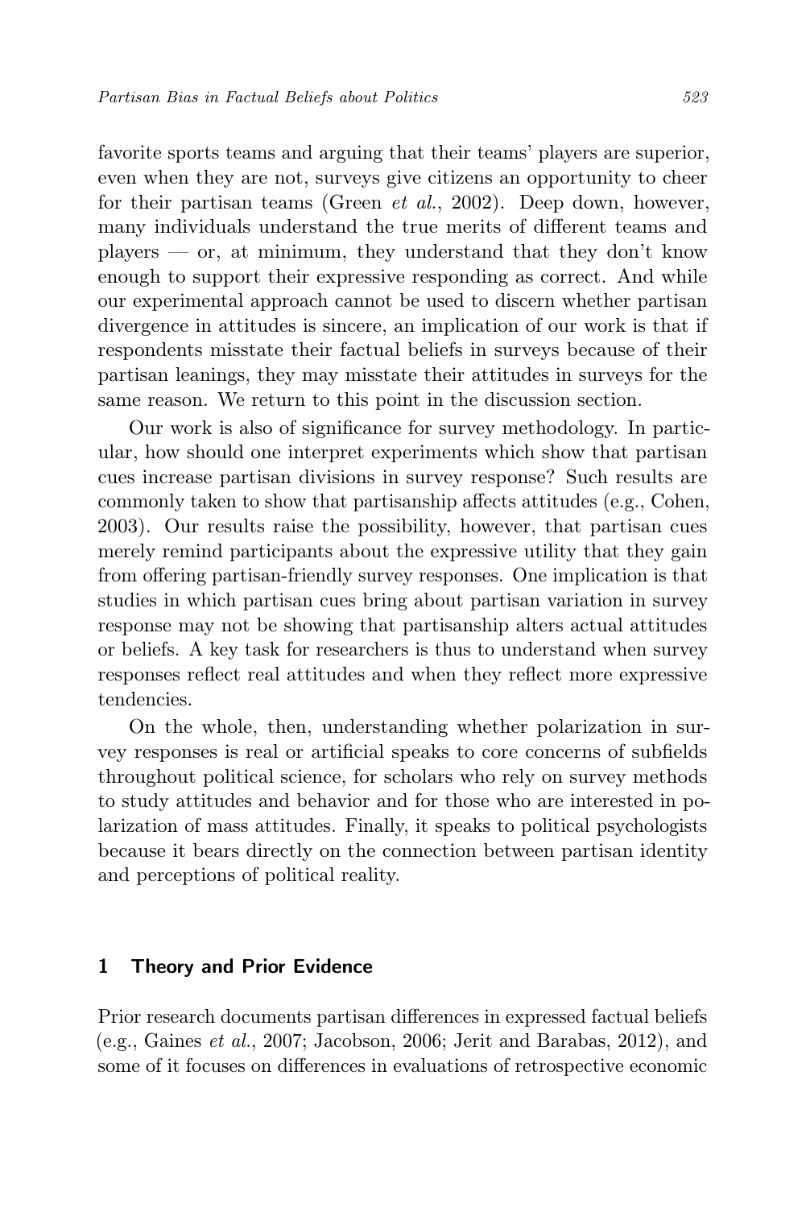favorite sports teams and arguing that their teams' players are superior, even when they are not, surveys give citizens an opportunity to cheer for their partisan teams (Green *et al.*, 2002). Deep down, however, many individuals understand the true merits of different teams and players — or, at minimum, they understand that they don't know enough to support their expressive responding as correct. And while our experimental approach cannot be used to discern whether partisan divergence in attitudes is sincere, an implication of our work is that if respondents misstate their factual beliefs in surveys because of their partisan leanings, they may misstate their attitudes in surveys for the same reason. We return to this point in the discussion section.

Our work is also of significance for survey methodology. In particular, how should one interpret experiments which show that partisan cues increase partisan divisions in survey response? Such results are commonly taken to show that partisanship affects attitudes (e.g., Cohen, 2003). Our results raise the possibility, however, that partisan cues merely remind participants about the expressive utility that they gain from offering partisan-friendly survey responses. One implication is that studies in which partisan cues bring about partisan variation in survey response may not be showing that partisanship alters actual attitudes or beliefs. A key task for researchers is thus to understand when survey responses reflect real attitudes and when they reflect more expressive tendencies.

On the whole, then, understanding whether polarization in survey responses is real or artificial speaks to core concerns of subfields throughout political science, for scholars who rely on survey methods to study attitudes and behavior and for those who are interested in polarization of mass attitudes. Finally, it speaks to political psychologists because it bears directly on the connection between partisan identity and perceptions of political reality.

## 1 Theory and Prior Evidence

Prior research documents partisan differences in expressed factual beliefs (e.g., Gaines *et al.*, 2007; Jacobson, 2006; Jerit and Barabas, 2012), and some of it focuses on differences in evaluations of retrospective economic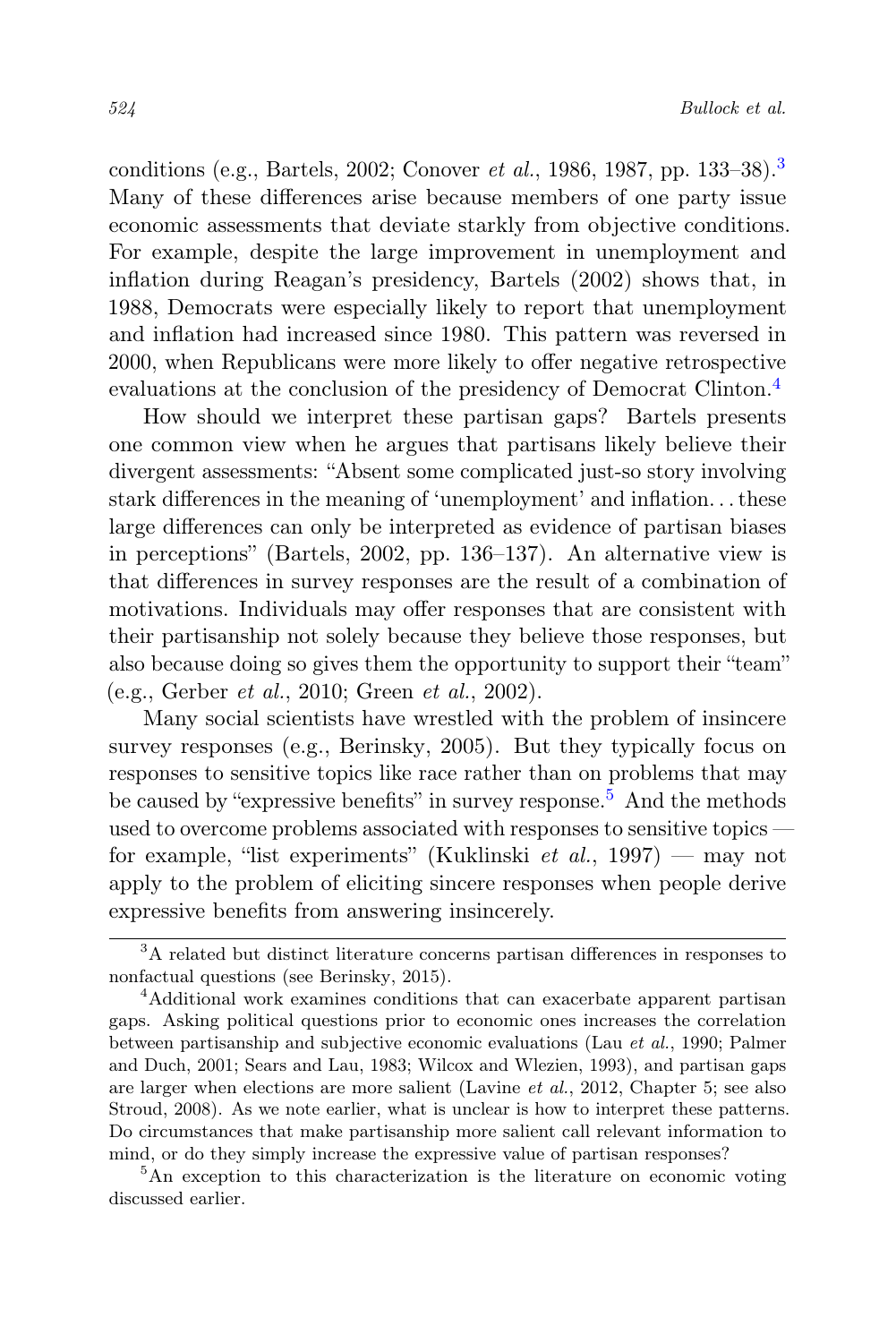conditions (e.g., Bartels, 2002; Conover *et al.*, 1986, 1987, pp. 133–38).[3] Many of these differences arise because members of one party issue economic assessments that deviate starkly from objective conditions. For example, despite the large improvement in unemployment and inflation during Reagan's presidency, Bartels (2002) shows that, in 1988, Democrats were especially likely to report that unemployment and inflation had increased since 1980. This pattern was reversed in 2000, when Republicans were more likely to offer negative retrospective evaluations at the conclusion of the presidency of Democrat Clinton.[4]

How should we interpret these partisan gaps? Bartels presents one common view when he argues that partisans likely believe their divergent assessments: "Absent some complicated just-so story involving stark differences in the meaning of 'unemployment' and inflation... these large differences can only be interpreted as evidence of partisan biases in perceptions" (Bartels, 2002, pp. 136–137). An alternative view is that differences in survey responses are the result of a combination of motivations. Individuals may offer responses that are consistent with their partisanship not solely because they believe those responses, but also because doing so gives them the opportunity to support their "team" (e.g., Gerber *et al.*, 2010; Green *et al.*, 2002).

Many social scientists have wrestled with the problem of insincere survey responses (e.g., Berinsky, 2005). But they typically focus on responses to sensitive topics like race rather than on problems that may be caused by "expressive benefits" in survey response.[5] And the methods used to overcome problems associated with responses to sensitive topics — for example, "list experiments" (Kuklinski *et al.*, 1997) — may not apply to the problem of eliciting sincere responses when people derive expressive benefits from answering insincerely.

---

[3] A related but distinct literature concerns partisan differences in responses to nonfactual questions (see Berinsky, 2015).

[4] Additional work examines conditions that can exacerbate apparent partisan gaps. Asking political questions prior to economic ones increases the correlation between partisanship and subjective economic evaluations (Lau *et al.*, 1990; Palmer and Duch, 2001; Sears and Lau, 1983; Wilcox and Wlezien, 1993), and partisan gaps are larger when elections are more salient (Lavine *et al.*, 2012, Chapter 5; see also Stroud, 2008). As we note earlier, what is unclear is how to interpret these patterns. Do circumstances that make partisanship more salient call relevant information to mind, or do they simply increase the expressive value of partisan responses?

[5] An exception to this characterization is the literature on economic voting discussed earlier.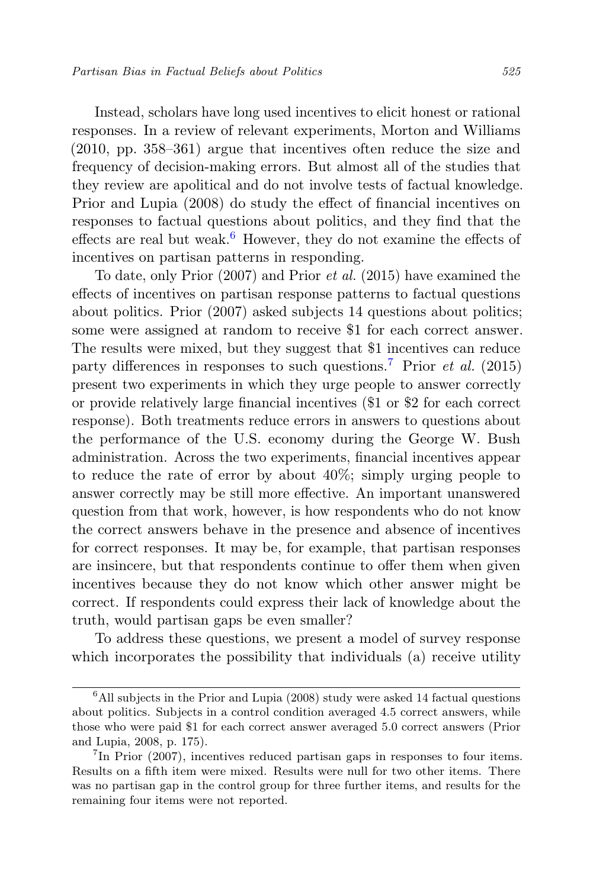Instead, scholars have long used incentives to elicit honest or rational responses. In a review of relevant experiments, Morton and Williams (2010, pp. 358–361) argue that incentives often reduce the size and frequency of decision-making errors. But almost all of the studies that they review are apolitical and do not involve tests of factual knowledge. Prior and Lupia (2008) do study the effect of financial incentives on responses to factual questions about politics, and they find that the effects are real but weak.[6] However, they do not examine the effects of incentives on partisan patterns in responding.

To date, only Prior (2007) and Prior *et al.* (2015) have examined the effects of incentives on partisan response patterns to factual questions about politics. Prior (2007) asked subjects 14 questions about politics; some were assigned at random to receive $1 for each correct answer. The results were mixed, but they suggest that $1 incentives can reduce party differences in responses to such questions.[7] Prior *et al.* (2015) present two experiments in which they urge people to answer correctly or provide relatively large financial incentives ($1 or $2 for each correct response). Both treatments reduce errors in answers to questions about the performance of the U.S. economy during the George W. Bush administration. Across the two experiments, financial incentives appear to reduce the rate of error by about 40%; simply urging people to answer correctly may be still more effective. An important unanswered question from that work, however, is how respondents who do not know the correct answers behave in the presence and absence of incentives for correct responses. It may be, for example, that partisan responses are insincere, but that respondents continue to offer them when given incentives because they do not know which other answer might be correct. If respondents could express their lack of knowledge about the truth, would partisan gaps be even smaller?

To address these questions, we present a model of survey response which incorporates the possibility that individuals (a) receive utility

[6] All subjects in the Prior and Lupia (2008) study were asked 14 factual questions about politics. Subjects in a control condition averaged 4.5 correct answers, while those who were paid $1 for each correct answer averaged 5.0 correct answers (Prior and Lupia, 2008, p. 175).

[7] In Prior (2007), incentives reduced partisan gaps in responses to four items. Results on a fifth item were mixed. Results were null for two other items. There was no partisan gap in the control group for three further items, and results for the remaining four items were not reported.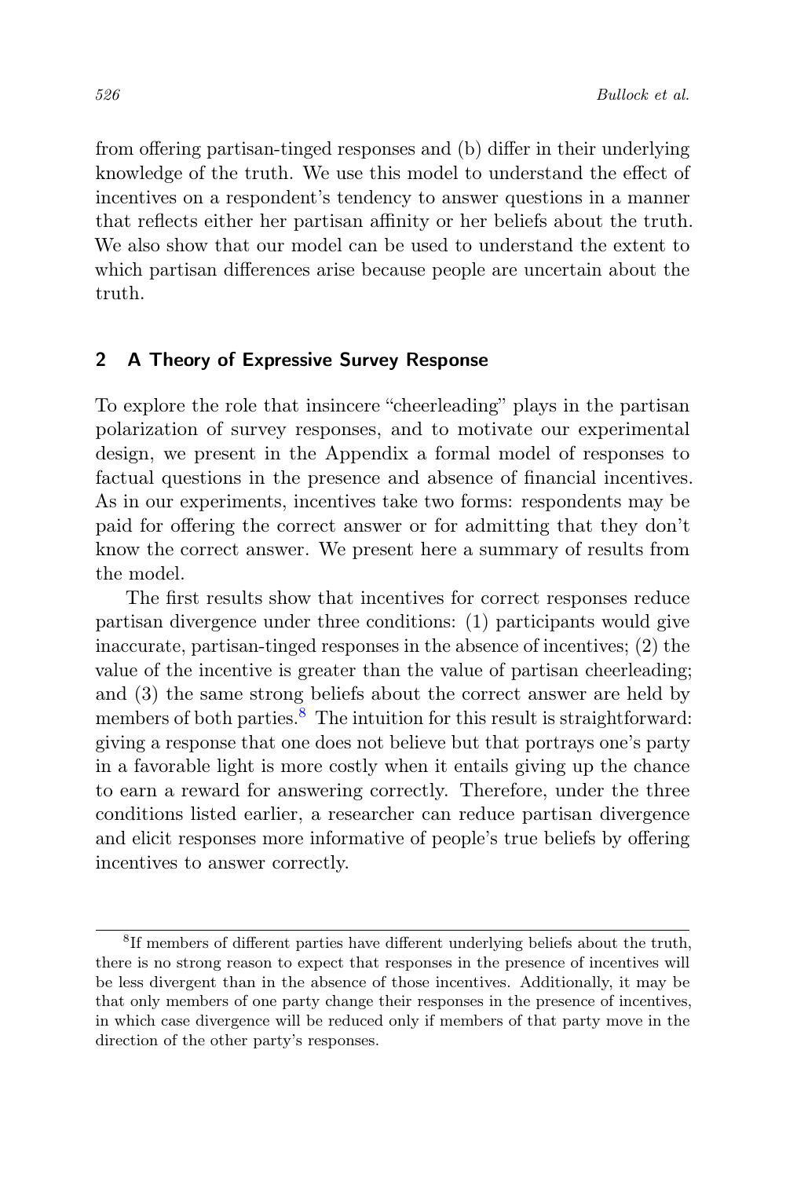from offering partisan-tinged responses and (b) differ in their underlying knowledge of the truth. We use this model to understand the effect of incentives on a respondent's tendency to answer questions in a manner that reflects either her partisan affinity or her beliefs about the truth. We also show that our model can be used to understand the extent to which partisan differences arise because people are uncertain about the truth.

## 2 A Theory of Expressive Survey Response

To explore the role that insincere "cheerleading" plays in the partisan polarization of survey responses, and to motivate our experimental design, we present in the Appendix a formal model of responses to factual questions in the presence and absence of financial incentives. As in our experiments, incentives take two forms: respondents may be paid for offering the correct answer or for admitting that they don't know the correct answer. We present here a summary of results from the model.

The first results show that incentives for correct responses reduce partisan divergence under three conditions: (1) participants would give inaccurate, partisan-tinged responses in the absence of incentives; (2) the value of the incentive is greater than the value of partisan cheerleading; and (3) the same strong beliefs about the correct answer are held by members of both parties.[8] The intuition for this result is straightforward: giving a response that one does not believe but that portrays one's party in a favorable light is more costly when it entails giving up the chance to earn a reward for answering correctly. Therefore, under the three conditions listed earlier, a researcher can reduce partisan divergence and elicit responses more informative of people's true beliefs by offering incentives to answer correctly.

[8] If members of different parties have different underlying beliefs about the truth, there is no strong reason to expect that responses in the presence of incentives will be less divergent than in the absence of those incentives. Additionally, it may be that only members of one party change their responses in the presence of incentives, in which case divergence will be reduced only if members of that party move in the direction of the other party's responses.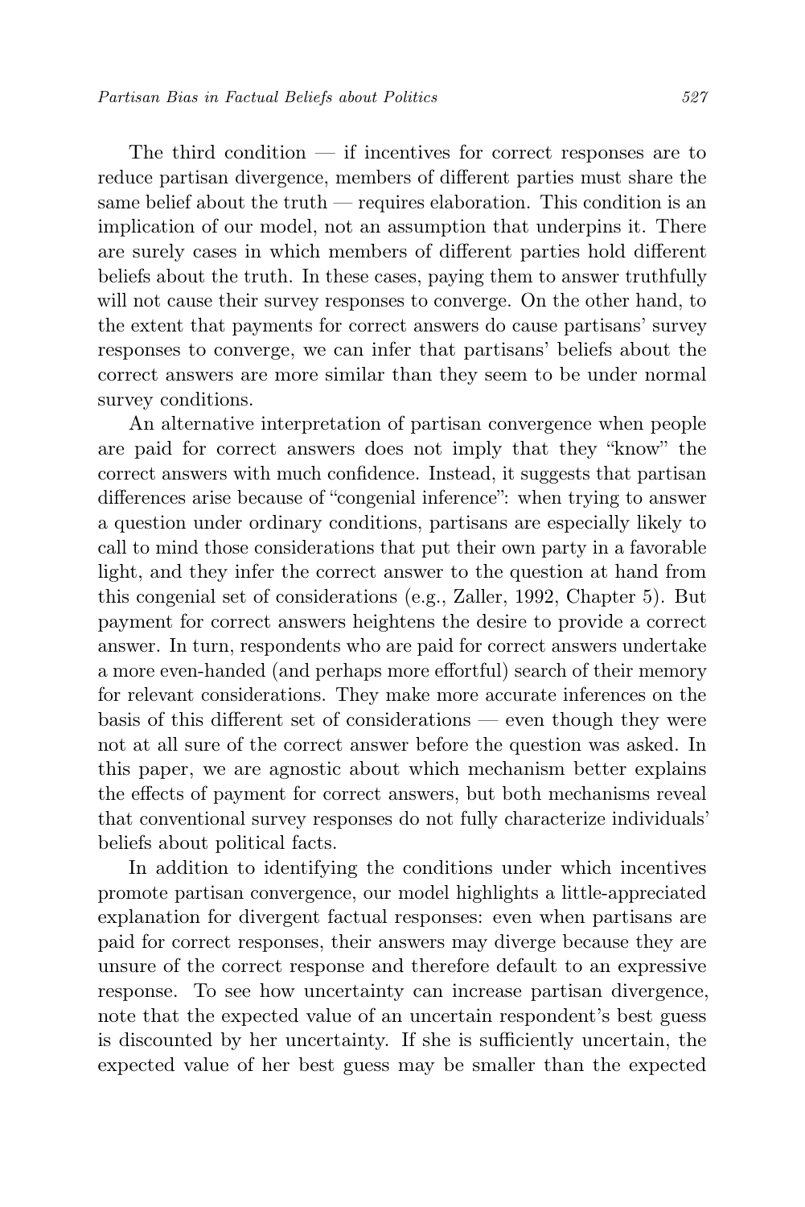The third condition — if incentives for correct responses are to reduce partisan divergence, members of different parties must share the same belief about the truth — requires elaboration. This condition is an implication of our model, not an assumption that underpins it. There are surely cases in which members of different parties hold different beliefs about the truth. In these cases, paying them to answer truthfully will not cause their survey responses to converge. On the other hand, to the extent that payments for correct answers do cause partisans' survey responses to converge, we can infer that partisans' beliefs about the correct answers are more similar than they seem to be under normal survey conditions.

An alternative interpretation of partisan convergence when people are paid for correct answers does not imply that they "know" the correct answers with much confidence. Instead, it suggests that partisan differences arise because of "congenial inference": when trying to answer a question under ordinary conditions, partisans are especially likely to call to mind those considerations that put their own party in a favorable light, and they infer the correct answer to the question at hand from this congenial set of considerations (e.g., Zaller, 1992, Chapter 5). But payment for correct answers heightens the desire to provide a correct answer. In turn, respondents who are paid for correct answers undertake a more even-handed (and perhaps more effortful) search of their memory for relevant considerations. They make more accurate inferences on the basis of this different set of considerations — even though they were not at all sure of the correct answer before the question was asked. In this paper, we are agnostic about which mechanism better explains the effects of payment for correct answers, but both mechanisms reveal that conventional survey responses do not fully characterize individuals' beliefs about political facts.

In addition to identifying the conditions under which incentives promote partisan convergence, our model highlights a little-appreciated explanation for divergent factual responses: even when partisans are paid for correct responses, their answers may diverge because they are unsure of the correct response and therefore default to an expressive response. To see how uncertainty can increase partisan divergence, note that the expected value of an uncertain respondent's best guess is discounted by her uncertainty. If she is sufficiently uncertain, the expected value of her best guess may be smaller than the expected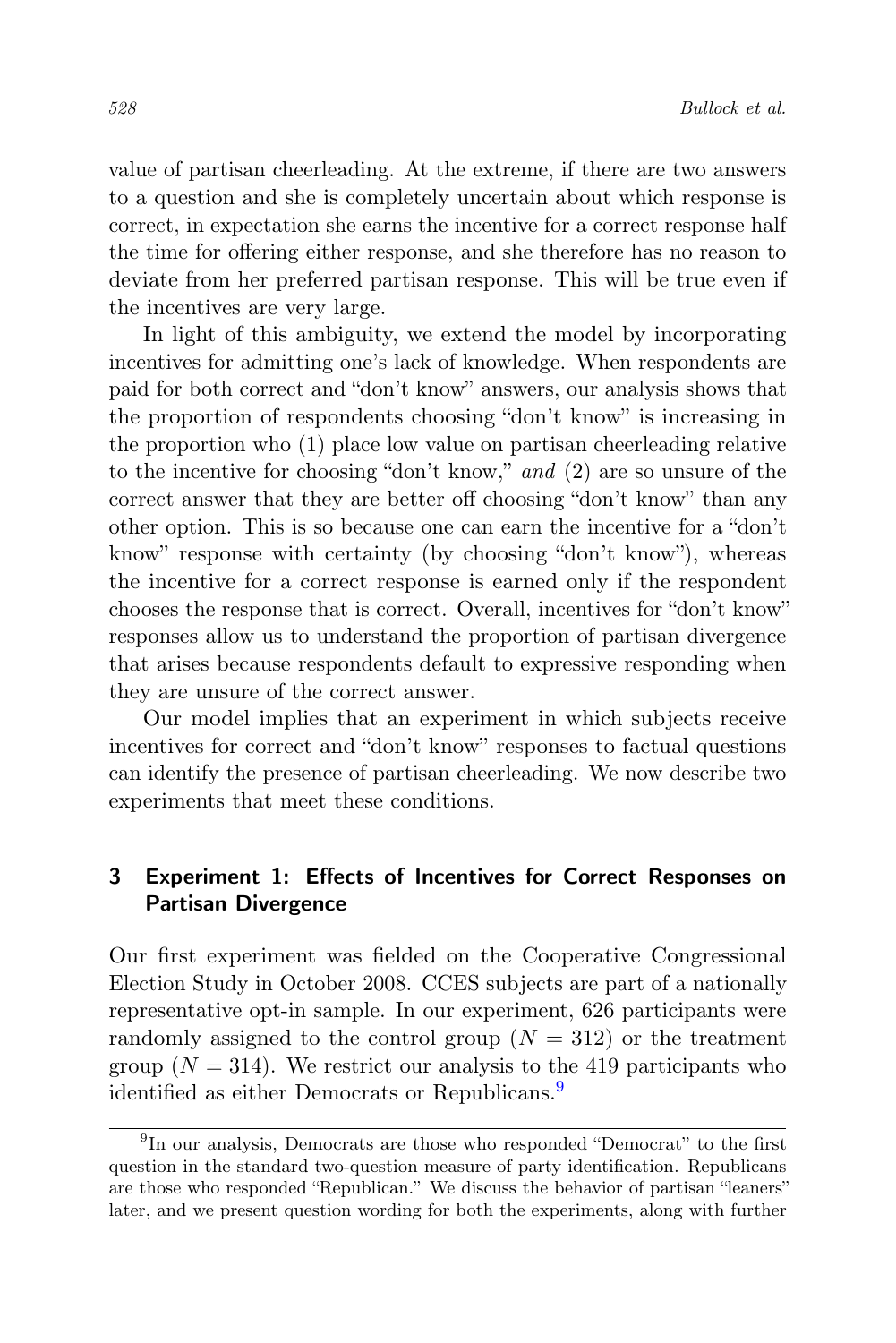value of partisan cheerleading. At the extreme, if there are two answers to a question and she is completely uncertain about which response is correct, in expectation she earns the incentive for a correct response half the time for offering either response, and she therefore has no reason to deviate from her preferred partisan response. This will be true even if the incentives are very large.

In light of this ambiguity, we extend the model by incorporating incentives for admitting one's lack of knowledge. When respondents are paid for both correct and "don't know" answers, our analysis shows that the proportion of respondents choosing "don't know" is increasing in the proportion who (1) place low value on partisan cheerleading relative to the incentive for choosing "don't know," *and* (2) are so unsure of the correct answer that they are better off choosing "don't know" than any other option. This is so because one can earn the incentive for a "don't know" response with certainty (by choosing "don't know"), whereas the incentive for a correct response is earned only if the respondent chooses the response that is correct. Overall, incentives for "don't know" responses allow us to understand the proportion of partisan divergence that arises because respondents default to expressive responding when they are unsure of the correct answer.

Our model implies that an experiment in which subjects receive incentives for correct and "don't know" responses to factual questions can identify the presence of partisan cheerleading. We now describe two experiments that meet these conditions.

## 3 Experiment 1: Effects of Incentives for Correct Responses on Partisan Divergence

Our first experiment was fielded on the Cooperative Congressional Election Study in October 2008. CCES subjects are part of a nationally representative opt-in sample. In our experiment, 626 participants were randomly assigned to the control group ($N = 312$) or the treatment group ($N = 314$). We restrict our analysis to the 419 participants who identified as either Democrats or Republicans.[9]

[9] In our analysis, Democrats are those who responded "Democrat" to the first question in the standard two-question measure of party identification. Republicans are those who responded "Republican." We discuss the behavior of partisan "leaners" later, and we present question wording for both the experiments, along with further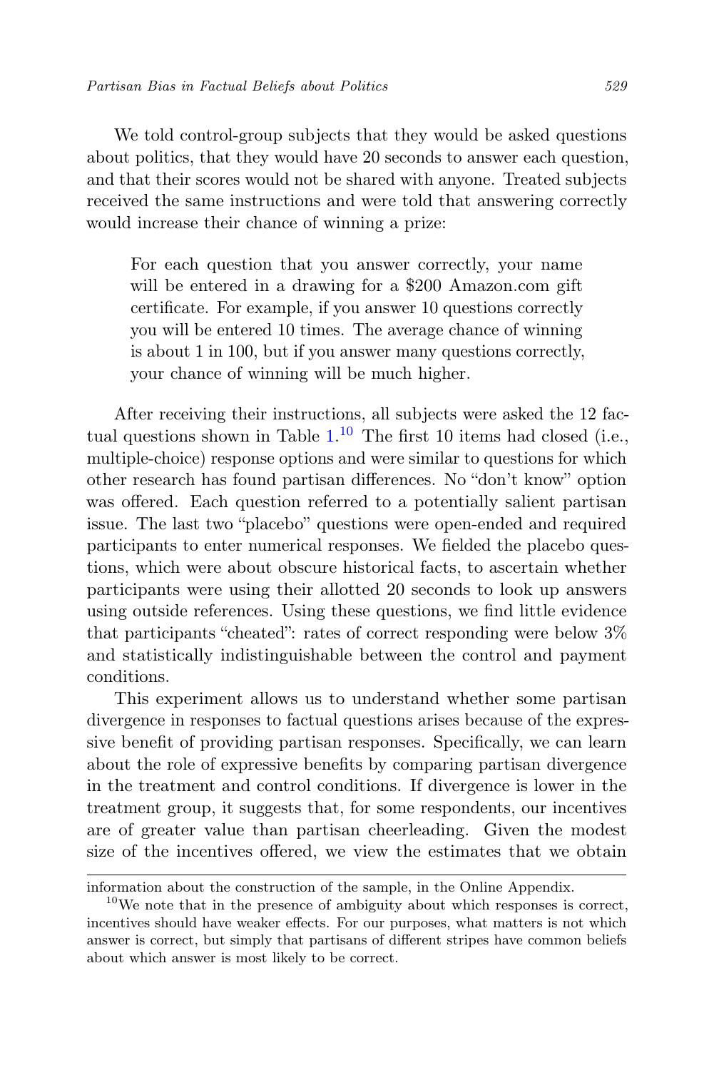We told control-group subjects that they would be asked questions about politics, that they would have 20 seconds to answer each question, and that their scores would not be shared with anyone. Treated subjects received the same instructions and were told that answering correctly would increase their chance of winning a prize:

> For each question that you answer correctly, your name will be entered in a drawing for a $200 Amazon.com gift certificate. For example, if you answer 10 questions correctly you will be entered 10 times. The average chance of winning is about 1 in 100, but if you answer many questions correctly, your chance of winning will be much higher.

After receiving their instructions, all subjects were asked the 12 factual questions shown in Table 1.[10] The first 10 items had closed (i.e., multiple-choice) response options and were similar to questions for which other research has found partisan differences. No "don't know" option was offered. Each question referred to a potentially salient partisan issue. The last two "placebo" questions were open-ended and required participants to enter numerical responses. We fielded the placebo questions, which were about obscure historical facts, to ascertain whether participants were using their allotted 20 seconds to look up answers using outside references. Using these questions, we find little evidence that participants "cheated": rates of correct responding were below 3% and statistically indistinguishable between the control and payment conditions.

This experiment allows us to understand whether some partisan divergence in responses to factual questions arises because of the expressive benefit of providing partisan responses. Specifically, we can learn about the role of expressive benefits by comparing partisan divergence in the treatment and control conditions. If divergence is lower in the treatment group, it suggests that, for some respondents, our incentives are of greater value than partisan cheerleading. Given the modest size of the incentives offered, we view the estimates that we obtain

---

information about the construction of the sample, in the Online Appendix.

[10] We note that in the presence of ambiguity about which responses is correct, incentives should have weaker effects. For our purposes, what matters is not which answer is correct, but simply that partisans of different stripes have common beliefs about which answer is most likely to be correct.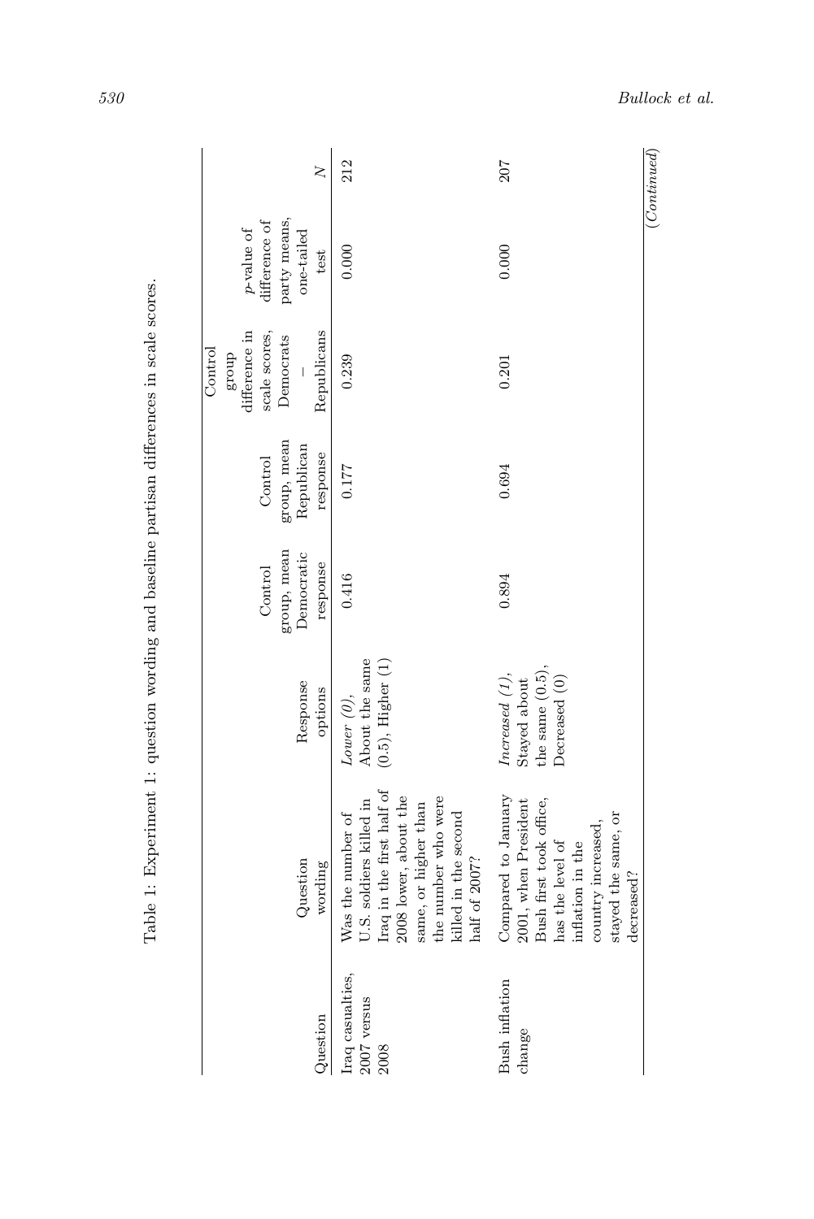Table 1: Experiment 1: question wording and baseline partisan differences in scale scores.

| Question | Question wording | Response options | Control group, mean Democratic response | Control group, mean Republican response | Control group difference in scale scores, Democrats – Republicans | p-value of difference of party means, one-tailed test | N |
|---|---|---|---|---|---|---|---|
| Iraq casualties, 2007 versus 2008 | Was the number of U.S. soldiers killed in Iraq in the first half of 2008 lower, about the same, or higher than the number who were killed in the second half of 2007? | *Lower (0)*, About the same (0.5), Higher (1) | 0.416 | 0.177 | 0.239 | 0.000 | 212 |
| Bush inflation change | Compared to January 2001, when President Bush first took office, has the level of inflation in the country increased, stayed the same, or decreased? | *Increased (1)*, Stayed about the same (0.5), Decreased (0) | 0.894 | 0.694 | 0.201 | 0.000 | 207 |

*(Continued)*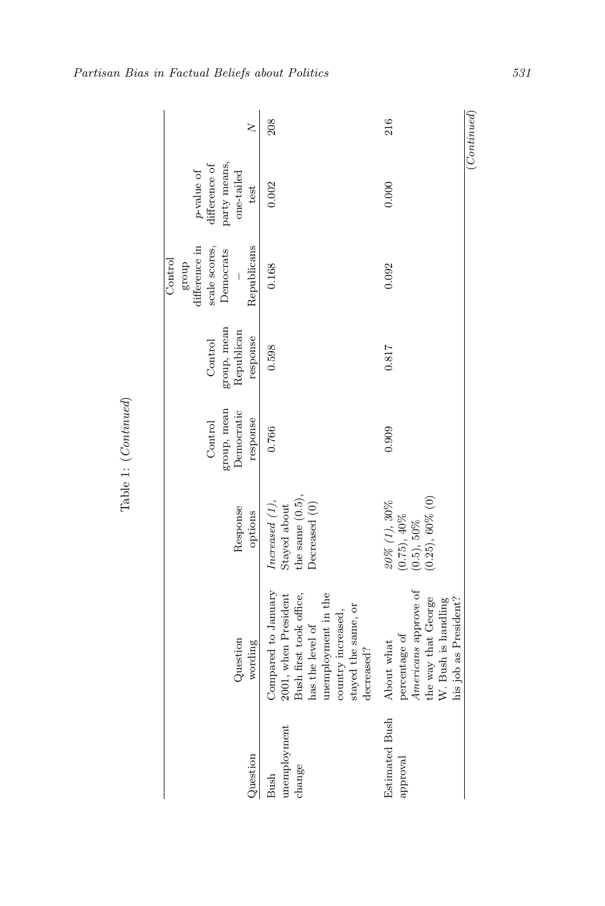Table 1: (*Continued*)

| Question | Question wording | Response options | Control group, mean Democratic response | Control group, mean Republican response | Control group difference in scale scores, Democrats – Republicans | $p$-value of difference of party means, one-tailed test | $N$ |
|---|---|---|---|---|---|---|---|
| Bush unemployment change | Compared to January 2001, when President Bush first took office, has the level of unemployment in the country increased, stayed the same, or decreased? | *Increased (1)*, Stayed about the same (0.5), Decreased (0) | 0.766 | 0.598 | 0.168 | 0.002 | 208 |
| Estimated Bush approval | About what percentage of *Americans* approve of the way that George W. Bush is handling his job as President? | *20% (1)*, 30% (0.75), 40% (0.5), 50% (0.25), 60% (0) | 0.909 | 0.817 | 0.092 | 0.000 | 216 |

(*Continued*)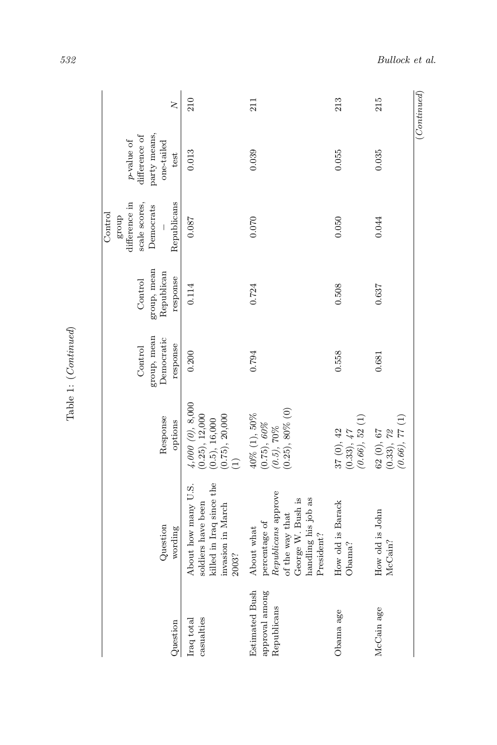Table 1: (*Continued*)

| Question | Question wording | Response options | Control group, mean Democratic response | Control group, mean Republican response | Control group difference in scale scores, Democrats – Republicans | *p*-value of difference of party means, one-tailed test | *N* |
|---|---|---|---|---|---|---|---|
| Iraq total casualties | About how many U.S. soldiers have been killed in Iraq since the invasion in March 2003? | *4,000 (0)*, 8,000 (0.25), 12,000 (0.5), 16,000 (0.75), 20,000 (1) | 0.200 | 0.114 | 0.087 | 0.013 | 210 |
| Estimated Bush approval among Republicans | About what percentage of *Republicans* approve of the way that George W. Bush is handling his job as President? | 40% (1), 50% (0.75), *60% (0.5)*, 70% (0.25), 80% (0) | 0.794 | 0.724 | 0.070 | 0.039 | 211 |
| Obama age | How old is Barack Obama? | 37 (0), 42 (0.33), *47 (0.66)*, 52 (1) | 0.558 | 0.508 | 0.050 | 0.055 | 213 |
| McCain age | How old is John McCain? | 62 (0), 67 (0.33), *72 (0.66)*, 77 (1) | 0.681 | 0.637 | 0.044 | 0.035 | 215 |

(*Continued*)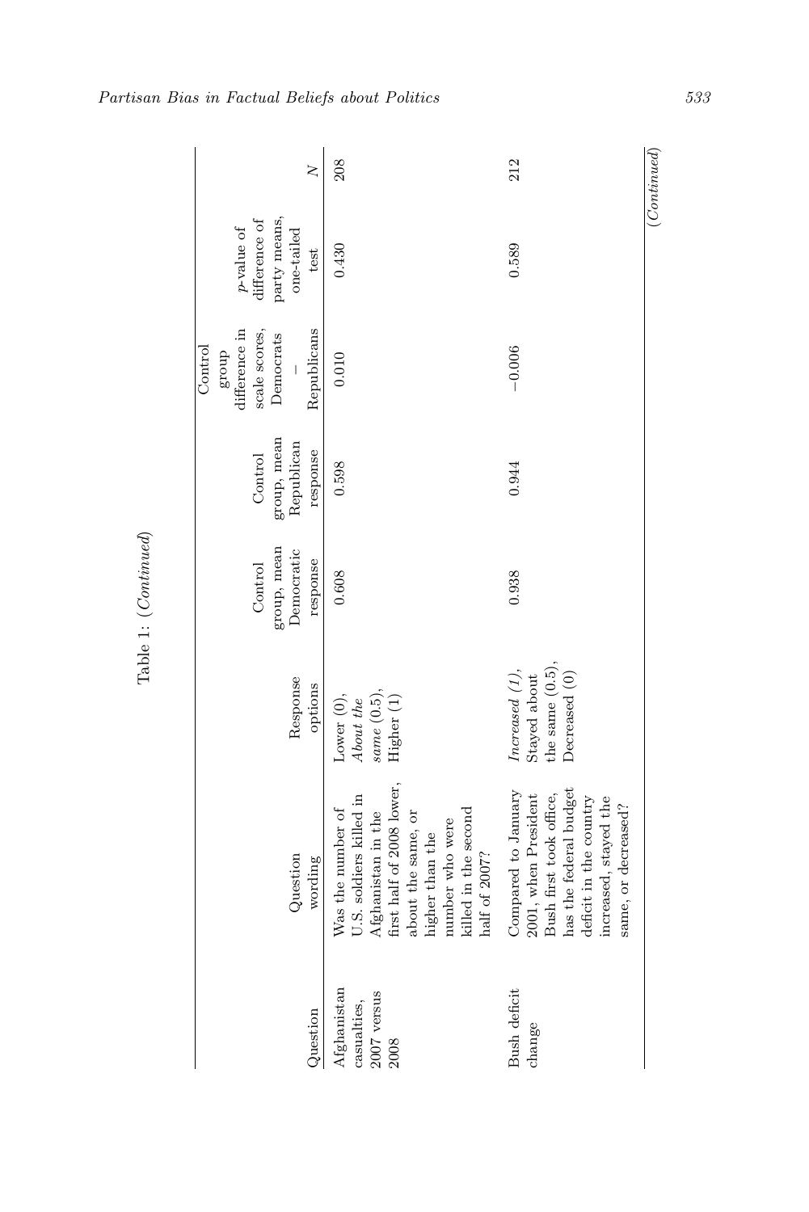Table 1: (*Continued*)

| Question | Question wording | Response options | Control group, mean Democratic response | Control group, mean Republican response | Control group difference in scale scores, Democrats – Republicans | p-value of difference of party means, one-tailed test | N |
|---|---|---|---|---|---|---|---|
| Afghanistan casualties, 2007 versus 2008 | Was the number of U.S. soldiers killed in Afghanistan in the first half of 2008 lower, about the same, or higher than the number who were killed in the second half of 2007? | Lower (0), *About the same* (0.5), Higher (1) | 0.608 | 0.598 | 0.010 | 0.430 | 208 |
| Bush deficit change | Compared to January 2001, when President Bush first took office, has the federal budget deficit in the country increased, stayed the same, or decreased? | *Increased (1)*, Stayed about the same (0.5), Decreased (0) | 0.938 | 0.944 | −0.006 | 0.589 | 212 |

(*Continued*)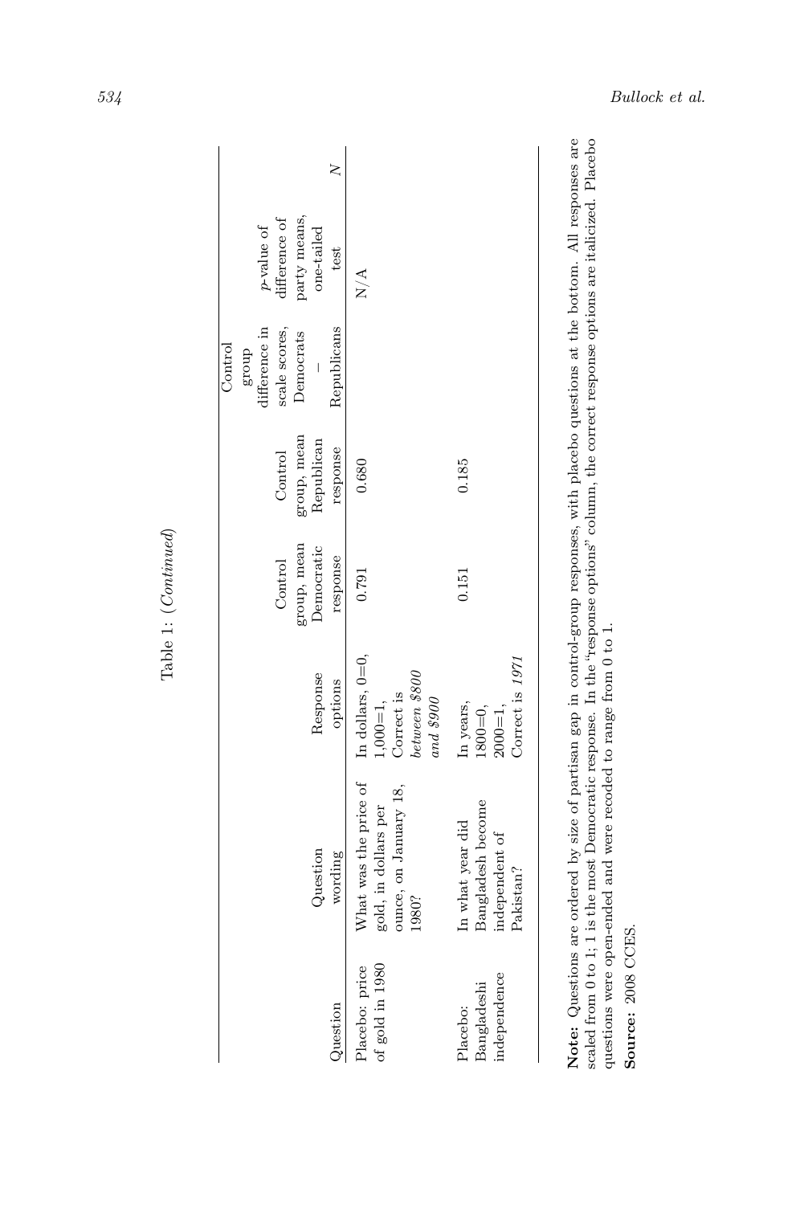Table 1: (*Continued*)

| Question | Question wording | Response options | Control group, mean Democratic response | Control group, mean Republican response | Control group difference in scale scores, Democrats – Republicans | *p*-value of difference of party means, one-tailed test | *N* |
|---|---|---|---|---|---|---|---|
| Placebo: price of gold in 1980 | What was the price of gold, in dollars per ounce, on January 18, 1980? | In dollars, 0=0, 1,000=1, Correct is *between $800 and $900* | 0.791 | 0.680 | | N/A | |
| Placebo: Bangladeshi independence | In what year did Bangladesh become independent of Pakistan? | In years, 1800=0, 2000=1, Correct is *1971* | 0.151 | 0.185 | | | |

**Note:** Questions are ordered by size of partisan gap in control-group responses, with placebo questions at the bottom. All responses are scaled from 0 to 1; 1 is the most Democratic response. In the "response options" column, the correct response options are italicized. Placebo questions were open-ended and were recoded to range from 0 to 1.

**Source:** 2008 CCES.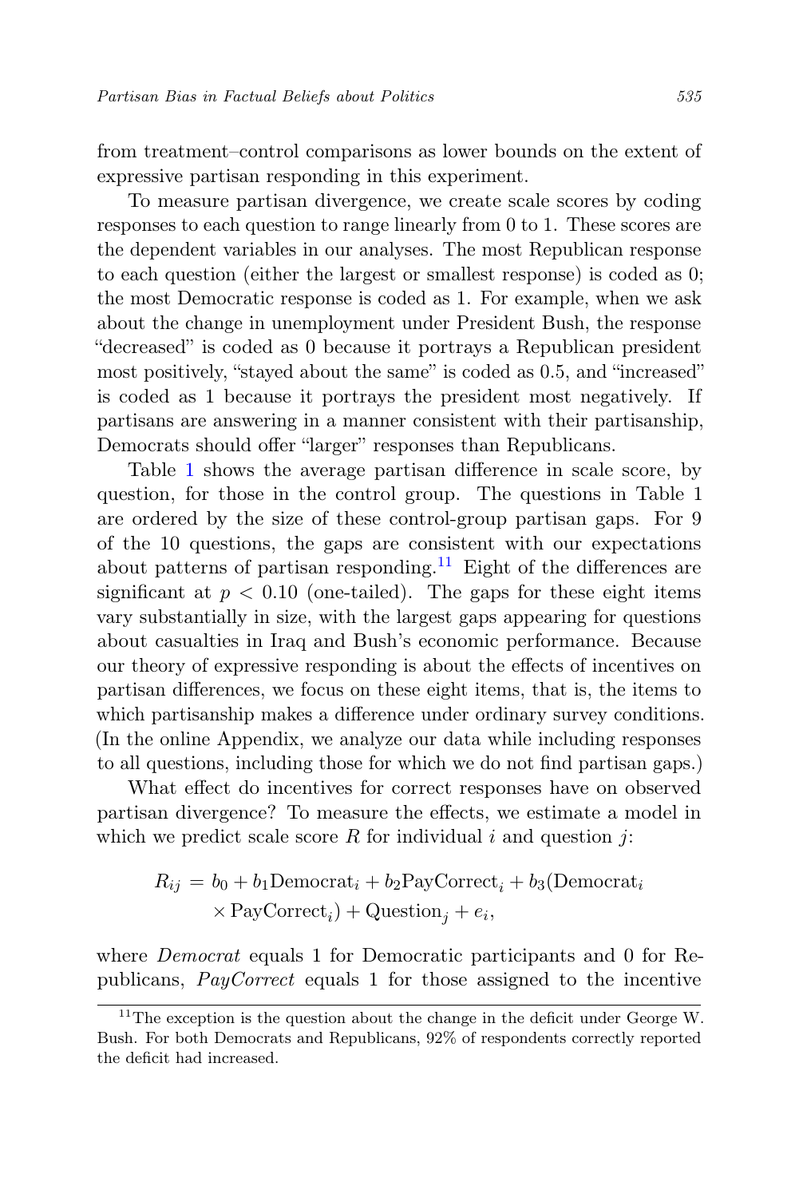from treatment–control comparisons as lower bounds on the extent of expressive partisan responding in this experiment.

To measure partisan divergence, we create scale scores by coding responses to each question to range linearly from 0 to 1. These scores are the dependent variables in our analyses. The most Republican response to each question (either the largest or smallest response) is coded as 0; the most Democratic response is coded as 1. For example, when we ask about the change in unemployment under President Bush, the response "decreased" is coded as 0 because it portrays a Republican president most positively, "stayed about the same" is coded as 0.5, and "increased" is coded as 1 because it portrays the president most negatively. If partisans are answering in a manner consistent with their partisanship, Democrats should offer "larger" responses than Republicans.

Table 1 shows the average partisan difference in scale score, by question, for those in the control group. The questions in Table 1 are ordered by the size of these control-group partisan gaps. For 9 of the 10 questions, the gaps are consistent with our expectations about patterns of partisan responding.[11] Eight of the differences are significant at $p < 0.10$ (one-tailed). The gaps for these eight items vary substantially in size, with the largest gaps appearing for questions about casualties in Iraq and Bush's economic performance. Because our theory of expressive responding is about the effects of incentives on partisan differences, we focus on these eight items, that is, the items to which partisanship makes a difference under ordinary survey conditions. (In the online Appendix, we analyze our data while including responses to all questions, including those for which we do not find partisan gaps.)

What effect do incentives for correct responses have on observed partisan divergence? To measure the effects, we estimate a model in which we predict scale score $R$ for individual $i$ and question $j$:

$$R_{ij} = b_0 + b_1 \text{Democrat}_i + b_2 \text{PayCorrect}_i + b_3 (\text{Democrat}_i \times \text{PayCorrect}_i) + \text{Question}_j + e_i,$$

where *Democrat* equals 1 for Democratic participants and 0 for Republicans, *PayCorrect* equals 1 for those assigned to the incentive

[11] The exception is the question about the change in the deficit under George W. Bush. For both Democrats and Republicans, 92% of respondents correctly reported the deficit had increased.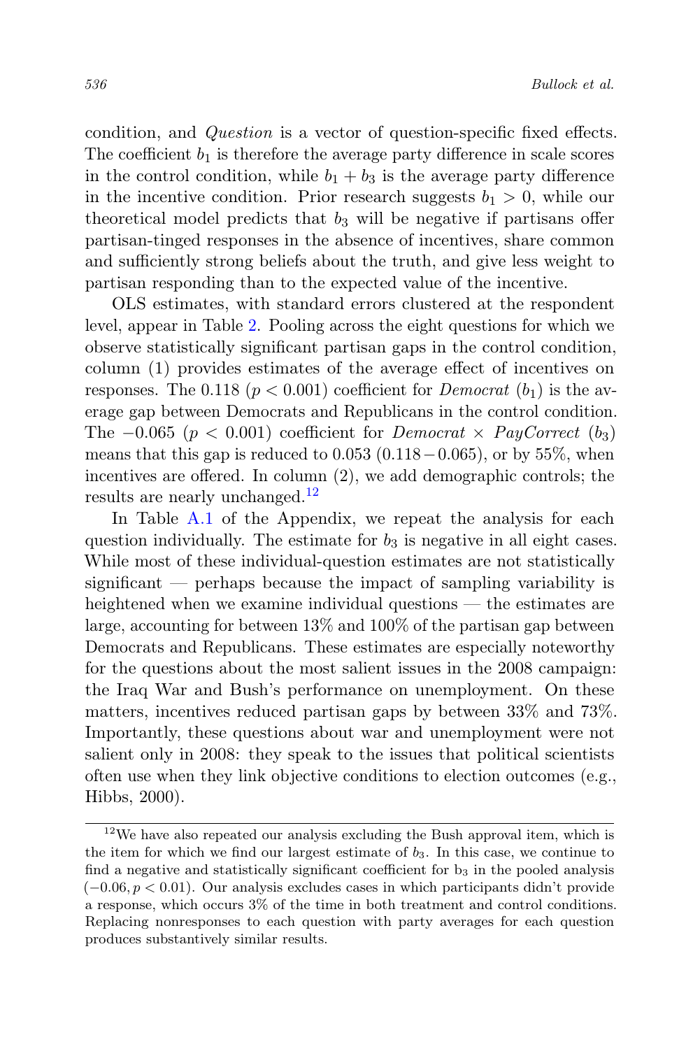condition, and *Question* is a vector of question-specific fixed effects. The coefficient $b_1$ is therefore the average party difference in scale scores in the control condition, while $b_1 + b_3$ is the average party difference in the incentive condition. Prior research suggests $b_1 > 0$, while our theoretical model predicts that $b_3$ will be negative if partisans offer partisan-tinged responses in the absence of incentives, share common and sufficiently strong beliefs about the truth, and give less weight to partisan responding than to the expected value of the incentive.

OLS estimates, with standard errors clustered at the respondent level, appear in Table 2. Pooling across the eight questions for which we observe statistically significant partisan gaps in the control condition, column (1) provides estimates of the average effect of incentives on responses. The 0.118 ($p < 0.001$) coefficient for *Democrat* ($b_1$) is the average gap between Democrats and Republicans in the control condition. The $-0.065$ ($p < 0.001$) coefficient for *Democrat* × *PayCorrect* ($b_3$) means that this gap is reduced to 0.053 ($0.118 - 0.065$), or by 55%, when incentives are offered. In column (2), we add demographic controls; the results are nearly unchanged.[12]

In Table A.1 of the Appendix, we repeat the analysis for each question individually. The estimate for $b_3$ is negative in all eight cases. While most of these individual-question estimates are not statistically significant — perhaps because the impact of sampling variability is heightened when we examine individual questions — the estimates are large, accounting for between 13% and 100% of the partisan gap between Democrats and Republicans. These estimates are especially noteworthy for the questions about the most salient issues in the 2008 campaign: the Iraq War and Bush's performance on unemployment. On these matters, incentives reduced partisan gaps by between 33% and 73%. Importantly, these questions about war and unemployment were not salient only in 2008: they speak to the issues that political scientists often use when they link objective conditions to election outcomes (e.g., Hibbs, 2000).

[12]We have also repeated our analysis excluding the Bush approval item, which is the item for which we find our largest estimate of $b_3$. In this case, we continue to find a negative and statistically significant coefficient for $b_3$ in the pooled analysis ($-0.06, p < 0.01$). Our analysis excludes cases in which participants didn't provide a response, which occurs 3% of the time in both treatment and control conditions. Replacing nonresponses to each question with party averages for each question produces substantively similar results.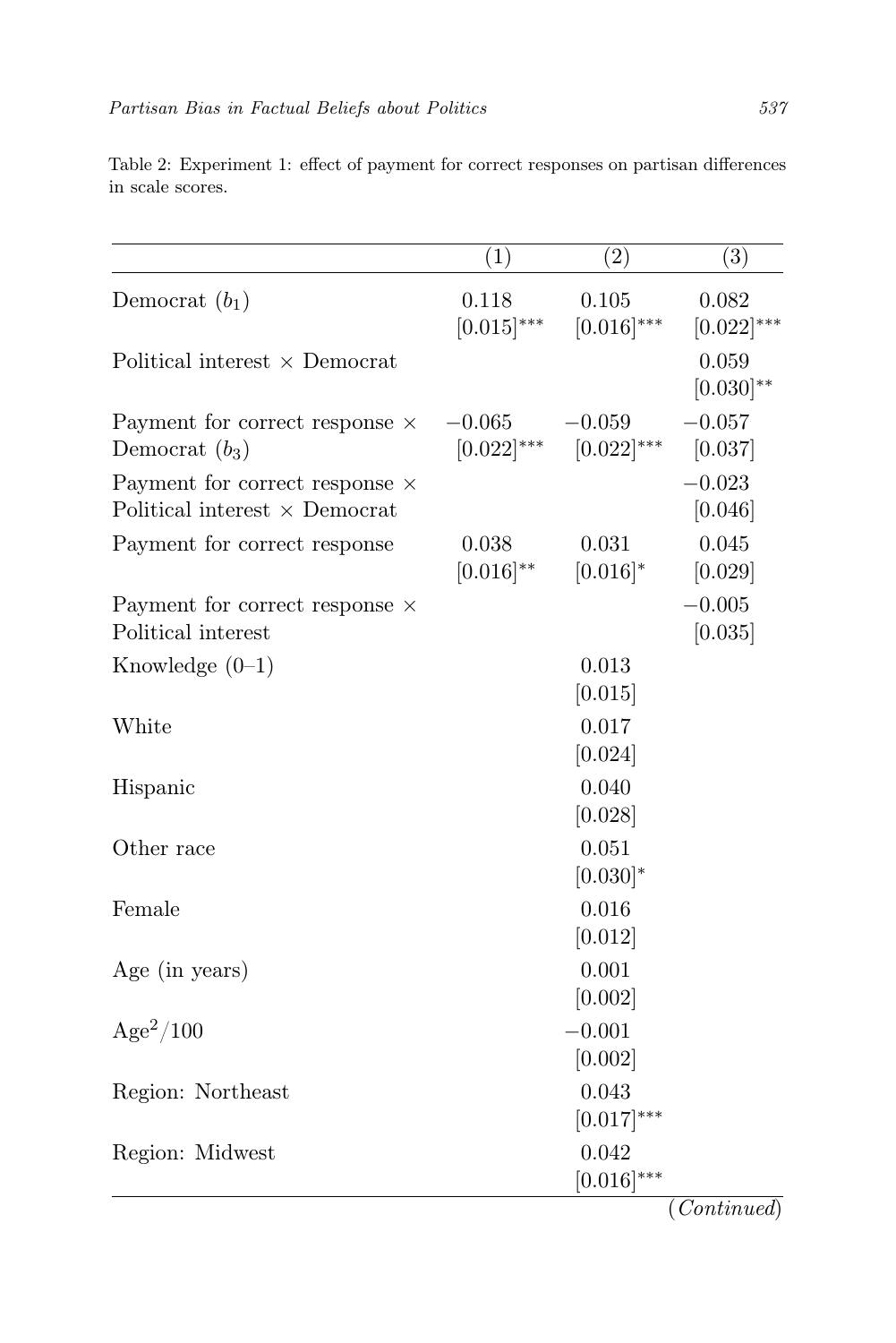Table 2: Experiment 1: effect of payment for correct responses on partisan differences in scale scores.

| | (1) | (2) | (3) |
|---|---|---|---|
| Democrat ($b_1$) | 0.118<br>[0.015]*** | 0.105<br>[0.016]*** | 0.082<br>[0.022]*** |
| Political interest × Democrat | | | 0.059<br>[0.030]** |
| Payment for correct response × Democrat ($b_3$) | −0.065<br>[0.022]*** | −0.059<br>[0.022]*** | −0.057<br>[0.037] |
| Payment for correct response × Political interest × Democrat | | | −0.023<br>[0.046] |
| Payment for correct response | 0.038<br>[0.016]** | 0.031<br>[0.016]* | 0.045<br>[0.029] |
| Payment for correct response × Political interest | | | −0.005<br>[0.035] |
| Knowledge (0–1) | | 0.013<br>[0.015] | |
| White | | 0.017<br>[0.024] | |
| Hispanic | | 0.040<br>[0.028] | |
| Other race | | 0.051<br>[0.030]* | |
| Female | | 0.016<br>[0.012] | |
| Age (in years) | | 0.001<br>[0.002] | |
| $Age^2/100$ | | −0.001<br>[0.002] | |
| Region: Northeast | | 0.043<br>[0.017]*** | |
| Region: Midwest | | 0.042<br>[0.016]*** | |

(*Continued*)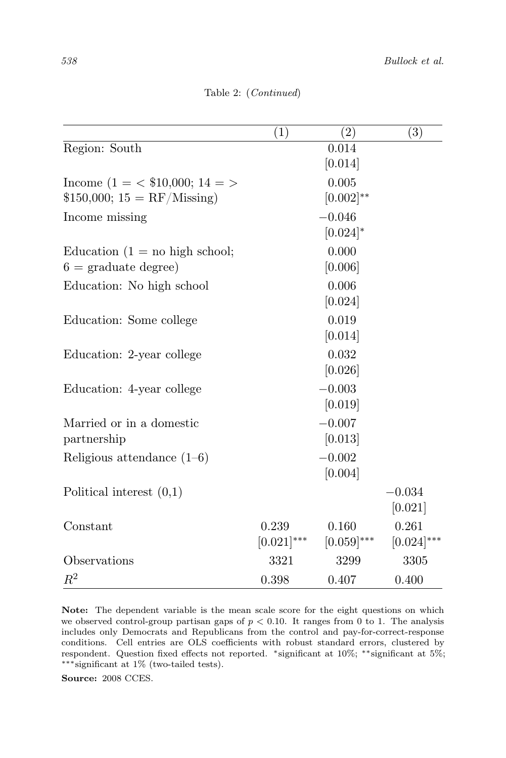Table 2: (*Continued*)

| | (1) | (2) | (3) |
|---|---|---|---|
| Region: South | | 0.014 | |
| | | [0.014] | |
| Income (1 = < \$10,000; 14 = > \$150,000; 15 = RF/Missing) | | 0.005 | |
| | | [0.002]** | |
| Income missing | | −0.046 | |
| | | [0.024]* | |
| Education (1 = no high school; 6 = graduate degree) | | 0.000 | |
| | | [0.006] | |
| Education: No high school | | 0.006 | |
| | | [0.024] | |
| Education: Some college | | 0.019 | |
| | | [0.014] | |
| Education: 2-year college | | 0.032 | |
| | | [0.026] | |
| Education: 4-year college | | −0.003 | |
| | | [0.019] | |
| Married or in a domestic partnership | | −0.007 | |
| | | [0.013] | |
| Religious attendance (1–6) | | −0.002 | |
| | | [0.004] | |
| Political interest (0,1) | | | −0.034 |
| | | | [0.021] |
| Constant | 0.239 | 0.160 | 0.261 |
| | [0.021]*** | [0.059]*** | [0.024]*** |
| Observations | 3321 | 3299 | 3305 |
| $R^2$ | 0.398 | 0.407 | 0.400 |

**Note:** The dependent variable is the mean scale score for the eight questions on which we observed control-group partisan gaps of $p < 0.10$. It ranges from 0 to 1. The analysis includes only Democrats and Republicans from the control and pay-for-correct-response conditions. Cell entries are OLS coefficients with robust standard errors, clustered by respondent. Question fixed effects not reported. *significant at 10%; **significant at 5%; ***significant at 1% (two-tailed tests).

**Source:** 2008 CCES.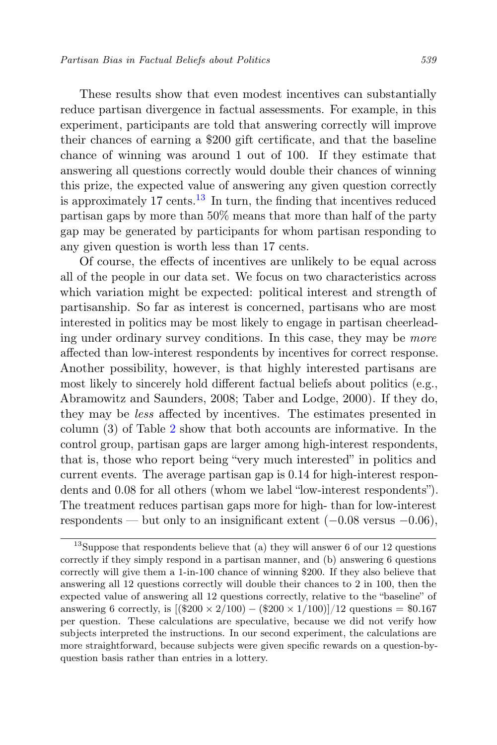These results show that even modest incentives can substantially reduce partisan divergence in factual assessments. For example, in this experiment, participants are told that answering correctly will improve their chances of earning a \$200 gift certificate, and that the baseline chance of winning was around 1 out of 100. If they estimate that answering all questions correctly would double their chances of winning this prize, the expected value of answering any given question correctly is approximately 17 cents.[13] In turn, the finding that incentives reduced partisan gaps by more than 50% means that more than half of the party gap may be generated by participants for whom partisan responding to any given question is worth less than 17 cents.

Of course, the effects of incentives are unlikely to be equal across all of the people in our data set. We focus on two characteristics across which variation might be expected: political interest and strength of partisanship. So far as interest is concerned, partisans who are most interested in politics may be most likely to engage in partisan cheerleading under ordinary survey conditions. In this case, they may be *more* affected than low-interest respondents by incentives for correct response. Another possibility, however, is that highly interested partisans are most likely to sincerely hold different factual beliefs about politics (e.g., Abramowitz and Saunders, 2008; Taber and Lodge, 2000). If they do, they may be *less* affected by incentives. The estimates presented in column (3) of Table 2 show that both accounts are informative. In the control group, partisan gaps are larger among high-interest respondents, that is, those who report being "very much interested" in politics and current events. The average partisan gap is 0.14 for high-interest respondents and 0.08 for all others (whom we label "low-interest respondents"). The treatment reduces partisan gaps more for high- than for low-interest respondents — but only to an insignificant extent (−0.08 versus −0.06),

[13] Suppose that respondents believe that (a) they will answer 6 of our 12 questions correctly if they simply respond in a partisan manner, and (b) answering 6 questions correctly will give them a 1-in-100 chance of winning \$200. If they also believe that answering all 12 questions correctly will double their chances to 2 in 100, then the expected value of answering all 12 questions correctly, relative to the "baseline" of answering 6 correctly, is $[(\$200 \times 2/100) - (\$200 \times 1/100)]/12$ questions $= \$0.167$ per question. These calculations are speculative, because we did not verify how subjects interpreted the instructions. In our second experiment, the calculations are more straightforward, because subjects were given specific rewards on a question-by-question basis rather than entries in a lottery.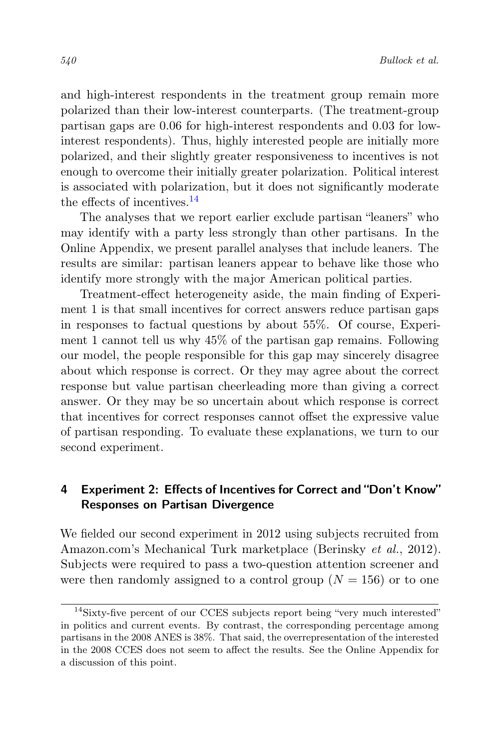and high-interest respondents in the treatment group remain more polarized than their low-interest counterparts. (The treatment-group partisan gaps are 0.06 for high-interest respondents and 0.03 for low-interest respondents). Thus, highly interested people are initially more polarized, and their slightly greater responsiveness to incentives is not enough to overcome their initially greater polarization. Political interest is associated with polarization, but it does not significantly moderate the effects of incentives.[14]

The analyses that we report earlier exclude partisan "leaners" who may identify with a party less strongly than other partisans. In the Online Appendix, we present parallel analyses that include leaners. The results are similar: partisan leaners appear to behave like those who identify more strongly with the major American political parties.

Treatment-effect heterogeneity aside, the main finding of Experiment 1 is that small incentives for correct answers reduce partisan gaps in responses to factual questions by about 55%. Of course, Experiment 1 cannot tell us why 45% of the partisan gap remains. Following our model, the people responsible for this gap may sincerely disagree about which response is correct. Or they may agree about the correct response but value partisan cheerleading more than giving a correct answer. Or they may be so uncertain about which response is correct that incentives for correct responses cannot offset the expressive value of partisan responding. To evaluate these explanations, we turn to our second experiment.

## 4 Experiment 2: Effects of Incentives for Correct and "Don't Know" Responses on Partisan Divergence

We fielded our second experiment in 2012 using subjects recruited from Amazon.com's Mechanical Turk marketplace (Berinsky *et al.*, 2012). Subjects were required to pass a two-question attention screener and were then randomly assigned to a control group ($N = 156$) or to one

[14] Sixty-five percent of our CCES subjects report being "very much interested" in politics and current events. By contrast, the corresponding percentage among partisans in the 2008 ANES is 38%. That said, the overrepresentation of the interested in the 2008 CCES does not seem to affect the results. See the Online Appendix for a discussion of this point.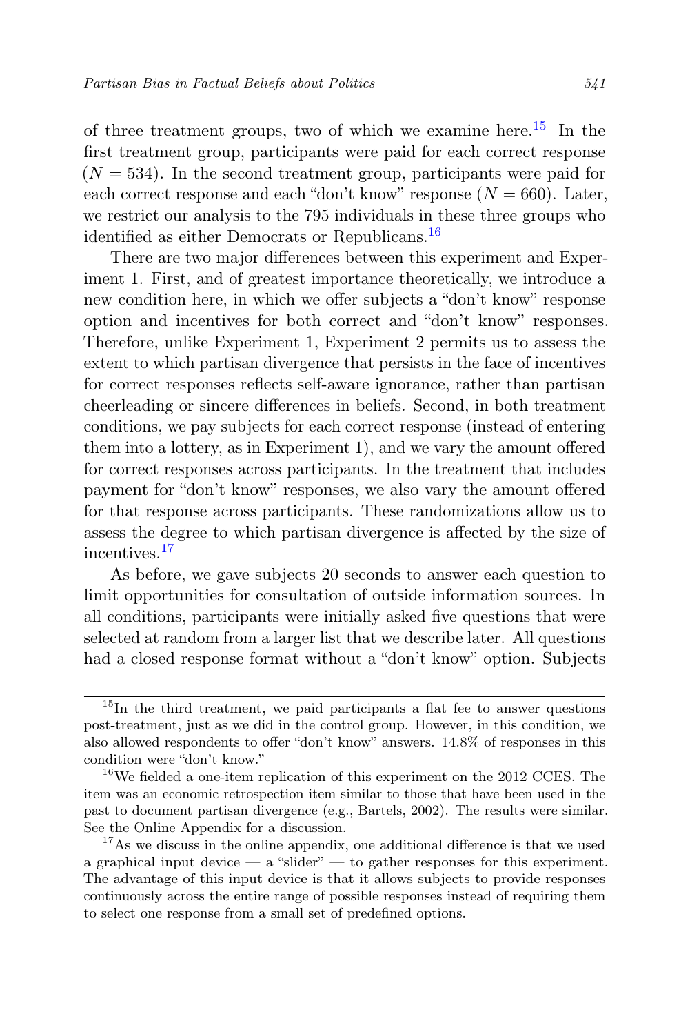of three treatment groups, two of which we examine here.[15] In the first treatment group, participants were paid for each correct response ($N = 534$). In the second treatment group, participants were paid for each correct response and each "don't know" response ($N = 660$). Later, we restrict our analysis to the 795 individuals in these three groups who identified as either Democrats or Republicans.[16]

There are two major differences between this experiment and Experiment 1. First, and of greatest importance theoretically, we introduce a new condition here, in which we offer subjects a "don't know" response option and incentives for both correct and "don't know" responses. Therefore, unlike Experiment 1, Experiment 2 permits us to assess the extent to which partisan divergence that persists in the face of incentives for correct responses reflects self-aware ignorance, rather than partisan cheerleading or sincere differences in beliefs. Second, in both treatment conditions, we pay subjects for each correct response (instead of entering them into a lottery, as in Experiment 1), and we vary the amount offered for correct responses across participants. In the treatment that includes payment for "don't know" responses, we also vary the amount offered for that response across participants. These randomizations allow us to assess the degree to which partisan divergence is affected by the size of incentives.[17]

As before, we gave subjects 20 seconds to answer each question to limit opportunities for consultation of outside information sources. In all conditions, participants were initially asked five questions that were selected at random from a larger list that we describe later. All questions had a closed response format without a "don't know" option. Subjects

---

[15] In the third treatment, we paid participants a flat fee to answer questions post-treatment, just as we did in the control group. However, in this condition, we also allowed respondents to offer "don't know" answers. 14.8% of responses in this condition were "don't know."

[16] We fielded a one-item replication of this experiment on the 2012 CCES. The item was an economic retrospection item similar to those that have been used in the past to document partisan divergence (e.g., Bartels, 2002). The results were similar. See the Online Appendix for a discussion.

[17] As we discuss in the online appendix, one additional difference is that we used a graphical input device — a "slider" — to gather responses for this experiment. The advantage of this input device is that it allows subjects to provide responses continuously across the entire range of possible responses instead of requiring them to select one response from a small set of predefined options.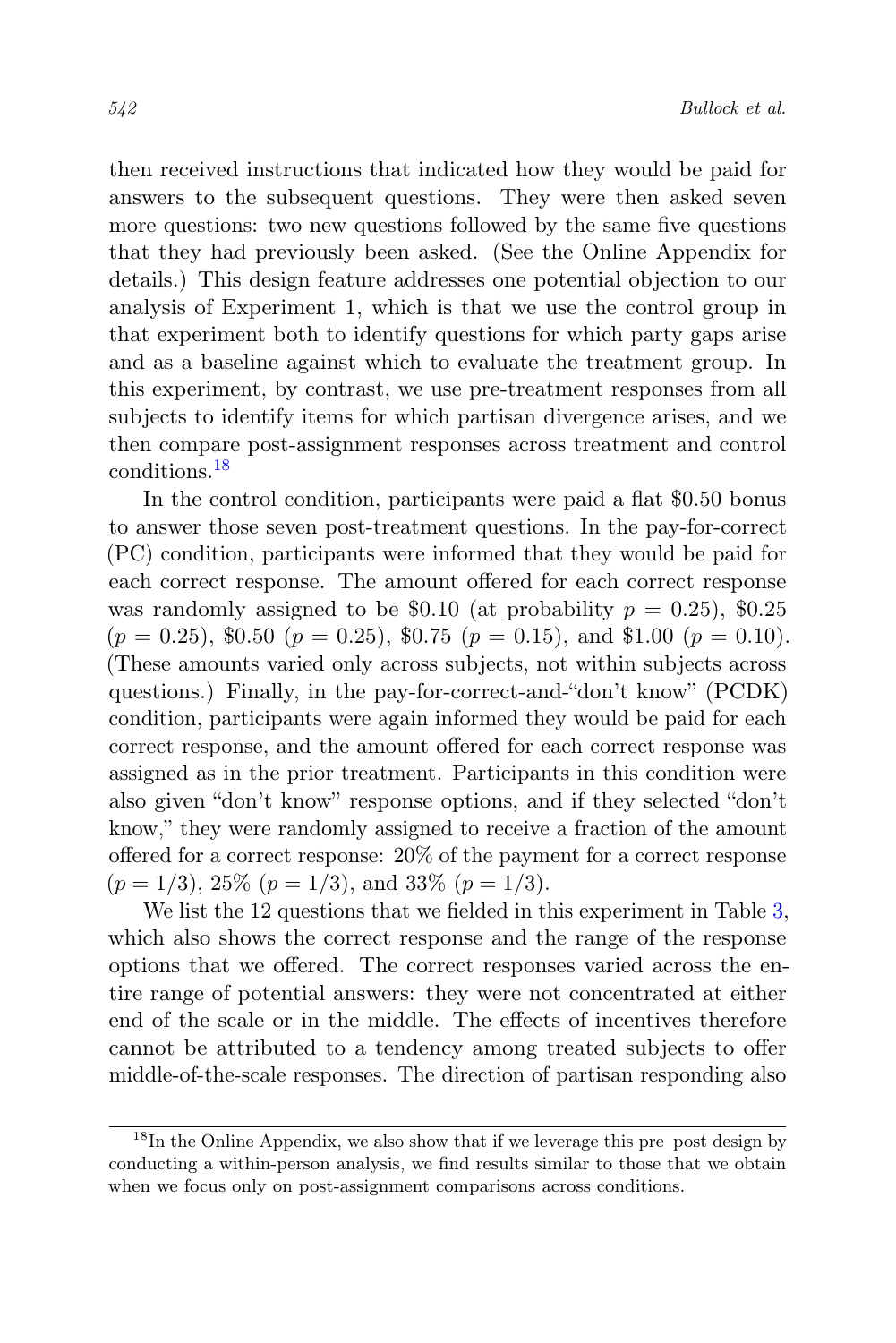then received instructions that indicated how they would be paid for answers to the subsequent questions. They were then asked seven more questions: two new questions followed by the same five questions that they had previously been asked. (See the Online Appendix for details.) This design feature addresses one potential objection to our analysis of Experiment 1, which is that we use the control group in that experiment both to identify questions for which party gaps arise and as a baseline against which to evaluate the treatment group. In this experiment, by contrast, we use pre-treatment responses from all subjects to identify items for which partisan divergence arises, and we then compare post-assignment responses across treatment and control conditions.[18]

In the control condition, participants were paid a flat \$0.50 bonus to answer those seven post-treatment questions. In the pay-for-correct (PC) condition, participants were informed that they would be paid for each correct response. The amount offered for each correct response was randomly assigned to be \$0.10 (at probability $p = 0.25$), \$0.25 ($p = 0.25$), \$0.50 ($p = 0.25$), \$0.75 ($p = 0.15$), and \$1.00 ($p = 0.10$). (These amounts varied only across subjects, not within subjects across questions.) Finally, in the pay-for-correct-and-"don't know" (PCDK) condition, participants were again informed they would be paid for each correct response, and the amount offered for each correct response was assigned as in the prior treatment. Participants in this condition were also given "don't know" response options, and if they selected "don't know," they were randomly assigned to receive a fraction of the amount offered for a correct response: 20% of the payment for a correct response ($p = 1/3$), 25% ($p = 1/3$), and 33% ($p = 1/3$).

We list the 12 questions that we fielded in this experiment in Table 3, which also shows the correct response and the range of the response options that we offered. The correct responses varied across the entire range of potential answers: they were not concentrated at either end of the scale or in the middle. The effects of incentives therefore cannot be attributed to a tendency among treated subjects to offer middle-of-the-scale responses. The direction of partisan responding also

[18] In the Online Appendix, we also show that if we leverage this pre–post design by conducting a within-person analysis, we find results similar to those that we obtain when we focus only on post-assignment comparisons across conditions.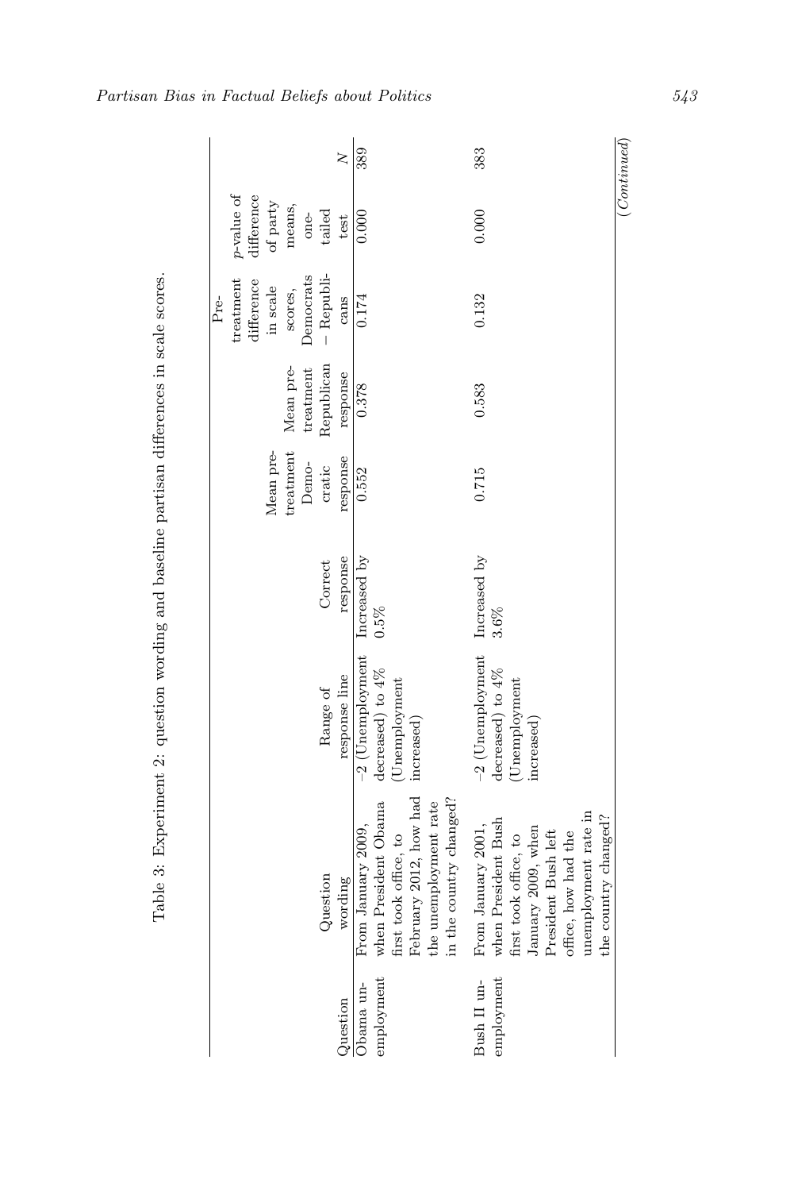Table 3: Experiment 2: question wording and baseline partisan differences in scale scores.

| Question | Question wording | Range of response line | Correct response | Mean pre-treatment Democratic response | Mean pre-treatment Republican response | Pre-treatment difference in scale scores, Democrats − Republicans | $p$-value of difference of party means, one-tailed test | $N$ |
|---|---|---|---|---|---|---|---|---|
| Obama unemployment | From January 2009, when President Obama first took office, to February 2012, how had the unemployment rate in the country changed? | −2 (Unemployment decreased) to 4% (Unemployment increased) | Increased by 0.5% | 0.552 | 0.378 | 0.174 | 0.000 | 389 |
| Bush II unemployment | From January 2001, when President Bush first took office, to January 2009, when President Bush left office, how had the unemployment rate in the country changed? | −2 (Unemployment decreased) to 4% (Unemployment increased) | Increased by 3.6% | 0.715 | 0.583 | 0.132 | 0.000 | 383 |

(Continued)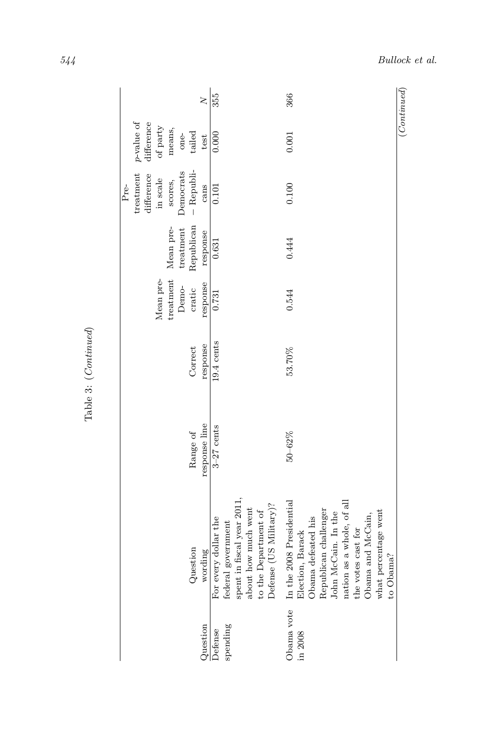Table 3: (*Continued*)

| Question | Question wording | Range of response line | Correct response | Mean pre-treatment Democratic response | Mean pre-treatment Republican response | Pre-treatment difference in scale scores, Democrats − Republicans | *p*-value of difference of party means, one-tailed test | *N* |
|---|---|---|---|---|---|---|---|---|
| Defense spending | For every dollar the federal government spent in fiscal year 2011, about how much went to the Department of Defense (US Military)? | 3–27 cents | 19.4 cents | 0.731 | 0.631 | 0.101 | 0.000 | 355 |
| Obama vote in 2008 | In the 2008 Presidential Election, Barack Obama defeated his Republican challenger John McCain. In the nation as a whole, of all the votes cast for Obama and McCain, what percentage went to Obama? | 50–62% | 53.70% | 0.544 | 0.444 | 0.100 | 0.001 | 366 |

(*Continued*)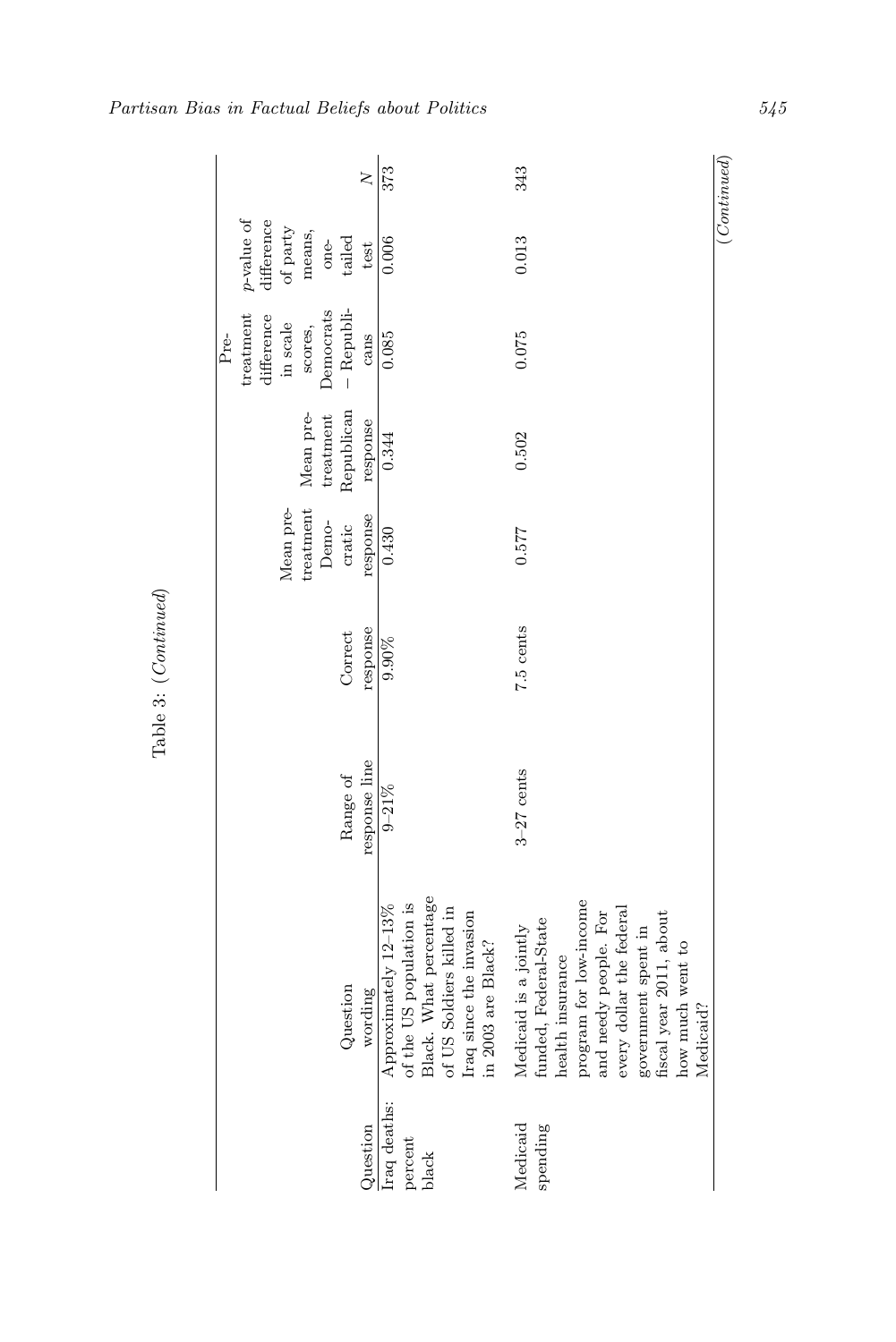Table 3: (*Continued*)

| Question | Question wording | Range of response line | Correct response | Mean pre-treatment Demo-cratic response | Mean pre-treatment Republican response | Pre-treatment difference in scale scores, Democrats − Republicans | $p$-value of difference of party means, one-tailed test | $N$ |
|---|---|---|---|---|---|---|---|---|
| Iraq deaths: percent black | Approximately 12–13% of the US population is Black. What percentage of US Soldiers killed in Iraq since the invasion in 2003 are Black? | 9–21% | 9.90% | 0.430 | 0.344 | 0.085 | 0.006 | 373 |
| Medicaid spending | Medicaid is a jointly funded, Federal-State health insurance program for low-income and needy people. For every dollar the federal government spent in fiscal year 2011, about how much went to Medicaid? | 3–27 cents | 7.5 cents | 0.577 | 0.502 | 0.075 | 0.013 | 343 |

(*Continued*)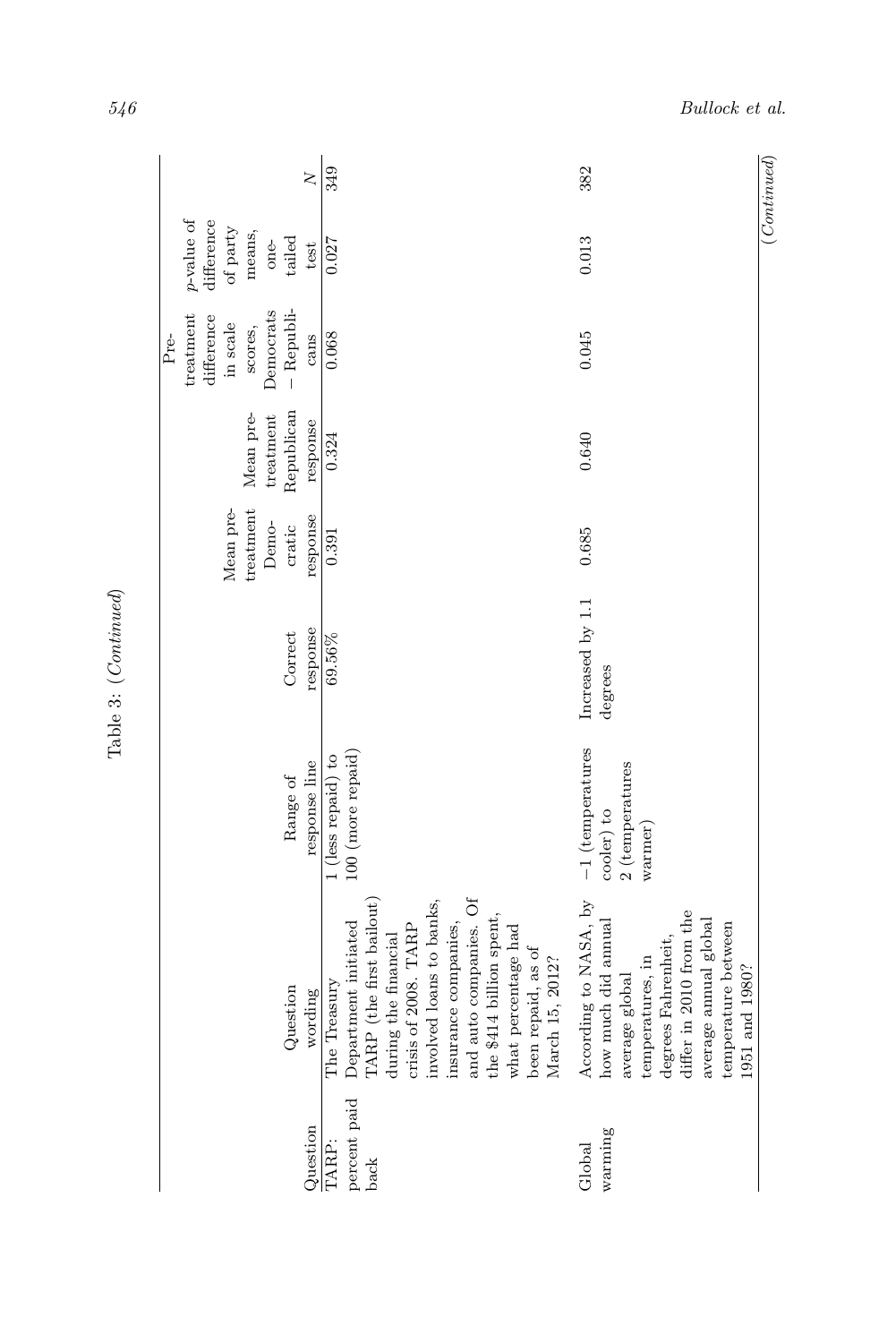Table 3: (*Continued*)

| Question | Question wording | Range of response line | Correct response | Mean pre-treatment Democratic response | Mean pre-treatment Republican response | Pre-treatment difference in scale scores, Democrats − Republicans | $p$-value of difference of party means, one-tailed test | $N$ |
|---|---|---|---|---|---|---|---|---|
| TARP: percent paid back | The Treasury Department initiated TARP (the first bailout) during the financial crisis of 2008. TARP involved loans to banks, insurance companies, and auto companies. Of the $414 billion spent, what percentage had been repaid, as of March 15, 2012? | 1 (less repaid) to 100 (more repaid) | 69.56% | 0.391 | 0.324 | 0.068 | 0.027 | 349 |
| Global warming | According to NASA, by how much did annual average global temperatures, in degrees Fahrenheit, differ in 2010 from the average annual global temperature between 1951 and 1980? | −1 (temperatures cooler) to 2 (temperatures warmer) | Increased by 1.1 degrees | 0.685 | 0.640 | 0.045 | 0.013 | 382 |

(*Continued*)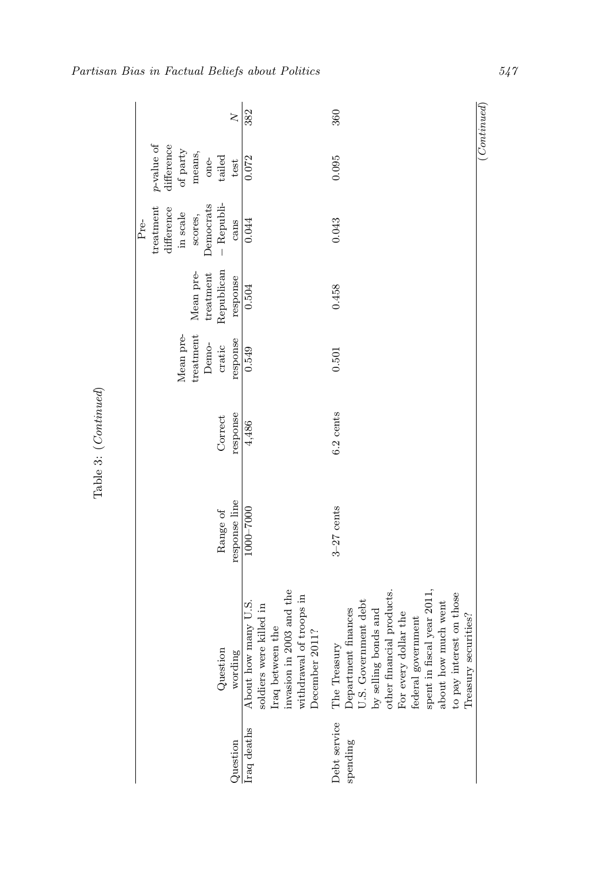Table 3: (*Continued*)

| Question | Question wording | Range of response line | Correct response | Mean pre-treatment Demo-cratic response | Mean pre-treatment Republican response | Pre-treatment difference in scale scores, Democrats – Republicans | *p*-value of difference of party means, one-tailed test | *N* |
|---|---|---|---|---|---|---|---|---|
| Iraq deaths | About how many U.S. soldiers were killed in Iraq between the invasion in 2003 and the withdrawal of troops in December 2011? | 1000–7000 | 4,486 | 0.549 | 0.504 | 0.044 | 0.072 | 382 |
| Debt service spending | The Treasury Department finances U.S. Government debt by selling bonds and other financial products. For every dollar the federal government spent in fiscal year 2011, about how much went to pay interest on those Treasury securities? | 3–27 cents | 6.2 cents | 0.501 | 0.458 | 0.043 | 0.095 | 360 |

(*Continued*)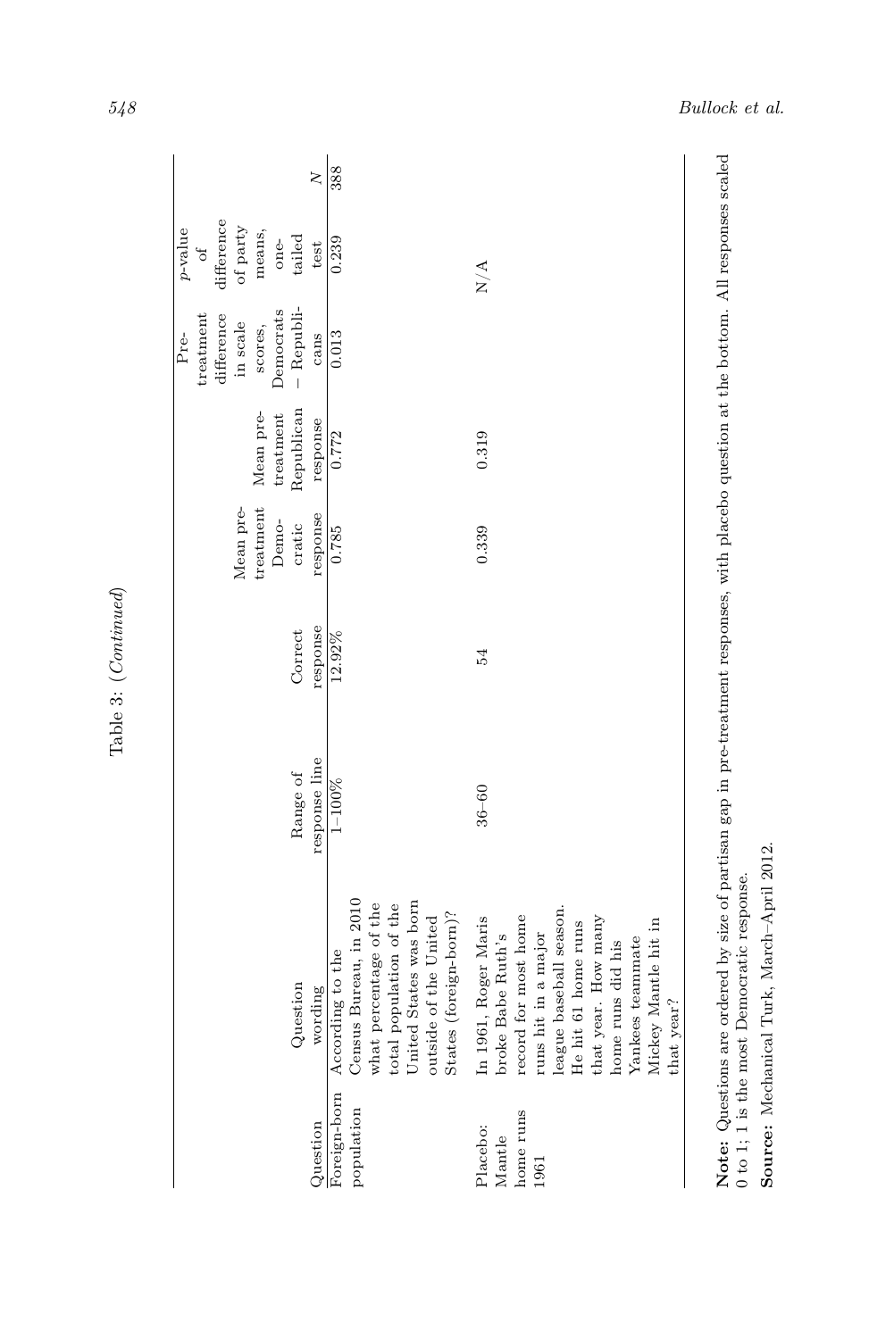Table 3: (*Continued*)

| Question | Question wording | Range of response line | Correct response | Mean pre-treatment Democratic response | Mean pre-treatment Republican response | Pre-treatment difference in scale scores, Democrats – Republicans | *p*-value of difference of party means, one-tailed test | *N* |
|---|---|---|---|---|---|---|---|---|
| Foreign-born population | According to the Census Bureau, in 2010 what percentage of the total population of the United States was born outside of the United States (foreign-born)? | 1–100% | 12.92% | 0.785 | 0.772 | 0.013 | 0.239 | 388 |
| Placebo: Mantle home runs 1961 | In 1961, Roger Maris broke Babe Ruth's record for most home runs hit in a major league baseball season. He hit 61 home runs that year. How many home runs did his Yankees teammate Mickey Mantle hit in that year? | 36–60 | 54 | 0.339 | 0.319 | | N/A | |

**Note:** Questions are ordered by size of partisan gap in pre-treatment responses, with placebo question at the bottom. All responses scaled 0 to 1; 1 is the most Democratic response.

**Source:** Mechanical Turk, March–April 2012.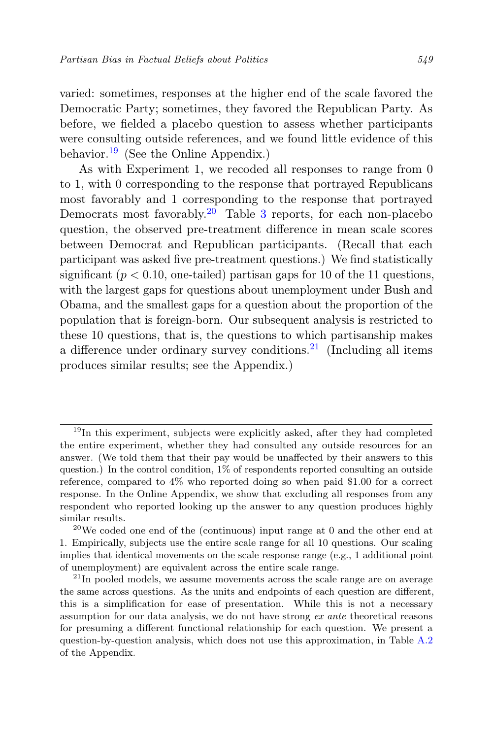varied: sometimes, responses at the higher end of the scale favored the Democratic Party; sometimes, they favored the Republican Party. As before, we fielded a placebo question to assess whether participants were consulting outside references, and we found little evidence of this behavior.[19] (See the Online Appendix.)

As with Experiment 1, we recoded all responses to range from 0 to 1, with 0 corresponding to the response that portrayed Republicans most favorably and 1 corresponding to the response that portrayed Democrats most favorably.[20] Table 3 reports, for each non-placebo question, the observed pre-treatment difference in mean scale scores between Democrat and Republican participants. (Recall that each participant was asked five pre-treatment questions.) We find statistically significant ($p < 0.10$, one-tailed) partisan gaps for 10 of the 11 questions, with the largest gaps for questions about unemployment under Bush and Obama, and the smallest gaps for a question about the proportion of the population that is foreign-born. Our subsequent analysis is restricted to these 10 questions, that is, the questions to which partisanship makes a difference under ordinary survey conditions.[21] (Including all items produces similar results; see the Appendix.)

---

[19] In this experiment, subjects were explicitly asked, after they had completed the entire experiment, whether they had consulted any outside resources for an answer. (We told them that their pay would be unaffected by their answers to this question.) In the control condition, 1% of respondents reported consulting an outside reference, compared to 4% who reported doing so when paid \$1.00 for a correct response. In the Online Appendix, we show that excluding all responses from any respondent who reported looking up the answer to any question produces highly similar results.

[20] We coded one end of the (continuous) input range at 0 and the other end at 1. Empirically, subjects use the entire scale range for all 10 questions. Our scaling implies that identical movements on the scale response range (e.g., 1 additional point of unemployment) are equivalent across the entire scale range.

[21] In pooled models, we assume movements across the scale range are on average the same across questions. As the units and endpoints of each question are different, this is a simplification for ease of presentation. While this is not a necessary assumption for our data analysis, we do not have strong *ex ante* theoretical reasons for presuming a different functional relationship for each question. We present a question-by-question analysis, which does not use this approximation, in Table A.2 of the Appendix.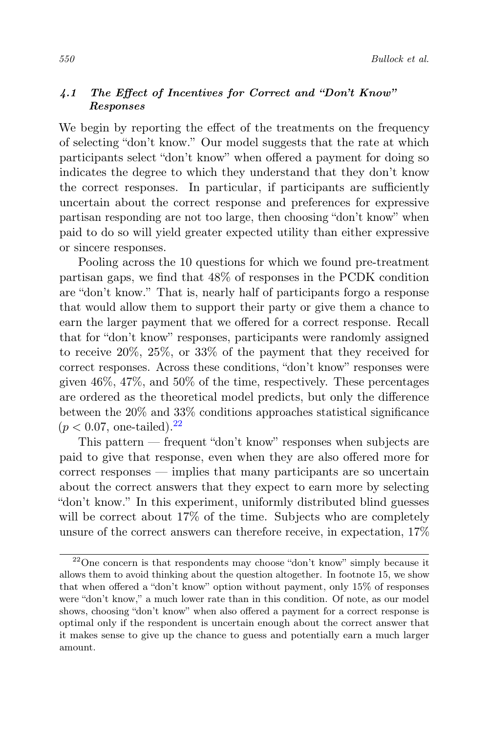### 4.1 *The Effect of Incentives for Correct and "Don't Know" Responses*

We begin by reporting the effect of the treatments on the frequency of selecting "don't know." Our model suggests that the rate at which participants select "don't know" when offered a payment for doing so indicates the degree to which they understand that they don't know the correct responses. In particular, if participants are sufficiently uncertain about the correct response and preferences for expressive partisan responding are not too large, then choosing "don't know" when paid to do so will yield greater expected utility than either expressive or sincere responses.

Pooling across the 10 questions for which we found pre-treatment partisan gaps, we find that 48% of responses in the PCDK condition are "don't know." That is, nearly half of participants forgo a response that would allow them to support their party or give them a chance to earn the larger payment that we offered for a correct response. Recall that for "don't know" responses, participants were randomly assigned to receive 20%, 25%, or 33% of the payment that they received for correct responses. Across these conditions, "don't know" responses were given 46%, 47%, and 50% of the time, respectively. These percentages are ordered as the theoretical model predicts, but only the difference between the 20% and 33% conditions approaches statistical significance ($p < 0.07$, one-tailed).[22]

This pattern — frequent "don't know" responses when subjects are paid to give that response, even when they are also offered more for correct responses — implies that many participants are so uncertain about the correct answers that they expect to earn more by selecting "don't know." In this experiment, uniformly distributed blind guesses will be correct about 17% of the time. Subjects who are completely unsure of the correct answers can therefore receive, in expectation, 17%

[22] One concern is that respondents may choose "don't know" simply because it allows them to avoid thinking about the question altogether. In footnote 15, we show that when offered a "don't know" option without payment, only 15% of responses were "don't know," a much lower rate than in this condition. Of note, as our model shows, choosing "don't know" when also offered a payment for a correct response is optimal only if the respondent is uncertain enough about the correct answer that it makes sense to give up the chance to guess and potentially earn a much larger amount.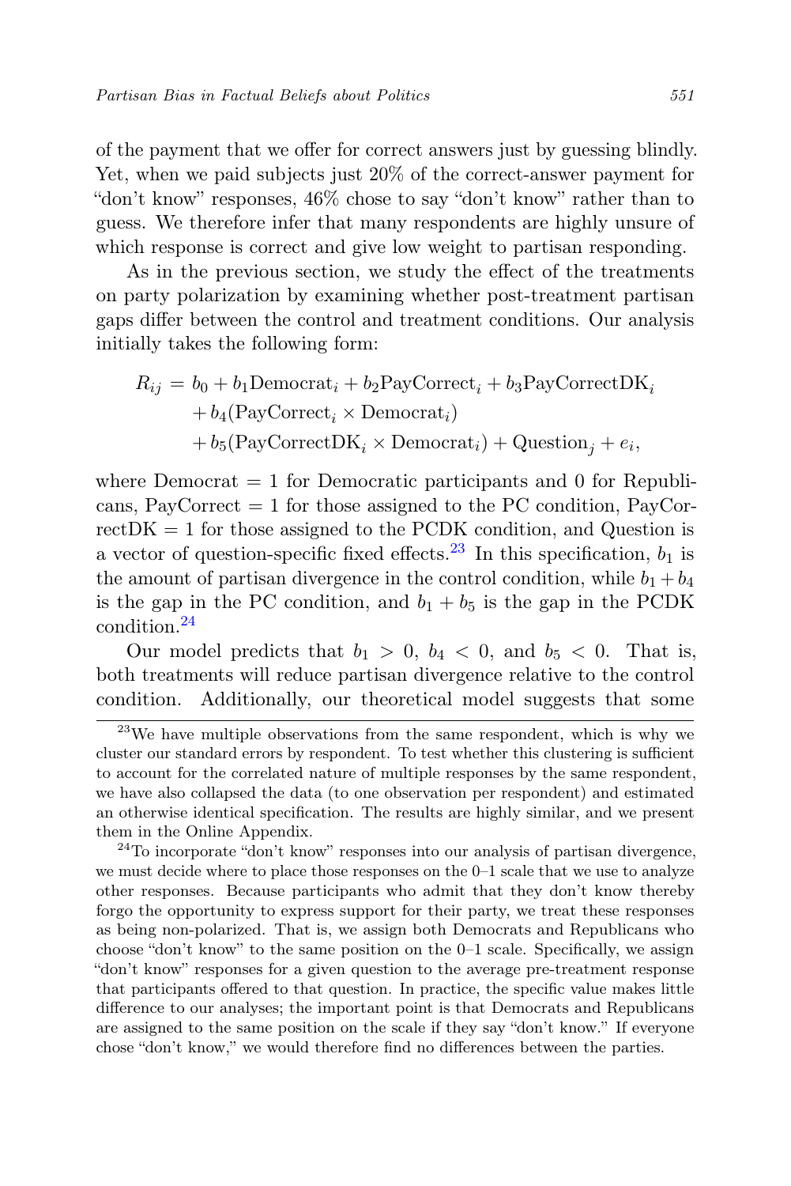of the payment that we offer for correct answers just by guessing blindly. Yet, when we paid subjects just 20% of the correct-answer payment for "don't know" responses, 46% chose to say "don't know" rather than to guess. We therefore infer that many respondents are highly unsure of which response is correct and give low weight to partisan responding.

As in the previous section, we study the effect of the treatments on party polarization by examining whether post-treatment partisan gaps differ between the control and treatment conditions. Our analysis initially takes the following form:

$$
\begin{aligned}
R_{ij} = &\; b_0 + b_1 \text{Democrat}_i + b_2 \text{PayCorrect}_i + b_3 \text{PayCorrectDK}_i \\
&+ b_4 (\text{PayCorrect}_i \times \text{Democrat}_i) \\
&+ b_5 (\text{PayCorrectDK}_i \times \text{Democrat}_i) + \text{Question}_j + e_i,
\end{aligned}
$$

where Democrat = 1 for Democratic participants and 0 for Republicans, PayCorrect = 1 for those assigned to the PC condition, PayCorrectDK = 1 for those assigned to the PCDK condition, and Question is a vector of question-specific fixed effects.[23] In this specification, $b_1$ is the amount of partisan divergence in the control condition, while $b_1 + b_4$ is the gap in the PC condition, and $b_1 + b_5$ is the gap in the PCDK condition.[24]

Our model predicts that $b_1 > 0$, $b_4 < 0$, and $b_5 < 0$. That is, both treatments will reduce partisan divergence relative to the control condition. Additionally, our theoretical model suggests that some

[23] We have multiple observations from the same respondent, which is why we cluster our standard errors by respondent. To test whether this clustering is sufficient to account for the correlated nature of multiple responses by the same respondent, we have also collapsed the data (to one observation per respondent) and estimated an otherwise identical specification. The results are highly similar, and we present them in the Online Appendix.

[24] To incorporate "don't know" responses into our analysis of partisan divergence, we must decide where to place those responses on the 0–1 scale that we use to analyze other responses. Because participants who admit that they don't know thereby forgo the opportunity to express support for their party, we treat these responses as being non-polarized. That is, we assign both Democrats and Republicans who choose "don't know" to the same position on the 0–1 scale. Specifically, we assign "don't know" responses for a given question to the average pre-treatment response that participants offered to that question. In practice, the specific value makes little difference to our analyses; the important point is that Democrats and Republicans are assigned to the same position on the scale if they say "don't know." If everyone chose "don't know," we would therefore find no differences between the parties.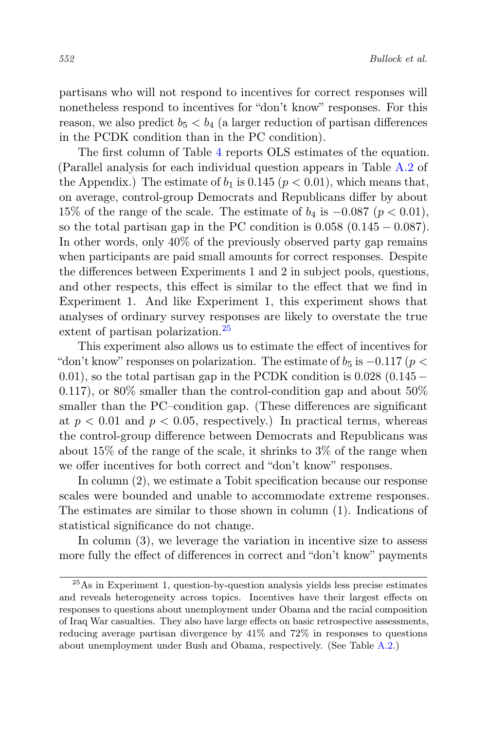partisans who will not respond to incentives for correct responses will nonetheless respond to incentives for "don't know" responses. For this reason, we also predict $b_5 < b_4$ (a larger reduction of partisan differences in the PCDK condition than in the PC condition).

The first column of Table 4 reports OLS estimates of the equation. (Parallel analysis for each individual question appears in Table A.2 of the Appendix.) The estimate of $b_1$ is 0.145 ($p < 0.01$), which means that, on average, control-group Democrats and Republicans differ by about 15% of the range of the scale. The estimate of $b_4$ is $-0.087$ ($p < 0.01$), so the total partisan gap in the PC condition is 0.058 ($0.145 - 0.087$). In other words, only 40% of the previously observed party gap remains when participants are paid small amounts for correct responses. Despite the differences between Experiments 1 and 2 in subject pools, questions, and other respects, this effect is similar to the effect that we find in Experiment 1. And like Experiment 1, this experiment shows that analyses of ordinary survey responses are likely to overstate the true extent of partisan polarization.[25]

This experiment also allows us to estimate the effect of incentives for "don't know" responses on polarization. The estimate of $b_5$ is $-0.117$ ($p < 0.01$), so the total partisan gap in the PCDK condition is 0.028 ($0.145 - 0.117$), or 80% smaller than the control-condition gap and about 50% smaller than the PC–condition gap. (These differences are significant at $p < 0.01$ and $p < 0.05$, respectively.) In practical terms, whereas the control-group difference between Democrats and Republicans was about 15% of the range of the scale, it shrinks to 3% of the range when we offer incentives for both correct and "don't know" responses.

In column (2), we estimate a Tobit specification because our response scales were bounded and unable to accommodate extreme responses. The estimates are similar to those shown in column (1). Indications of statistical significance do not change.

In column (3), we leverage the variation in incentive size to assess more fully the effect of differences in correct and "don't know" payments

[25] As in Experiment 1, question-by-question analysis yields less precise estimates and reveals heterogeneity across topics. Incentives have their largest effects on responses to questions about unemployment under Obama and the racial composition of Iraq War casualties. They also have large effects on basic retrospective assessments, reducing average partisan divergence by 41% and 72% in responses to questions about unemployment under Bush and Obama, respectively. (See Table A.2.)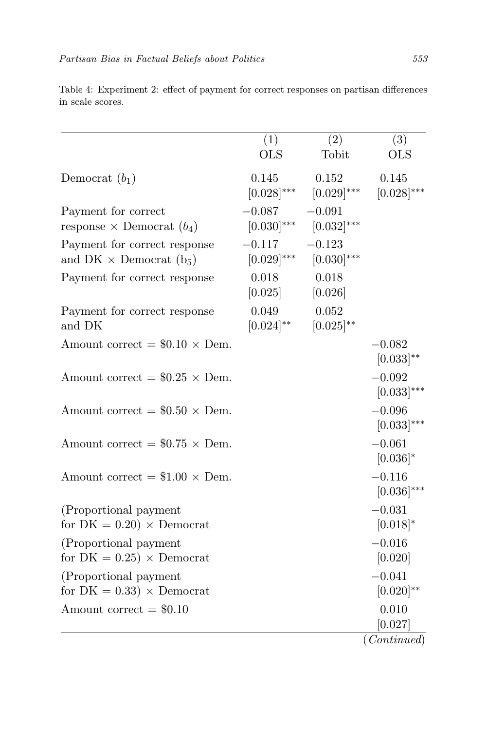Table 4: Experiment 2: effect of payment for correct responses on partisan differences in scale scores.

| | (1) OLS | (2) Tobit | (3) OLS |
|---|---|---|---|
| Democrat ($b_1$) | 0.145 | 0.152 | 0.145 |
| | $[0.028]^{***}$ | $[0.029]^{***}$ | $[0.028]^{***}$ |
| Payment for correct response × Democrat ($b_4$) | −0.087 | −0.091 | |
| | $[0.030]^{***}$ | $[0.032]^{***}$ | |
| Payment for correct response and DK × Democrat ($b_5$) | −0.117 | −0.123 | |
| | $[0.029]^{***}$ | $[0.030]^{***}$ | |
| Payment for correct response | 0.018 | 0.018 | |
| | [0.025] | [0.026] | |
| Payment for correct response and DK | 0.049 | 0.052 | |
| | $[0.024]^{**}$ | $[0.025]^{**}$ | |
| Amount correct = \$0.10 × Dem. | | | −0.082 |
| | | | $[0.033]^{**}$ |
| Amount correct = \$0.25 × Dem. | | | −0.092 |
| | | | $[0.033]^{***}$ |
| Amount correct = \$0.50 × Dem. | | | −0.096 |
| | | | $[0.033]^{***}$ |
| Amount correct = \$0.75 × Dem. | | | −0.061 |
| | | | $[0.036]^{*}$ |
| Amount correct = \$1.00 × Dem. | | | −0.116 |
| | | | $[0.036]^{***}$ |
| (Proportional payment for DK = 0.20) × Democrat | | | −0.031 |
| | | | $[0.018]^{*}$ |
| (Proportional payment for DK = 0.25) × Democrat | | | −0.016 |
| | | | [0.020] |
| (Proportional payment for DK = 0.33) × Democrat | | | −0.041 |
| | | | $[0.020]^{**}$ |
| Amount correct = \$0.10 | | | 0.010 |
| | | | [0.027] |

(*Continued*)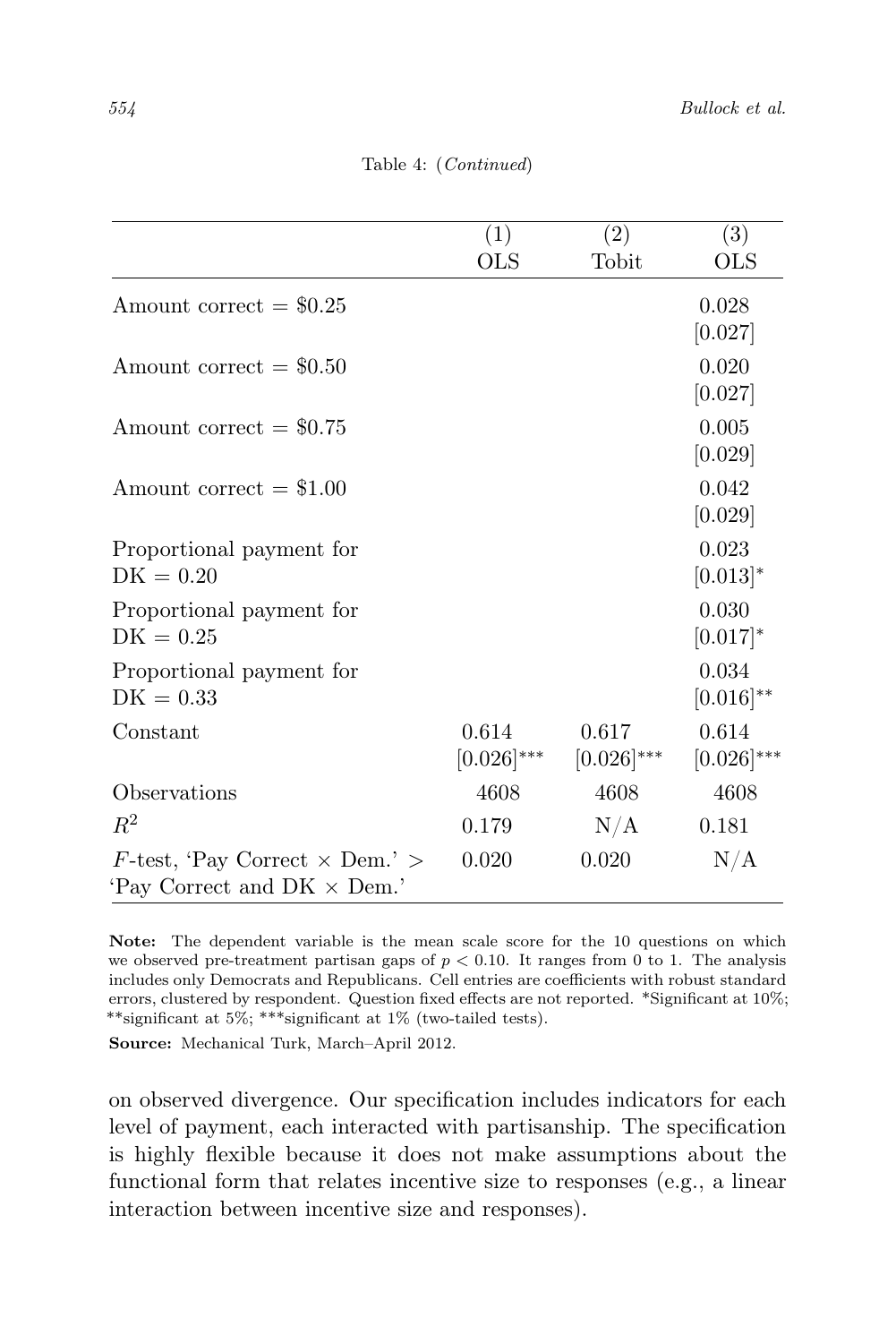Table 4: (*Continued*)

| | (1) OLS | (2) Tobit | (3) OLS |
|---|---|---|---|
| Amount correct = \$0.25 | | | 0.028 [0.027] |
| Amount correct = \$0.50 | | | 0.020 [0.027] |
| Amount correct = \$0.75 | | | 0.005 [0.029] |
| Amount correct = \$1.00 | | | 0.042 [0.029] |
| Proportional payment for DK = 0.20 | | | 0.023 [0.013]* |
| Proportional payment for DK = 0.25 | | | 0.030 [0.017]* |
| Proportional payment for DK = 0.33 | | | 0.034 [0.016]** |
| Constant | 0.614 [0.026]*** | 0.617 [0.026]*** | 0.614 [0.026]*** |
| Observations | 4608 | 4608 | 4608 |
| $R^2$ | 0.179 | N/A | 0.181 |
| $F$-test, 'Pay Correct × Dem.' > 'Pay Correct and DK × Dem.' | 0.020 | 0.020 | N/A |

**Note:** The dependent variable is the mean scale score for the 10 questions on which we observed pre-treatment partisan gaps of $p < 0.10$. It ranges from 0 to 1. The analysis includes only Democrats and Republicans. Cell entries are coefficients with robust standard errors, clustered by respondent. Question fixed effects are not reported. *Significant at 10%; **significant at 5%; ***significant at 1% (two-tailed tests).

**Source:** Mechanical Turk, March–April 2012.

on observed divergence. Our specification includes indicators for each level of payment, each interacted with partisanship. The specification is highly flexible because it does not make assumptions about the functional form that relates incentive size to responses (e.g., a linear interaction between incentive size and responses).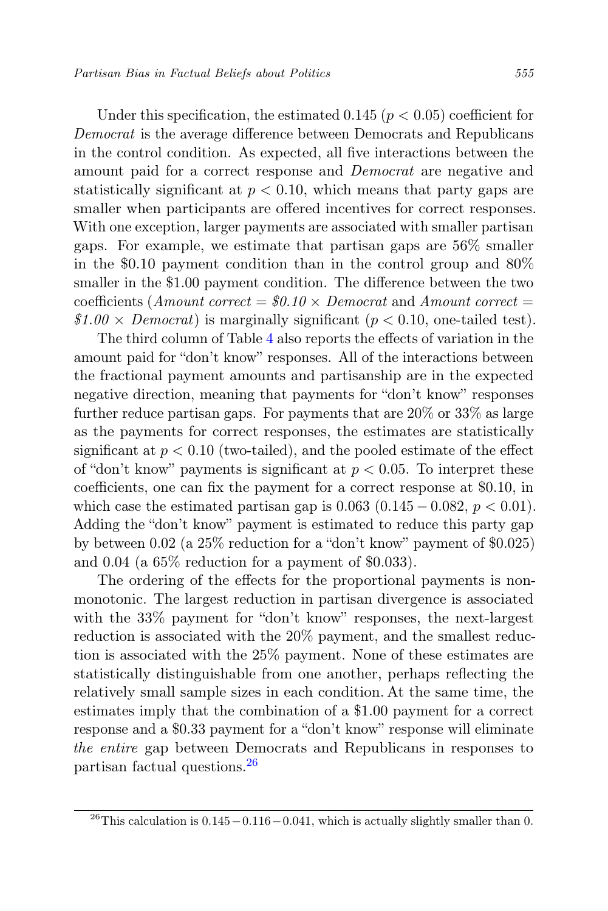Under this specification, the estimated 0.145 ($p < 0.05$) coefficient for *Democrat* is the average difference between Democrats and Republicans in the control condition. As expected, all five interactions between the amount paid for a correct response and *Democrat* are negative and statistically significant at $p < 0.10$, which means that party gaps are smaller when participants are offered incentives for correct responses. With one exception, larger payments are associated with smaller partisan gaps. For example, we estimate that partisan gaps are 56% smaller in the \$0.10 payment condition than in the control group and 80% smaller in the \$1.00 payment condition. The difference between the two coefficients (*Amount correct = \$0.10 × Democrat* and *Amount correct = \$1.00 × Democrat*) is marginally significant ($p < 0.10$, one-tailed test).

The third column of Table 4 also reports the effects of variation in the amount paid for "don't know" responses. All of the interactions between the fractional payment amounts and partisanship are in the expected negative direction, meaning that payments for "don't know" responses further reduce partisan gaps. For payments that are 20% or 33% as large as the payments for correct responses, the estimates are statistically significant at $p < 0.10$ (two-tailed), and the pooled estimate of the effect of "don't know" payments is significant at $p < 0.05$. To interpret these coefficients, one can fix the payment for a correct response at \$0.10, in which case the estimated partisan gap is 0.063 ($0.145 - 0.082$, $p < 0.01$). Adding the "don't know" payment is estimated to reduce this party gap by between 0.02 (a 25% reduction for a "don't know" payment of \$0.025) and 0.04 (a 65% reduction for a payment of \$0.033).

The ordering of the effects for the proportional payments is non-monotonic. The largest reduction in partisan divergence is associated with the 33% payment for "don't know" responses, the next-largest reduction is associated with the 20% payment, and the smallest reduction is associated with the 25% payment. None of these estimates are statistically distinguishable from one another, perhaps reflecting the relatively small sample sizes in each condition. At the same time, the estimates imply that the combination of a \$1.00 payment for a correct response and a \$0.33 payment for a "don't know" response will eliminate *the entire* gap between Democrats and Republicans in responses to partisan factual questions.[26]

[26]This calculation is $0.145 - 0.116 - 0.041$, which is actually slightly smaller than 0.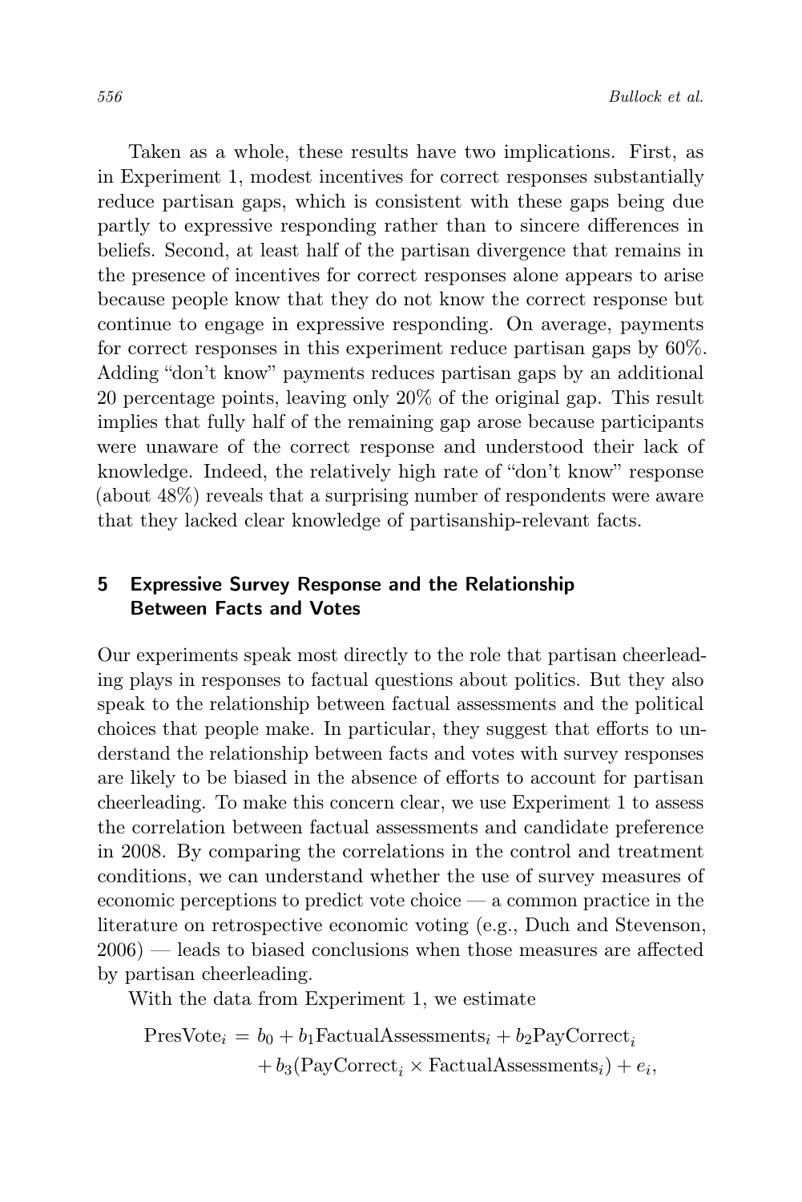Taken as a whole, these results have two implications. First, as in Experiment 1, modest incentives for correct responses substantially reduce partisan gaps, which is consistent with these gaps being due partly to expressive responding rather than to sincere differences in beliefs. Second, at least half of the partisan divergence that remains in the presence of incentives for correct responses alone appears to arise because people know that they do not know the correct response but continue to engage in expressive responding. On average, payments for correct responses in this experiment reduce partisan gaps by 60%. Adding "don't know" payments reduces partisan gaps by an additional 20 percentage points, leaving only 20% of the original gap. This result implies that fully half of the remaining gap arose because participants were unaware of the correct response and understood their lack of knowledge. Indeed, the relatively high rate of "don't know" response (about 48%) reveals that a surprising number of respondents were aware that they lacked clear knowledge of partisanship-relevant facts.

## 5 Expressive Survey Response and the Relationship Between Facts and Votes

Our experiments speak most directly to the role that partisan cheerleading plays in responses to factual questions about politics. But they also speak to the relationship between factual assessments and the political choices that people make. In particular, they suggest that efforts to understand the relationship between facts and votes with survey responses are likely to be biased in the absence of efforts to account for partisan cheerleading. To make this concern clear, we use Experiment 1 to assess the correlation between factual assessments and candidate preference in 2008. By comparing the correlations in the control and treatment conditions, we can understand whether the use of survey measures of economic perceptions to predict vote choice — a common practice in the literature on retrospective economic voting (e.g., Duch and Stevenson, 2006) — leads to biased conclusions when those measures are affected by partisan cheerleading.

With the data from Experiment 1, we estimate

$$\begin{aligned}\text{PresVote}_i = \; & b_0 + b_1\text{FactualAssessments}_i + b_2\text{PayCorrect}_i \\ & + b_3(\text{PayCorrect}_i \times \text{FactualAssessments}_i) + e_i,\end{aligned}$$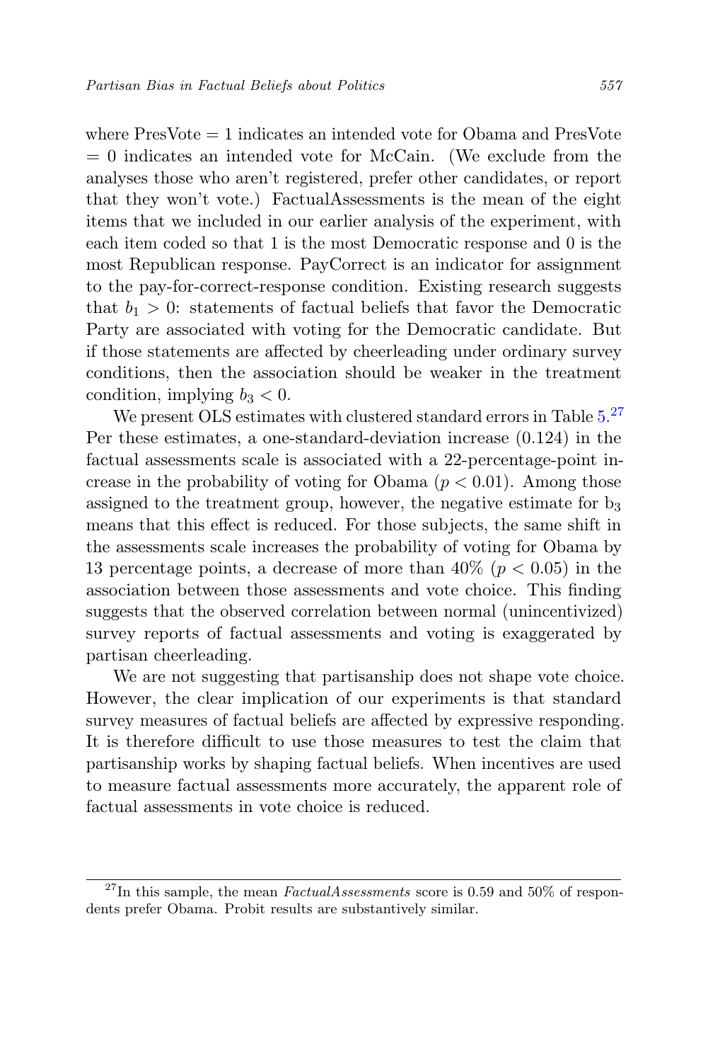where PresVote = 1 indicates an intended vote for Obama and PresVote = 0 indicates an intended vote for McCain. (We exclude from the analyses those who aren't registered, prefer other candidates, or report that they won't vote.) FactualAssessments is the mean of the eight items that we included in our earlier analysis of the experiment, with each item coded so that 1 is the most Democratic response and 0 is the most Republican response. PayCorrect is an indicator for assignment to the pay-for-correct-response condition. Existing research suggests that $b_1 > 0$: statements of factual beliefs that favor the Democratic Party are associated with voting for the Democratic candidate. But if those statements are affected by cheerleading under ordinary survey conditions, then the association should be weaker in the treatment condition, implying $b_3 < 0$.

We present OLS estimates with clustered standard errors in Table 5.[27] Per these estimates, a one-standard-deviation increase (0.124) in the factual assessments scale is associated with a 22-percentage-point increase in the probability of voting for Obama ($p < 0.01$). Among those assigned to the treatment group, however, the negative estimate for $b_3$ means that this effect is reduced. For those subjects, the same shift in the assessments scale increases the probability of voting for Obama by 13 percentage points, a decrease of more than 40% ($p < 0.05$) in the association between those assessments and vote choice. This finding suggests that the observed correlation between normal (unincentivized) survey reports of factual assessments and voting is exaggerated by partisan cheerleading.

We are not suggesting that partisanship does not shape vote choice. However, the clear implication of our experiments is that standard survey measures of factual beliefs are affected by expressive responding. It is therefore difficult to use those measures to test the claim that partisanship works by shaping factual beliefs. When incentives are used to measure factual assessments more accurately, the apparent role of factual assessments in vote choice is reduced.

[27] In this sample, the mean *FactualAssessments* score is 0.59 and 50% of respondents prefer Obama. Probit results are substantively similar.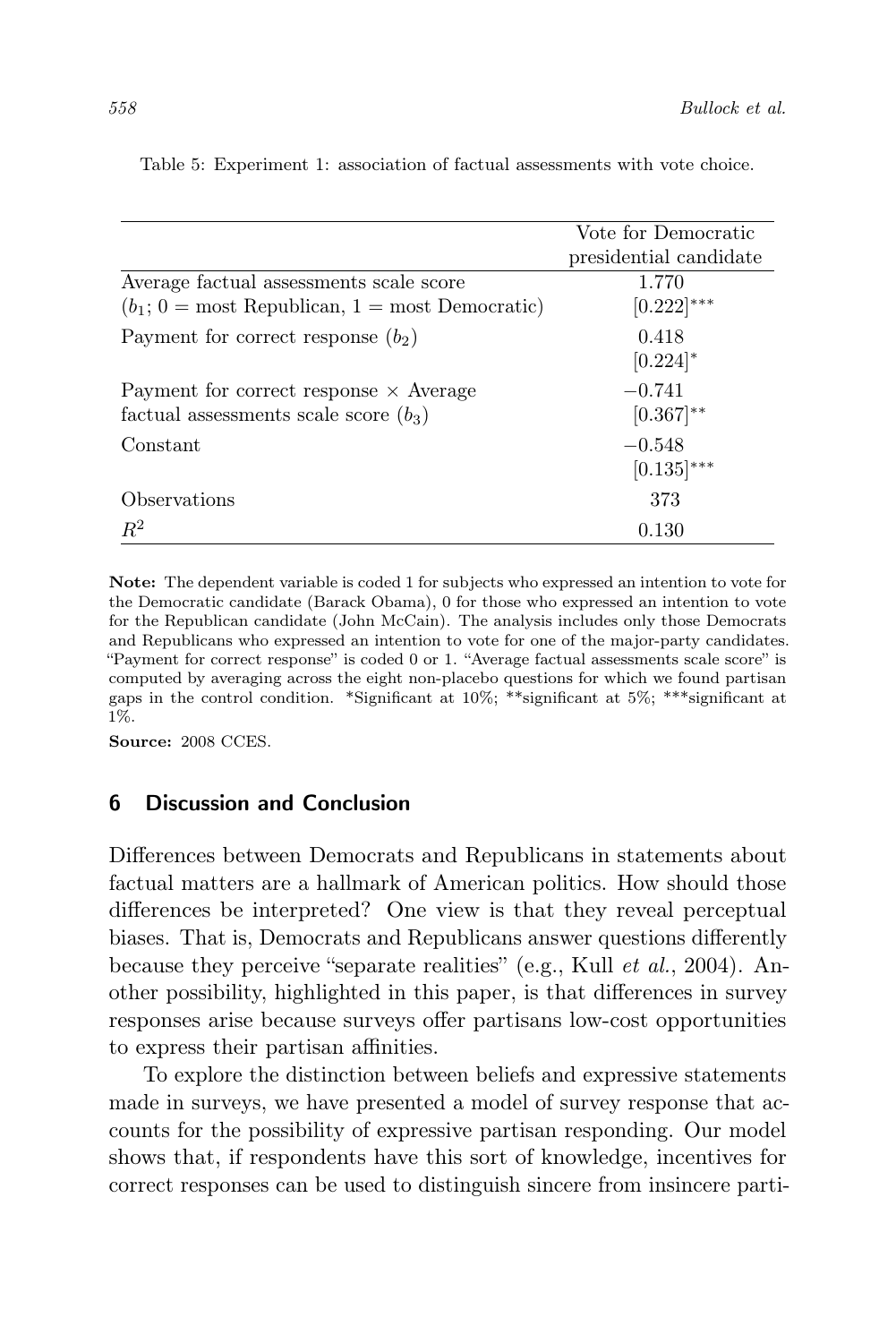Table 5: Experiment 1: association of factual assessments with vote choice.

| | Vote for Democratic presidential candidate |
|---|---|
| Average factual assessments scale score ($b_1$; 0 = most Republican, 1 = most Democratic) | 1.770 [0.222]*** |
| Payment for correct response ($b_2$) | 0.418 [0.224]* |
| Payment for correct response × Average factual assessments scale score ($b_3$) | −0.741 [0.367]** |
| Constant | −0.548 [0.135]*** |
| Observations | 373 |
| $R^2$ | 0.130 |

**Note:** The dependent variable is coded 1 for subjects who expressed an intention to vote for the Democratic candidate (Barack Obama), 0 for those who expressed an intention to vote for the Republican candidate (John McCain). The analysis includes only those Democrats and Republicans who expressed an intention to vote for one of the major-party candidates. "Payment for correct response" is coded 0 or 1. "Average factual assessments scale score" is computed by averaging across the eight non-placebo questions for which we found partisan gaps in the control condition. *Significant at 10%; **significant at 5%; ***significant at 1%.

**Source:** 2008 CCES.

## 6 Discussion and Conclusion

Differences between Democrats and Republicans in statements about factual matters are a hallmark of American politics. How should those differences be interpreted? One view is that they reveal perceptual biases. That is, Democrats and Republicans answer questions differently because they perceive "separate realities" (e.g., Kull *et al.*, 2004). Another possibility, highlighted in this paper, is that differences in survey responses arise because surveys offer partisans low-cost opportunities to express their partisan affinities.

To explore the distinction between beliefs and expressive statements made in surveys, we have presented a model of survey response that accounts for the possibility of expressive partisan responding. Our model shows that, if respondents have this sort of knowledge, incentives for correct responses can be used to distinguish sincere from insincere parti-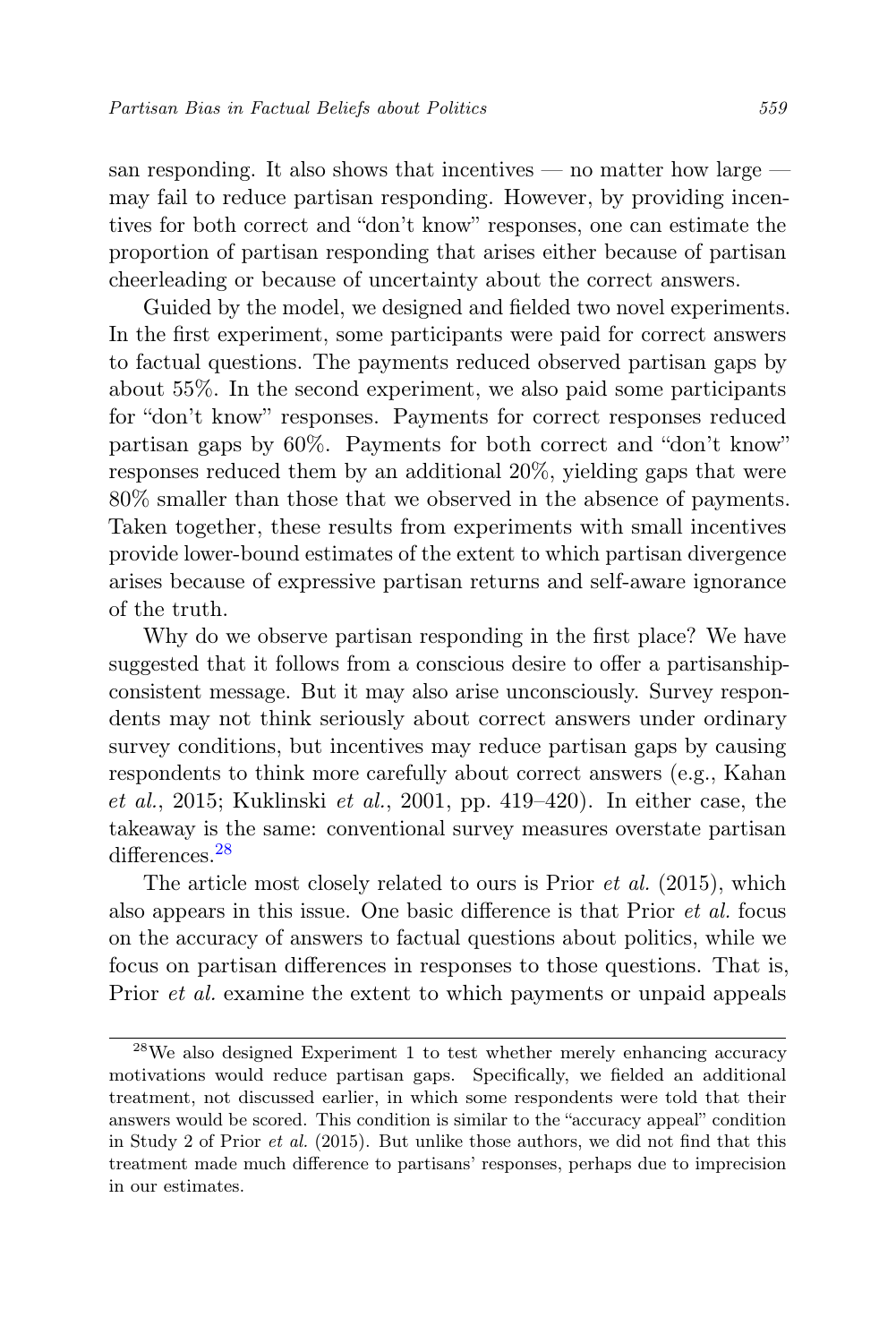san responding. It also shows that incentives — no matter how large — may fail to reduce partisan responding. However, by providing incentives for both correct and "don't know" responses, one can estimate the proportion of partisan responding that arises either because of partisan cheerleading or because of uncertainty about the correct answers.

Guided by the model, we designed and fielded two novel experiments. In the first experiment, some participants were paid for correct answers to factual questions. The payments reduced observed partisan gaps by about 55%. In the second experiment, we also paid some participants for "don't know" responses. Payments for correct responses reduced partisan gaps by 60%. Payments for both correct and "don't know" responses reduced them by an additional 20%, yielding gaps that were 80% smaller than those that we observed in the absence of payments. Taken together, these results from experiments with small incentives provide lower-bound estimates of the extent to which partisan divergence arises because of expressive partisan returns and self-aware ignorance of the truth.

Why do we observe partisan responding in the first place? We have suggested that it follows from a conscious desire to offer a partisanship-consistent message. But it may also arise unconsciously. Survey respondents may not think seriously about correct answers under ordinary survey conditions, but incentives may reduce partisan gaps by causing respondents to think more carefully about correct answers (e.g., Kahan *et al.*, 2015; Kuklinski *et al.*, 2001, pp. 419–420). In either case, the takeaway is the same: conventional survey measures overstate partisan differences.[28]

The article most closely related to ours is Prior *et al.* (2015), which also appears in this issue. One basic difference is that Prior *et al.* focus on the accuracy of answers to factual questions about politics, while we focus on partisan differences in responses to those questions. That is, Prior *et al.* examine the extent to which payments or unpaid appeals

[28] We also designed Experiment 1 to test whether merely enhancing accuracy motivations would reduce partisan gaps. Specifically, we fielded an additional treatment, not discussed earlier, in which some respondents were told that their answers would be scored. This condition is similar to the "accuracy appeal" condition in Study 2 of Prior *et al.* (2015). But unlike those authors, we did not find that this treatment made much difference to partisans' responses, perhaps due to imprecision in our estimates.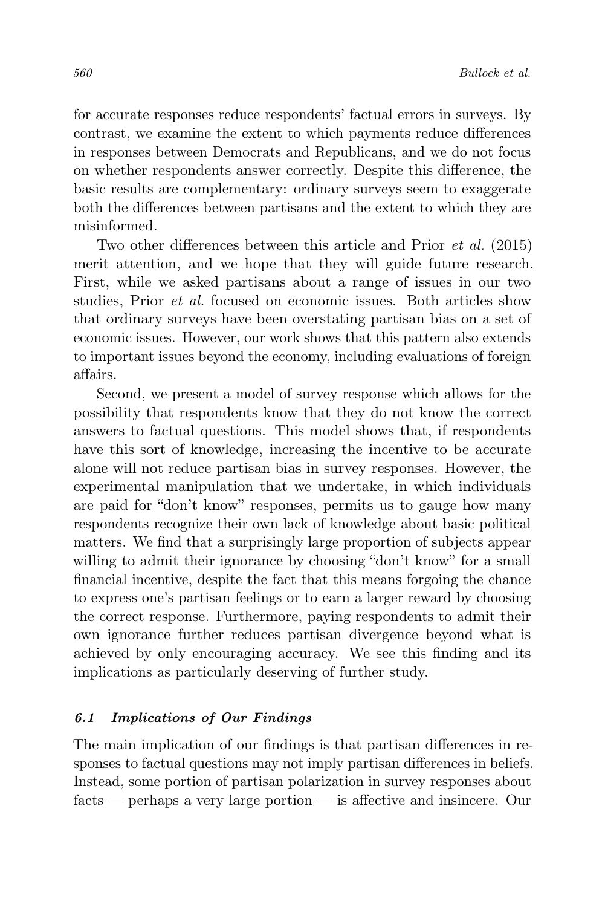for accurate responses reduce respondents' factual errors in surveys. By contrast, we examine the extent to which payments reduce differences in responses between Democrats and Republicans, and we do not focus on whether respondents answer correctly. Despite this difference, the basic results are complementary: ordinary surveys seem to exaggerate both the differences between partisans and the extent to which they are misinformed.

Two other differences between this article and Prior *et al.* (2015) merit attention, and we hope that they will guide future research. First, while we asked partisans about a range of issues in our two studies, Prior *et al.* focused on economic issues. Both articles show that ordinary surveys have been overstating partisan bias on a set of economic issues. However, our work shows that this pattern also extends to important issues beyond the economy, including evaluations of foreign affairs.

Second, we present a model of survey response which allows for the possibility that respondents know that they do not know the correct answers to factual questions. This model shows that, if respondents have this sort of knowledge, increasing the incentive to be accurate alone will not reduce partisan bias in survey responses. However, the experimental manipulation that we undertake, in which individuals are paid for "don't know" responses, permits us to gauge how many respondents recognize their own lack of knowledge about basic political matters. We find that a surprisingly large proportion of subjects appear willing to admit their ignorance by choosing "don't know" for a small financial incentive, despite the fact that this means forgoing the chance to express one's partisan feelings or to earn a larger reward by choosing the correct response. Furthermore, paying respondents to admit their own ignorance further reduces partisan divergence beyond what is achieved by only encouraging accuracy. We see this finding and its implications as particularly deserving of further study.

### *6.1 Implications of Our Findings*

The main implication of our findings is that partisan differences in responses to factual questions may not imply partisan differences in beliefs. Instead, some portion of partisan polarization in survey responses about facts — perhaps a very large portion — is affective and insincere. Our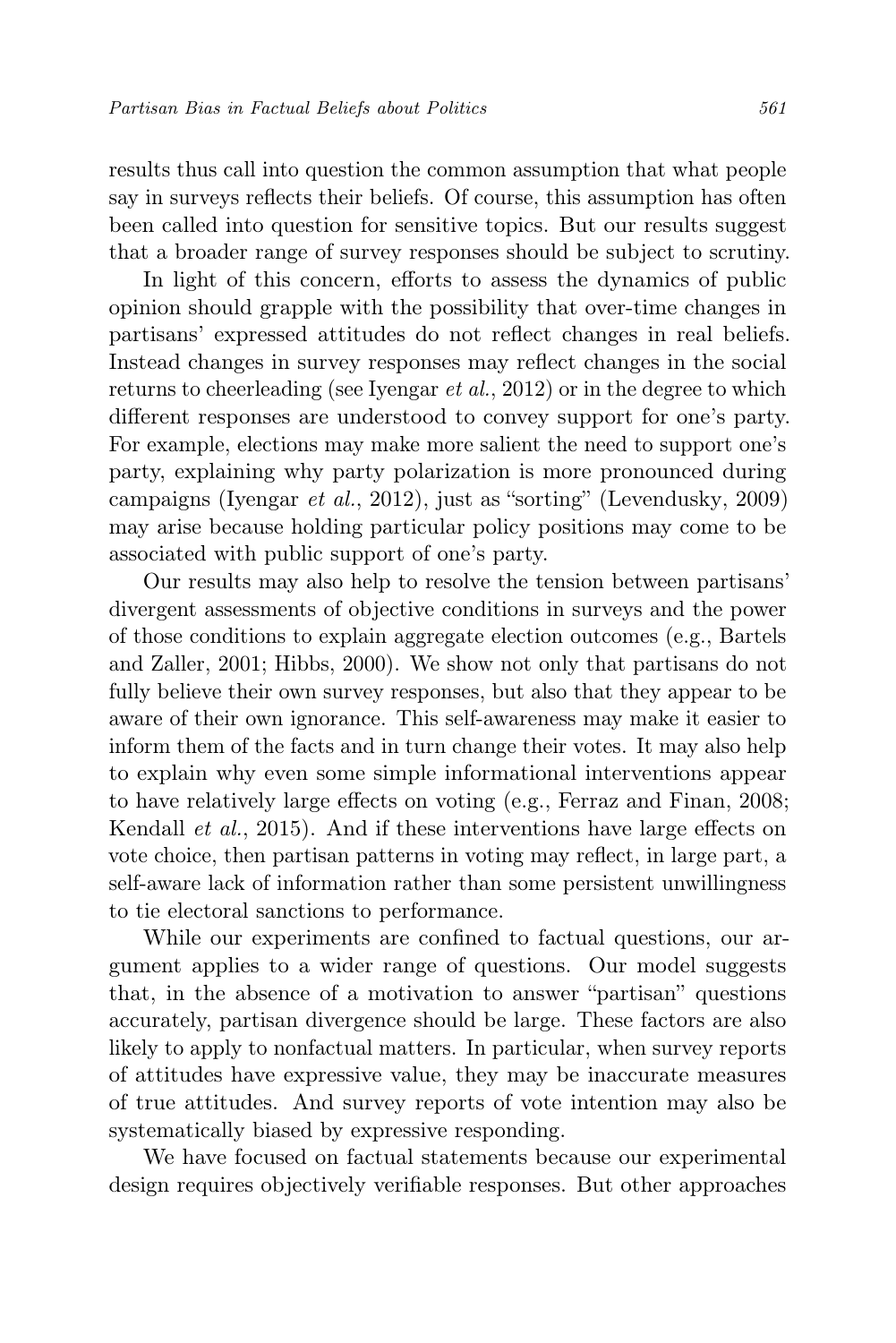results thus call into question the common assumption that what people say in surveys reflects their beliefs. Of course, this assumption has often been called into question for sensitive topics. But our results suggest that a broader range of survey responses should be subject to scrutiny.

In light of this concern, efforts to assess the dynamics of public opinion should grapple with the possibility that over-time changes in partisans' expressed attitudes do not reflect changes in real beliefs. Instead changes in survey responses may reflect changes in the social returns to cheerleading (see Iyengar *et al.*, 2012) or in the degree to which different responses are understood to convey support for one's party. For example, elections may make more salient the need to support one's party, explaining why party polarization is more pronounced during campaigns (Iyengar *et al.*, 2012), just as "sorting" (Levendusky, 2009) may arise because holding particular policy positions may come to be associated with public support of one's party.

Our results may also help to resolve the tension between partisans' divergent assessments of objective conditions in surveys and the power of those conditions to explain aggregate election outcomes (e.g., Bartels and Zaller, 2001; Hibbs, 2000). We show not only that partisans do not fully believe their own survey responses, but also that they appear to be aware of their own ignorance. This self-awareness may make it easier to inform them of the facts and in turn change their votes. It may also help to explain why even some simple informational interventions appear to have relatively large effects on voting (e.g., Ferraz and Finan, 2008; Kendall *et al.*, 2015). And if these interventions have large effects on vote choice, then partisan patterns in voting may reflect, in large part, a self-aware lack of information rather than some persistent unwillingness to tie electoral sanctions to performance.

While our experiments are confined to factual questions, our argument applies to a wider range of questions. Our model suggests that, in the absence of a motivation to answer "partisan" questions accurately, partisan divergence should be large. These factors are also likely to apply to nonfactual matters. In particular, when survey reports of attitudes have expressive value, they may be inaccurate measures of true attitudes. And survey reports of vote intention may also be systematically biased by expressive responding.

We have focused on factual statements because our experimental design requires objectively verifiable responses. But other approaches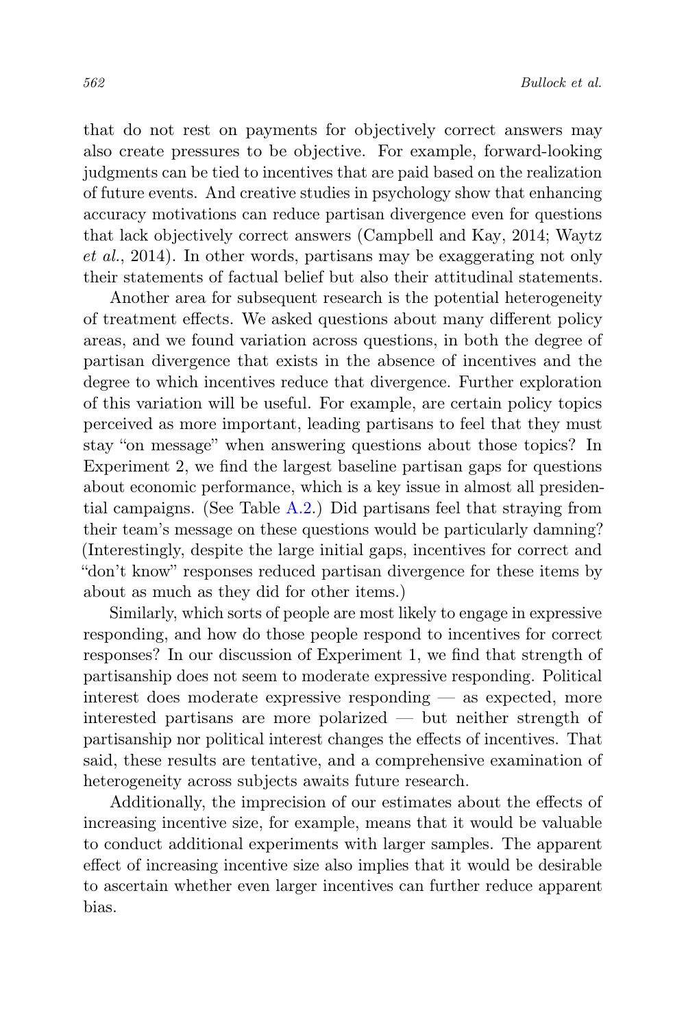that do not rest on payments for objectively correct answers may also create pressures to be objective. For example, forward-looking judgments can be tied to incentives that are paid based on the realization of future events. And creative studies in psychology show that enhancing accuracy motivations can reduce partisan divergence even for questions that lack objectively correct answers (Campbell and Kay, 2014; Waytz *et al.*, 2014). In other words, partisans may be exaggerating not only their statements of factual belief but also their attitudinal statements.

Another area for subsequent research is the potential heterogeneity of treatment effects. We asked questions about many different policy areas, and we found variation across questions, in both the degree of partisan divergence that exists in the absence of incentives and the degree to which incentives reduce that divergence. Further exploration of this variation will be useful. For example, are certain policy topics perceived as more important, leading partisans to feel that they must stay "on message" when answering questions about those topics? In Experiment 2, we find the largest baseline partisan gaps for questions about economic performance, which is a key issue in almost all presidential campaigns. (See Table A.2.) Did partisans feel that straying from their team's message on these questions would be particularly damning? (Interestingly, despite the large initial gaps, incentives for correct and "don't know" responses reduced partisan divergence for these items by about as much as they did for other items.)

Similarly, which sorts of people are most likely to engage in expressive responding, and how do those people respond to incentives for correct responses? In our discussion of Experiment 1, we find that strength of partisanship does not seem to moderate expressive responding. Political interest does moderate expressive responding — as expected, more interested partisans are more polarized — but neither strength of partisanship nor political interest changes the effects of incentives. That said, these results are tentative, and a comprehensive examination of heterogeneity across subjects awaits future research.

Additionally, the imprecision of our estimates about the effects of increasing incentive size, for example, means that it would be valuable to conduct additional experiments with larger samples. The apparent effect of increasing incentive size also implies that it would be desirable to ascertain whether even larger incentives can further reduce apparent bias.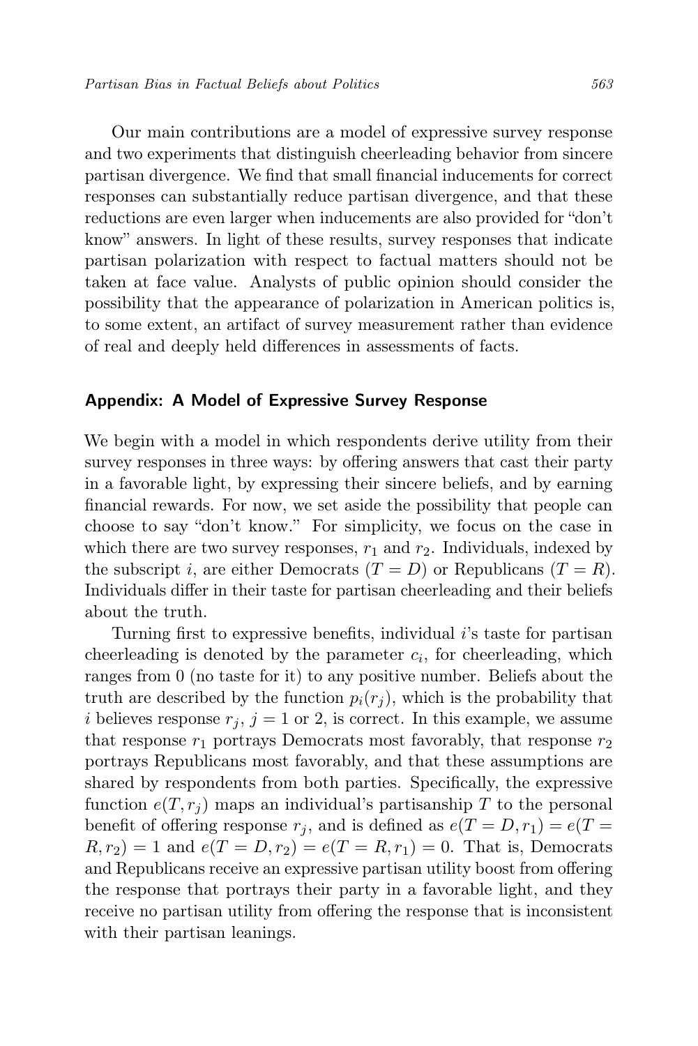Our main contributions are a model of expressive survey response and two experiments that distinguish cheerleading behavior from sincere partisan divergence. We find that small financial inducements for correct responses can substantially reduce partisan divergence, and that these reductions are even larger when inducements are also provided for "don't know" answers. In light of these results, survey responses that indicate partisan polarization with respect to factual matters should not be taken at face value. Analysts of public opinion should consider the possibility that the appearance of polarization in American politics is, to some extent, an artifact of survey measurement rather than evidence of real and deeply held differences in assessments of facts.

## Appendix: A Model of Expressive Survey Response

We begin with a model in which respondents derive utility from their survey responses in three ways: by offering answers that cast their party in a favorable light, by expressing their sincere beliefs, and by earning financial rewards. For now, we set aside the possibility that people can choose to say "don't know." For simplicity, we focus on the case in which there are two survey responses, $r_1$ and $r_2$. Individuals, indexed by the subscript $i$, are either Democrats ($T = D$) or Republicans ($T = R$). Individuals differ in their taste for partisan cheerleading and their beliefs about the truth.

Turning first to expressive benefits, individual $i$'s taste for partisan cheerleading is denoted by the parameter $c_i$, for cheerleading, which ranges from 0 (no taste for it) to any positive number. Beliefs about the truth are described by the function $p_i(r_j)$, which is the probability that $i$ believes response $r_j$, $j = 1$ or 2, is correct. In this example, we assume that response $r_1$ portrays Democrats most favorably, that response $r_2$ portrays Republicans most favorably, and that these assumptions are shared by respondents from both parties. Specifically, the expressive function $e(T, r_j)$ maps an individual's partisanship $T$ to the personal benefit of offering response $r_j$, and is defined as $e(T = D, r_1) = e(T = R, r_2) = 1$ and $e(T = D, r_2) = e(T = R, r_1) = 0$. That is, Democrats and Republicans receive an expressive partisan utility boost from offering the response that portrays their party in a favorable light, and they receive no partisan utility from offering the response that is inconsistent with their partisan leanings.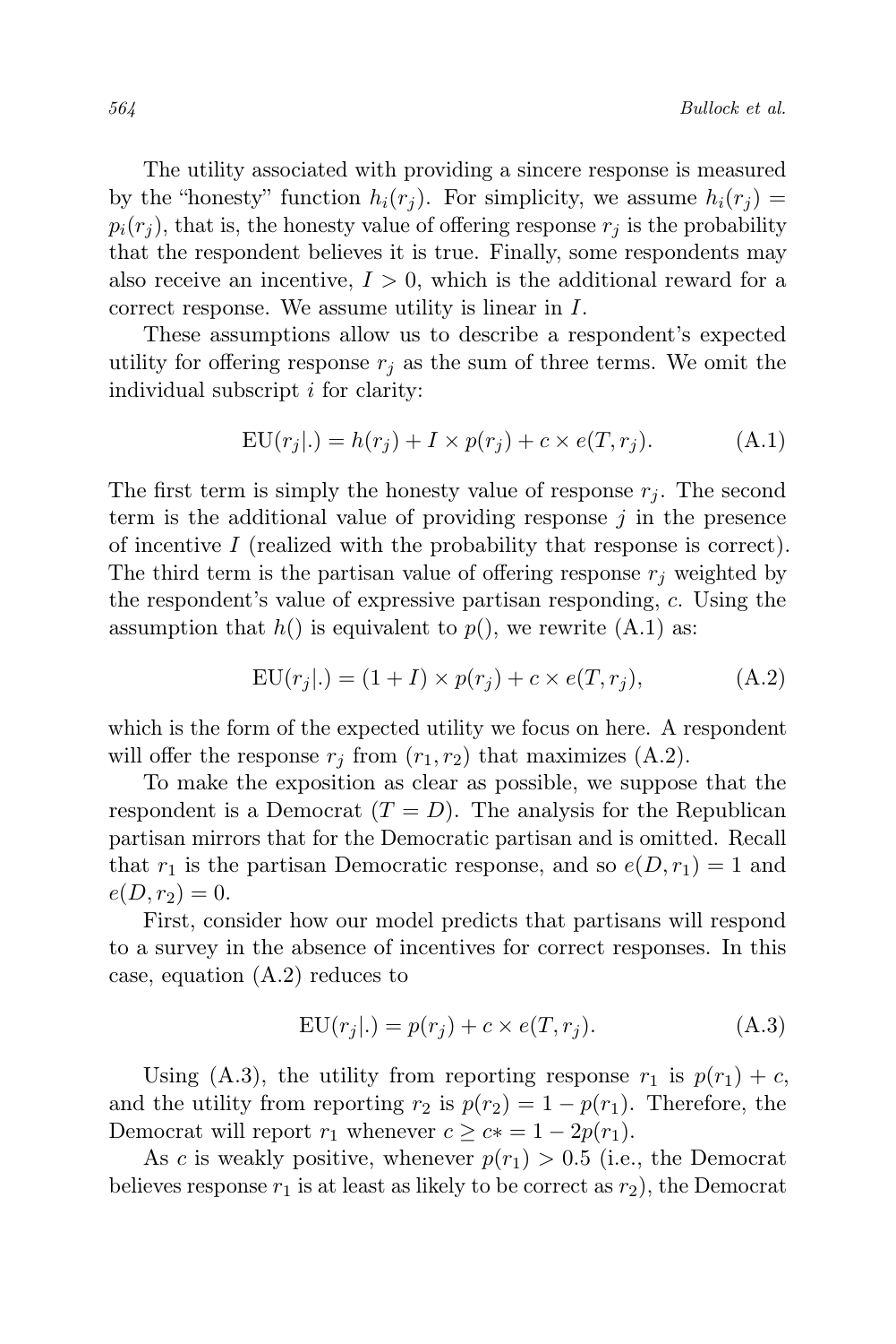The utility associated with providing a sincere response is measured by the "honesty" function $h_i(r_j)$. For simplicity, we assume $h_i(r_j) = p_i(r_j)$, that is, the honesty value of offering response $r_j$ is the probability that the respondent believes it is true. Finally, some respondents may also receive an incentive, $I > 0$, which is the additional reward for a correct response. We assume utility is linear in $I$.

These assumptions allow us to describe a respondent's expected utility for offering response $r_j$ as the sum of three terms. We omit the individual subscript $i$ for clarity:

$$\mathrm{EU}(r_j|.) = h(r_j) + I \times p(r_j) + c \times e(T, r_j). \tag{A.1}$$

The first term is simply the honesty value of response $r_j$. The second term is the additional value of providing response $j$ in the presence of incentive $I$ (realized with the probability that response is correct). The third term is the partisan value of offering response $r_j$ weighted by the respondent's value of expressive partisan responding, $c$. Using the assumption that $h()$ is equivalent to $p()$, we rewrite (A.1) as:

$$\mathrm{EU}(r_j|.) = (1 + I) \times p(r_j) + c \times e(T, r_j), \tag{A.2}$$

which is the form of the expected utility we focus on here. A respondent will offer the response $r_j$ from $(r_1, r_2)$ that maximizes (A.2).

To make the exposition as clear as possible, we suppose that the respondent is a Democrat ($T = D$). The analysis for the Republican partisan mirrors that for the Democratic partisan and is omitted. Recall that $r_1$ is the partisan Democratic response, and so $e(D, r_1) = 1$ and $e(D, r_2) = 0$.

First, consider how our model predicts that partisans will respond to a survey in the absence of incentives for correct responses. In this case, equation (A.2) reduces to

$$\mathrm{EU}(r_j|.) = p(r_j) + c \times e(T, r_j). \tag{A.3}$$

Using (A.3), the utility from reporting response $r_1$ is $p(r_1) + c$, and the utility from reporting $r_2$ is $p(r_2) = 1 - p(r_1)$. Therefore, the Democrat will report $r_1$ whenever $c \geq c* = 1 - 2p(r_1)$.

As $c$ is weakly positive, whenever $p(r_1) > 0.5$ (i.e., the Democrat believes response $r_1$ is at least as likely to be correct as $r_2$), the Democrat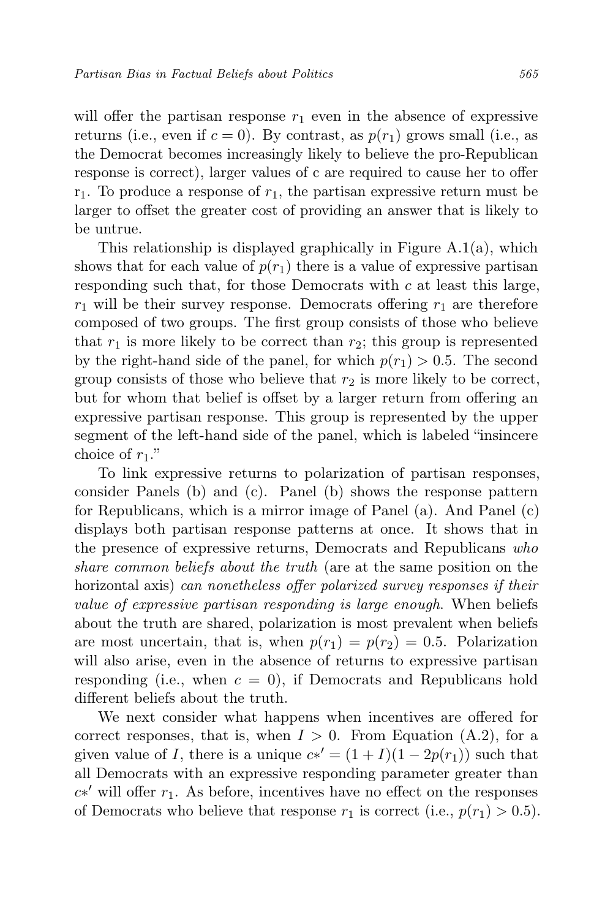will offer the partisan response $r_1$ even in the absence of expressive returns (i.e., even if $c = 0$). By contrast, as $p(r_1)$ grows small (i.e., as the Democrat becomes increasingly likely to believe the pro-Republican response is correct), larger values of c are required to cause her to offer $r_1$. To produce a response of $r_1$, the partisan expressive return must be larger to offset the greater cost of providing an answer that is likely to be untrue.

This relationship is displayed graphically in Figure A.1(a), which shows that for each value of $p(r_1)$ there is a value of expressive partisan responding such that, for those Democrats with $c$ at least this large, $r_1$ will be their survey response. Democrats offering $r_1$ are therefore composed of two groups. The first group consists of those who believe that $r_1$ is more likely to be correct than $r_2$; this group is represented by the right-hand side of the panel, for which $p(r_1) > 0.5$. The second group consists of those who believe that $r_2$ is more likely to be correct, but for whom that belief is offset by a larger return from offering an expressive partisan response. This group is represented by the upper segment of the left-hand side of the panel, which is labeled "insincere choice of $r_1$."

To link expressive returns to polarization of partisan responses, consider Panels (b) and (c). Panel (b) shows the response pattern for Republicans, which is a mirror image of Panel (a). And Panel (c) displays both partisan response patterns at once. It shows that in the presence of expressive returns, Democrats and Republicans *who share common beliefs about the truth* (are at the same position on the horizontal axis) *can nonetheless offer polarized survey responses if their value of expressive partisan responding is large enough*. When beliefs about the truth are shared, polarization is most prevalent when beliefs are most uncertain, that is, when $p(r_1) = p(r_2) = 0.5$. Polarization will also arise, even in the absence of returns to expressive partisan responding (i.e., when $c = 0$), if Democrats and Republicans hold different beliefs about the truth.

We next consider what happens when incentives are offered for correct responses, that is, when $I > 0$. From Equation (A.2), for a given value of $I$, there is a unique $c*' = (1 + I)(1 - 2p(r_1))$ such that all Democrats with an expressive responding parameter greater than $c*'$ will offer $r_1$. As before, incentives have no effect on the responses of Democrats who believe that response $r_1$ is correct (i.e., $p(r_1) > 0.5$).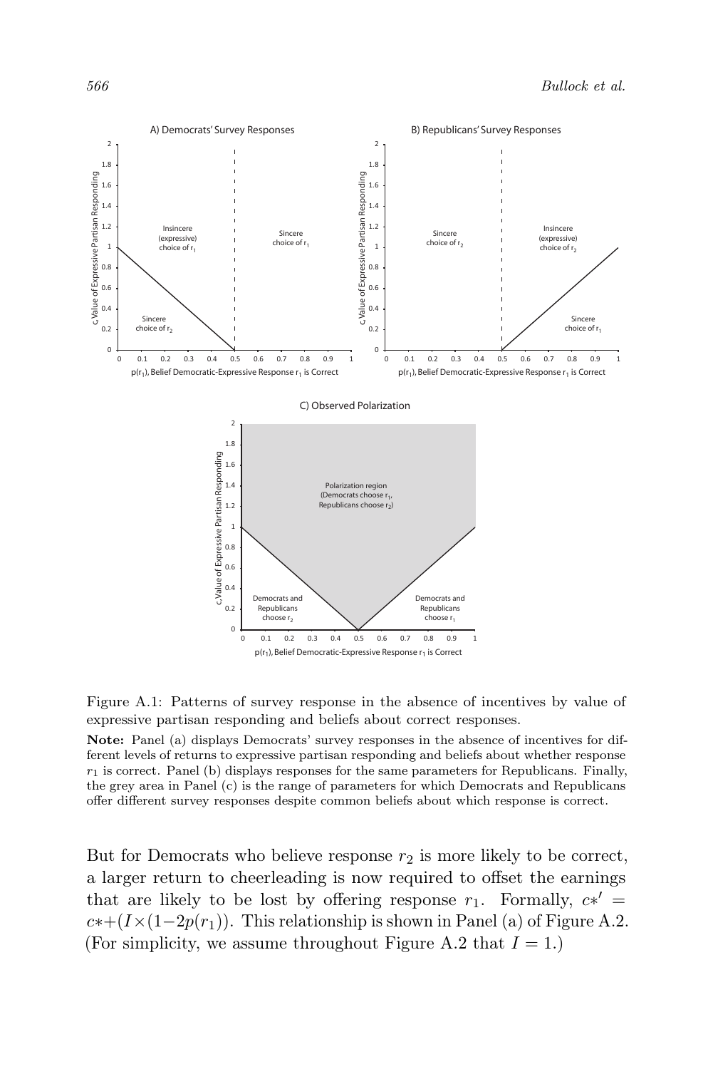Figure A.1: Patterns of survey response in the absence of incentives by value of expressive partisan responding and beliefs about correct responses.

**Note:** Panel (a) displays Democrats' survey responses in the absence of incentives for different levels of returns to expressive partisan responding and beliefs about whether response $r_1$ is correct. Panel (b) displays responses for the same parameters for Republicans. Finally, the grey area in Panel (c) is the range of parameters for which Democrats and Republicans offer different survey responses despite common beliefs about which response is correct.

But for Democrats who believe response $r_2$ is more likely to be correct, a larger return to cheerleading is now required to offset the earnings that are likely to be lost by offering response $r_1$. Formally, $c{*}' = c{*}+(I\times(1-2p(r_1))$. This relationship is shown in Panel (a) of Figure A.2. (For simplicity, we assume throughout Figure A.2 that $I = 1$.)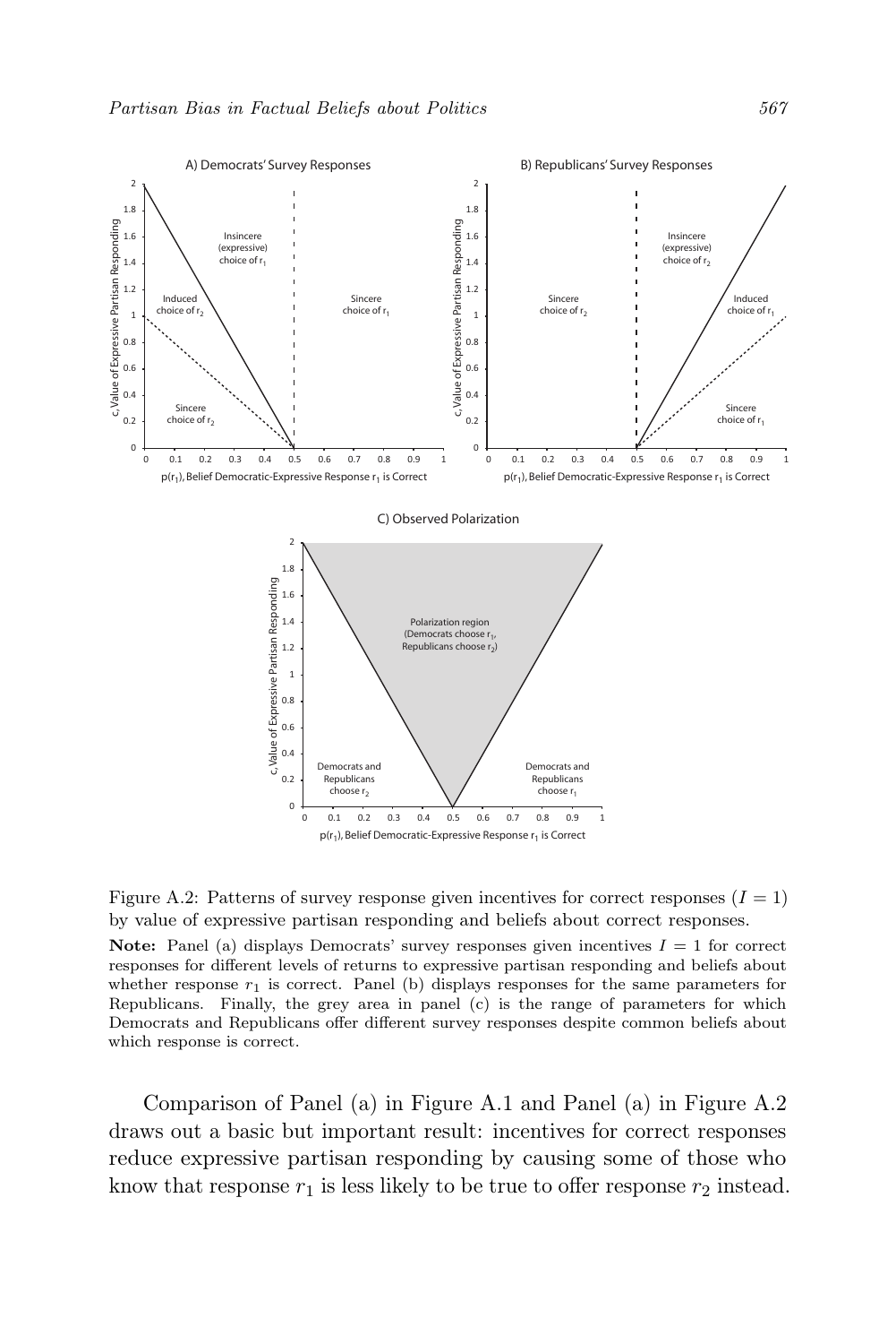Figure A.2: Patterns of survey response given incentives for correct responses ($I = 1$) by value of expressive partisan responding and beliefs about correct responses.

**Note:** Panel (a) displays Democrats' survey responses given incentives $I = 1$ for correct responses for different levels of returns to expressive partisan responding and beliefs about whether response $r_1$ is correct. Panel (b) displays responses for the same parameters for Republicans. Finally, the grey area in panel (c) is the range of parameters for which Democrats and Republicans offer different survey responses despite common beliefs about which response is correct.

Comparison of Panel (a) in Figure A.1 and Panel (a) in Figure A.2 draws out a basic but important result: incentives for correct responses reduce expressive partisan responding by causing some of those who know that response $r_1$ is less likely to be true to offer response $r_2$ instead.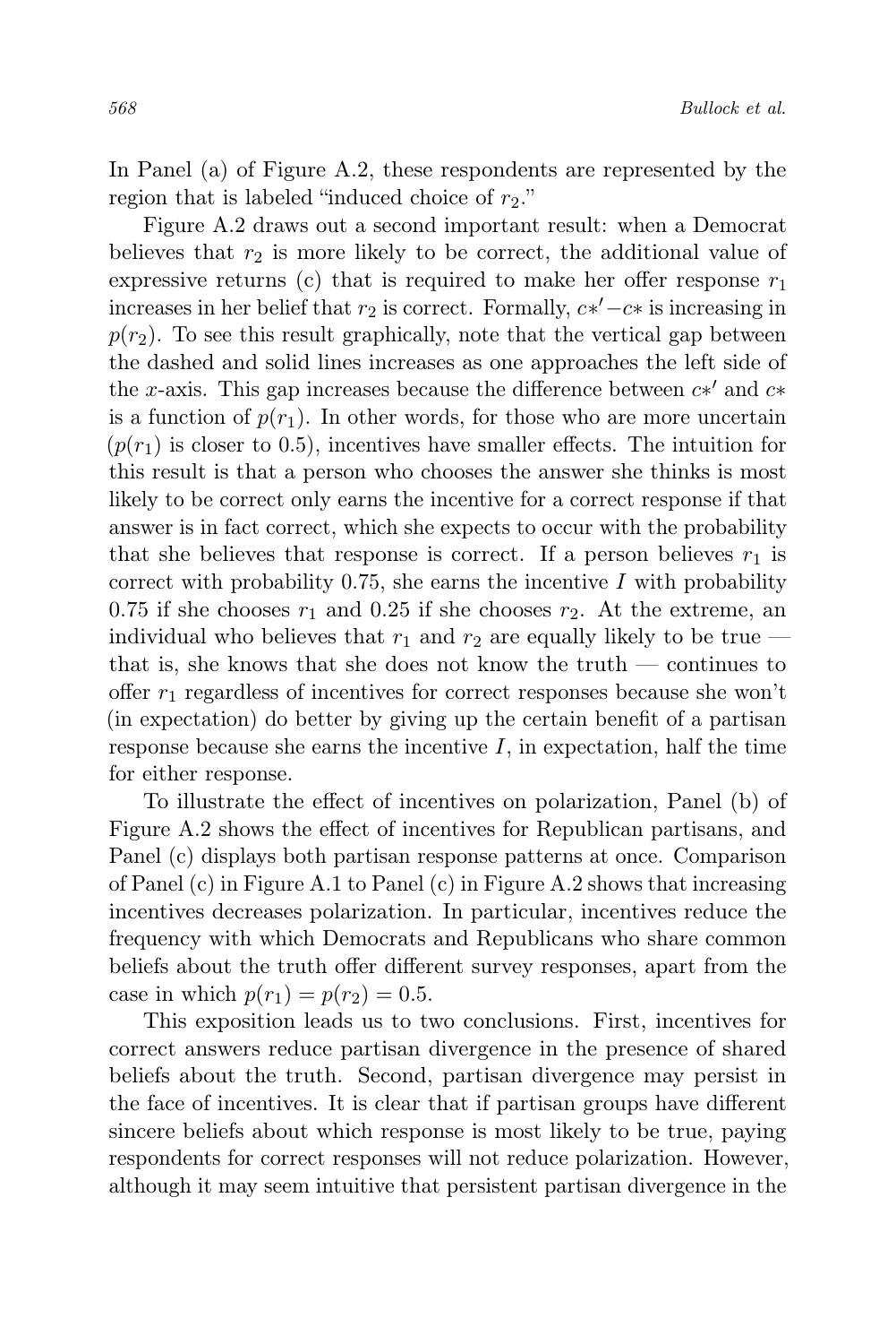In Panel (a) of Figure A.2, these respondents are represented by the region that is labeled "induced choice of $r_2$."

Figure A.2 draws out a second important result: when a Democrat believes that $r_2$ is more likely to be correct, the additional value of expressive returns (c) that is required to make her offer response $r_1$ increases in her belief that $r_2$ is correct. Formally, $c*' - c*$ is increasing in $p(r_2)$. To see this result graphically, note that the vertical gap between the dashed and solid lines increases as one approaches the left side of the $x$-axis. This gap increases because the difference between $c*'$ and $c*$ is a function of $p(r_1)$. In other words, for those who are more uncertain ($p(r_1)$ is closer to 0.5), incentives have smaller effects. The intuition for this result is that a person who chooses the answer she thinks is most likely to be correct only earns the incentive for a correct response if that answer is in fact correct, which she expects to occur with the probability that she believes that response is correct. If a person believes $r_1$ is correct with probability 0.75, she earns the incentive $I$ with probability 0.75 if she chooses $r_1$ and 0.25 if she chooses $r_2$. At the extreme, an individual who believes that $r_1$ and $r_2$ are equally likely to be true — that is, she knows that she does not know the truth — continues to offer $r_1$ regardless of incentives for correct responses because she won't (in expectation) do better by giving up the certain benefit of a partisan response because she earns the incentive $I$, in expectation, half the time for either response.

To illustrate the effect of incentives on polarization, Panel (b) of Figure A.2 shows the effect of incentives for Republican partisans, and Panel (c) displays both partisan response patterns at once. Comparison of Panel (c) in Figure A.1 to Panel (c) in Figure A.2 shows that increasing incentives decreases polarization. In particular, incentives reduce the frequency with which Democrats and Republicans who share common beliefs about the truth offer different survey responses, apart from the case in which $p(r_1) = p(r_2) = 0.5$.

This exposition leads us to two conclusions. First, incentives for correct answers reduce partisan divergence in the presence of shared beliefs about the truth. Second, partisan divergence may persist in the face of incentives. It is clear that if partisan groups have different sincere beliefs about which response is most likely to be true, paying respondents for correct responses will not reduce polarization. However, although it may seem intuitive that persistent partisan divergence in the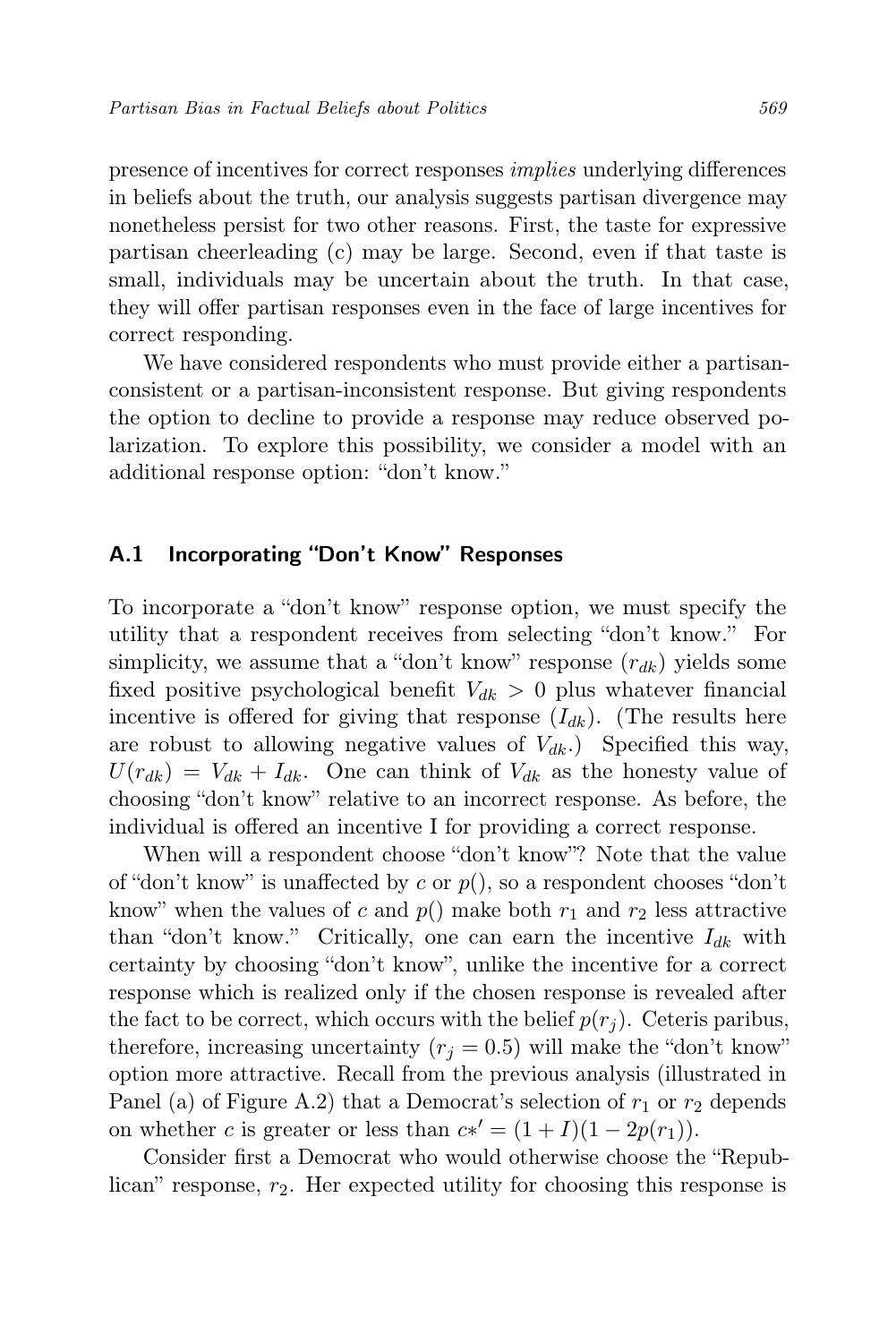presence of incentives for correct responses *implies* underlying differences in beliefs about the truth, our analysis suggests partisan divergence may nonetheless persist for two other reasons. First, the taste for expressive partisan cheerleading (c) may be large. Second, even if that taste is small, individuals may be uncertain about the truth. In that case, they will offer partisan responses even in the face of large incentives for correct responding.

We have considered respondents who must provide either a partisan-consistent or a partisan-inconsistent response. But giving respondents the option to decline to provide a response may reduce observed polarization. To explore this possibility, we consider a model with an additional response option: "don't know."

## A.1 Incorporating "Don't Know" Responses

To incorporate a "don't know" response option, we must specify the utility that a respondent receives from selecting "don't know." For simplicity, we assume that a "don't know" response ($r_{dk}$) yields some fixed positive psychological benefit $V_{dk} > 0$ plus whatever financial incentive is offered for giving that response ($I_{dk}$). (The results here are robust to allowing negative values of $V_{dk}$.) Specified this way, $U(r_{dk}) = V_{dk} + I_{dk}$. One can think of $V_{dk}$ as the honesty value of choosing "don't know" relative to an incorrect response. As before, the individual is offered an incentive I for providing a correct response.

When will a respondent choose "don't know"? Note that the value of "don't know" is unaffected by $c$ or $p()$, so a respondent chooses "don't know" when the values of $c$ and $p()$ make both $r_1$ and $r_2$ less attractive than "don't know." Critically, one can earn the incentive $I_{dk}$ with certainty by choosing "don't know", unlike the incentive for a correct response which is realized only if the chosen response is revealed after the fact to be correct, which occurs with the belief $p(r_j)$. Ceteris paribus, therefore, increasing uncertainty ($r_j = 0.5$) will make the "don't know" option more attractive. Recall from the previous analysis (illustrated in Panel (a) of Figure A.2) that a Democrat's selection of $r_1$ or $r_2$ depends on whether $c$ is greater or less than $c*' = (1 + I)(1 - 2p(r_1))$.

Consider first a Democrat who would otherwise choose the "Republican" response, $r_2$. Her expected utility for choosing this response is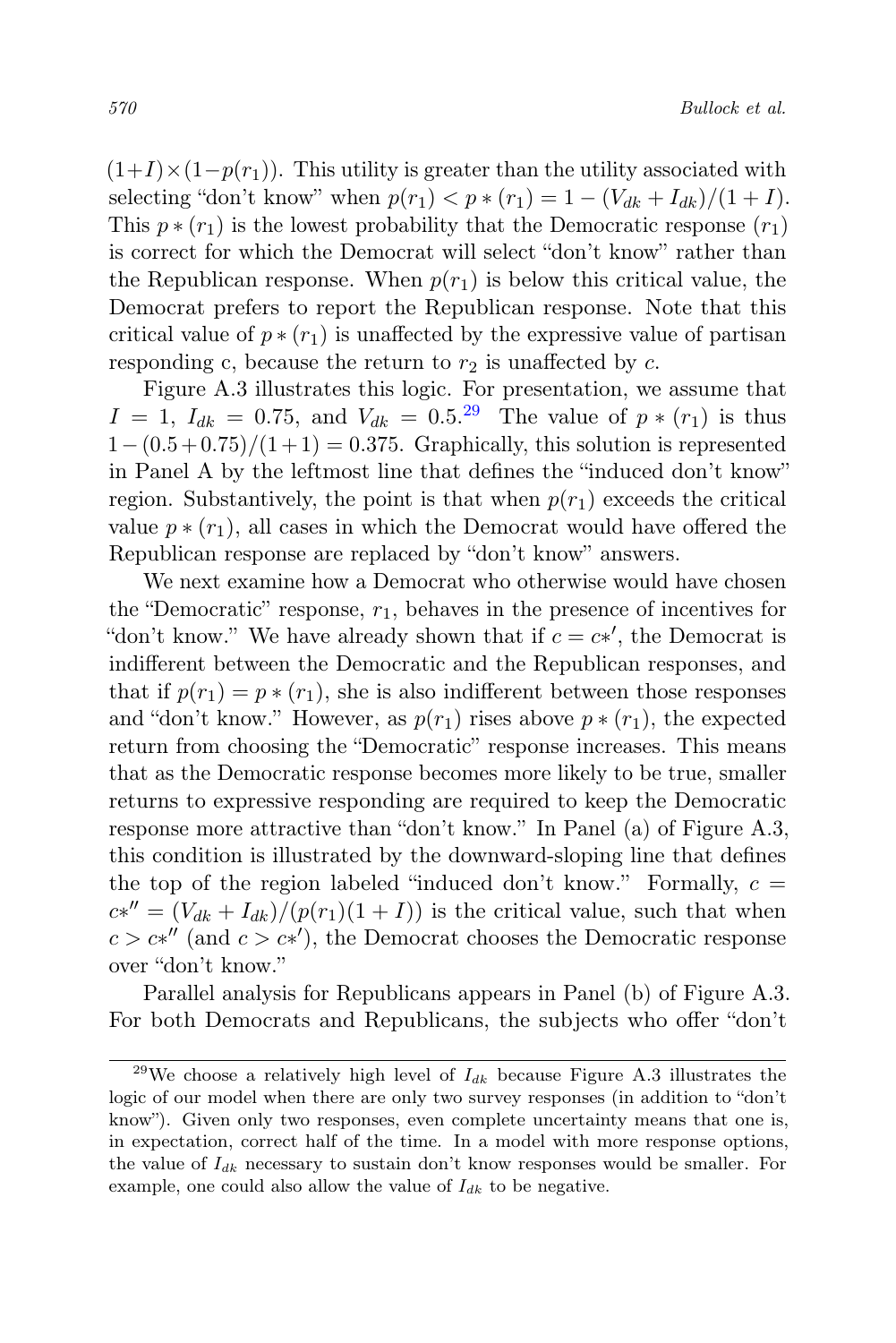$(1+I) \times (1-p(r_1))$. This utility is greater than the utility associated with selecting "don't know" when $p(r_1) < p*(r_1) = 1 - (V_{dk} + I_{dk})/(1+I)$. This $p*(r_1)$ is the lowest probability that the Democratic response ($r_1$) is correct for which the Democrat will select "don't know" rather than the Republican response. When $p(r_1)$ is below this critical value, the Democrat prefers to report the Republican response. Note that this critical value of $p*(r_1)$ is unaffected by the expressive value of partisan responding c, because the return to $r_2$ is unaffected by $c$.

Figure A.3 illustrates this logic. For presentation, we assume that $I = 1$, $I_{dk} = 0.75$, and $V_{dk} = 0.5$.[29] The value of $p*(r_1)$ is thus $1-(0.5+0.75)/(1+1) = 0.375$. Graphically, this solution is represented in Panel A by the leftmost line that defines the "induced don't know" region. Substantively, the point is that when $p(r_1)$ exceeds the critical value $p*(r_1)$, all cases in which the Democrat would have offered the Republican response are replaced by "don't know" answers.

We next examine how a Democrat who otherwise would have chosen the "Democratic" response, $r_1$, behaves in the presence of incentives for "don't know." We have already shown that if $c = c*'$, the Democrat is indifferent between the Democratic and the Republican responses, and that if $p(r_1) = p*(r_1)$, she is also indifferent between those responses and "don't know." However, as $p(r_1)$ rises above $p*(r_1)$, the expected return from choosing the "Democratic" response increases. This means that as the Democratic response becomes more likely to be true, smaller returns to expressive responding are required to keep the Democratic response more attractive than "don't know." In Panel (a) of Figure A.3, this condition is illustrated by the downward-sloping line that defines the top of the region labeled "induced don't know." Formally, $c = c*'' = (V_{dk} + I_{dk})/(p(r_1)(1+I))$ is the critical value, such that when $c > c*''$ (and $c > c*'$), the Democrat chooses the Democratic response over "don't know."

Parallel analysis for Republicans appears in Panel (b) of Figure A.3. For both Democrats and Republicans, the subjects who offer "don't

[29]We choose a relatively high level of $I_{dk}$ because Figure A.3 illustrates the logic of our model when there are only two survey responses (in addition to "don't know"). Given only two responses, even complete uncertainty means that one is, in expectation, correct half of the time. In a model with more response options, the value of $I_{dk}$ necessary to sustain don't know responses would be smaller. For example, one could also allow the value of $I_{dk}$ to be negative.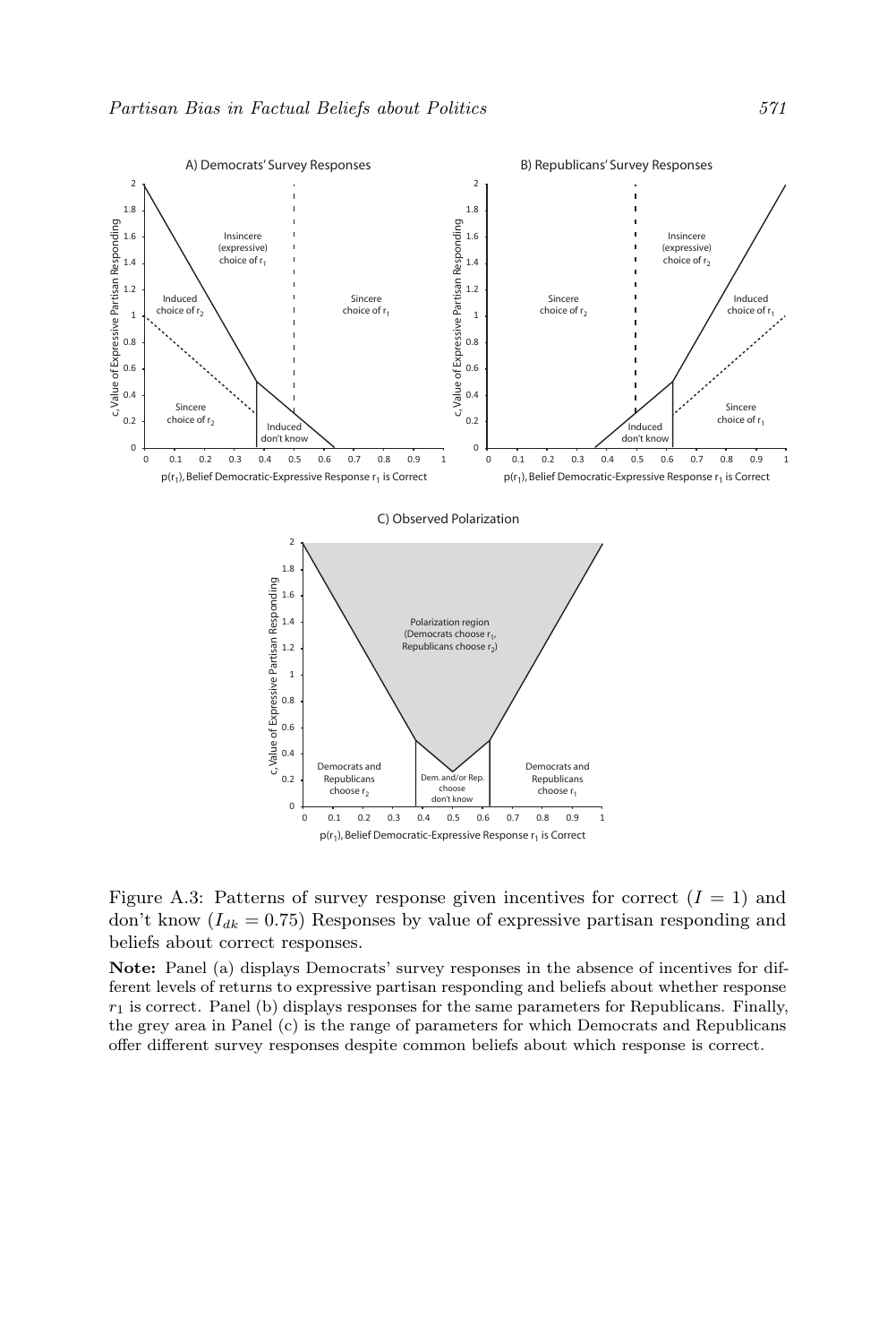Figure A.3: Patterns of survey response given incentives for correct ($I = 1$) and don't know ($I_{dk} = 0.75$) Responses by value of expressive partisan responding and beliefs about correct responses.

**Note:** Panel (a) displays Democrats' survey responses in the absence of incentives for different levels of returns to expressive partisan responding and beliefs about whether response $r_1$ is correct. Panel (b) displays responses for the same parameters for Republicans. Finally, the grey area in Panel (c) is the range of parameters for which Democrats and Republicans offer different survey responses despite common beliefs about which response is correct.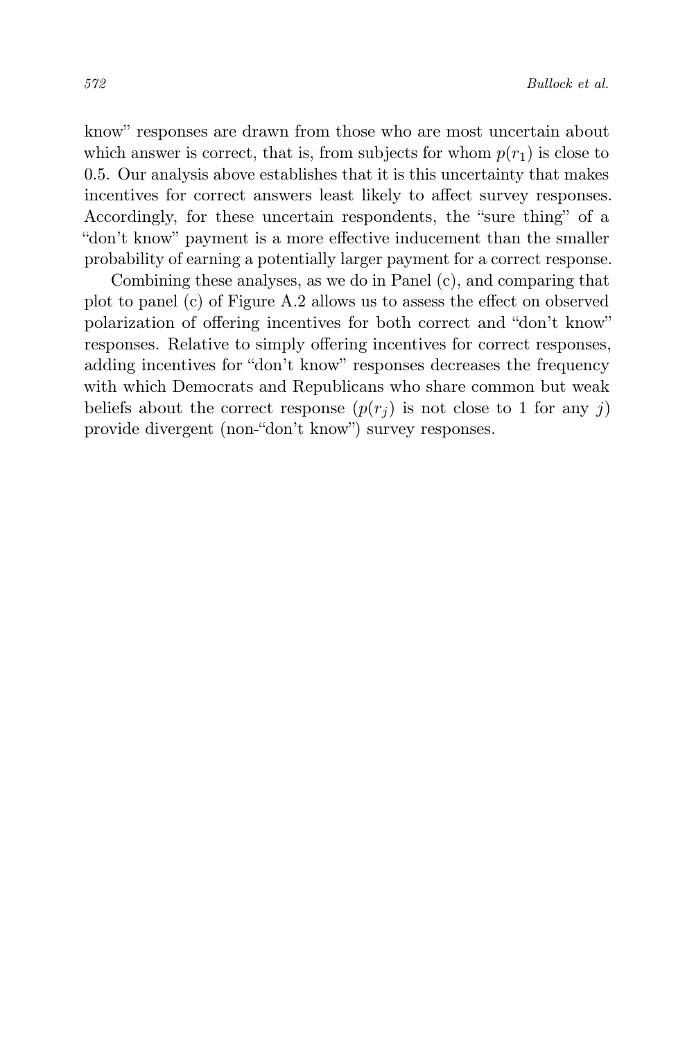know" responses are drawn from those who are most uncertain about which answer is correct, that is, from subjects for whom $p(r_1)$ is close to 0.5. Our analysis above establishes that it is this uncertainty that makes incentives for correct answers least likely to affect survey responses. Accordingly, for these uncertain respondents, the "sure thing" of a "don't know" payment is a more effective inducement than the smaller probability of earning a potentially larger payment for a correct response.

Combining these analyses, as we do in Panel (c), and comparing that plot to panel (c) of Figure A.2 allows us to assess the effect on observed polarization of offering incentives for both correct and "don't know" responses. Relative to simply offering incentives for correct responses, adding incentives for "don't know" responses decreases the frequency with which Democrats and Republicans who share common but weak beliefs about the correct response ($p(r_j)$ is not close to 1 for any $j$) provide divergent (non-"don't know") survey responses.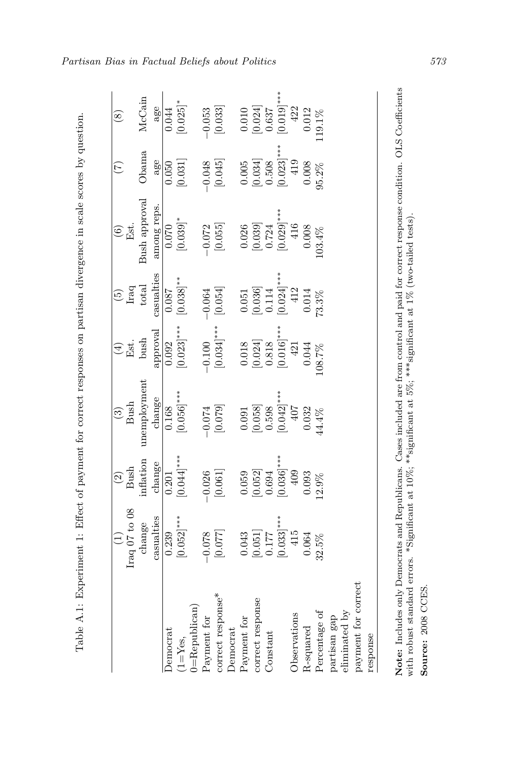Table A.1: Experiment 1: Effect of payment for correct responses on partisan divergence in scale scores by question.

| | (1) Iraq 07 to 08 change casualties | (2) Bush inflation change | (3) Bush unemployment change | (4) Est. bush approval | (5) Iraq total casualties | (6) Est. Bush approval among reps. | (7) Obama age | (8) McCain age |
|---|---|---|---|---|---|---|---|---|
| Democrat (1=Yes, 0=Republican) | 0.239 | 0.201 | 0.168 | 0.092 | 0.087 | 0.070 | 0.050 | 0.044 |
| | [0.052]*** | [0.044]*** | [0.056]*** | [0.023]*** | [0.038]** | [0.039]* | [0.031] | [0.025]* |
| Payment for correct response* Democrat | −0.078 | −0.026 | −0.074 | −0.100 | −0.064 | −0.072 | −0.048 | −0.053 |
| | [0.077] | [0.061] | [0.079] | [0.034]*** | [0.054] | [0.055] | [0.045] | [0.033] |
| Payment for correct response | 0.043 | 0.059 | 0.091 | 0.018 | 0.051 | 0.026 | 0.005 | 0.010 |
| | [0.051] | [0.052] | [0.058] | [0.024] | [0.036] | [0.039] | [0.034] | [0.024] |
| Constant | 0.177 | 0.694 | 0.598 | 0.818 | 0.114 | 0.724 | 0.508 | 0.637 |
| | [0.033]*** | [0.036]*** | [0.042]*** | [0.016]*** | [0.024]*** | [0.029]*** | [0.023]*** | [0.019]*** |
| Observations | 415 | 409 | 407 | 421 | 412 | 416 | 419 | 422 |
| R-squared | 0.064 | 0.093 | 0.032 | 0.044 | 0.014 | 0.008 | 0.008 | 0.012 |
| Percentage of partisan gap eliminated by payment for correct response | 32.5% | 12.9% | 44.4% | 108.7% | 73.3% | 103.4% | 95.2% | 119.1% |

**Note:** Includes only Democrats and Republicans. Cases included are from control and paid for correct response condition. OLS Coefficients with robust standard errors. *Significant at 10%; **significant at 5%; ***significant at 1% (two-tailed tests).

**Source:** 2008 CCES.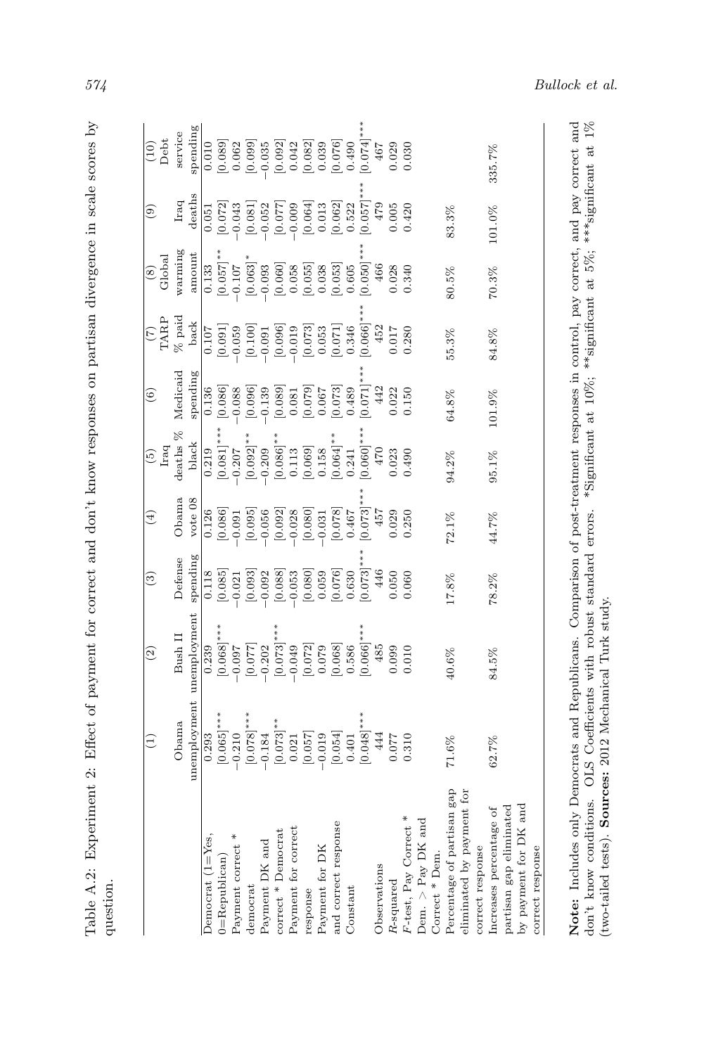Table A.2: Experiment 2: Effect of payment for correct and don't know responses on partisan divergence in scale scores by question.

| | (1) Obama unemployment | (2) Bush II unemployment | (3) Defense spending | (4) Obama vote 08 | (5) Iraq deaths % black | (6) Medicaid spending | (7) TARP % paid back | (8) Global warming amount | (9) Iraq deaths | (10) Debt service spending |
|---|---|---|---|---|---|---|---|---|---|---|
| Democrat (1=Yes, 0=Republican) | 0.293 | 0.239 | 0.118 | 0.126 | 0.219 | 0.136 | 0.107 | 0.133 | 0.051 | 0.010 |
| | [0.065]*** | [0.068]*** | [0.085] | [0.086] | [0.081]*** | [0.086] | [0.091] | [0.057]** | [0.072] | [0.089] |
| Payment correct * democrat | −0.210 | −0.097 | −0.021 | −0.091 | −0.207 | −0.088 | −0.059 | −0.107 | −0.043 | 0.062 |
| | [0.078]*** | [0.077] | [0.093] | [0.095] | [0.092]** | [0.096] | [0.100] | [0.063]* | [0.081] | [0.099] |
| Payment DK and correct * Democrat | −0.184 | −0.202 | −0.092 | −0.056 | −0.209 | −0.139 | −0.091 | −0.093 | −0.052 | −0.035 |
| | [0.073]** | [0.073]*** | [0.088] | [0.092] | [0.086]** | [0.089] | [0.096] | [0.060] | [0.077] | [0.092] |
| Payment for correct response | 0.021 | −0.049 | −0.053 | −0.028 | 0.113 | 0.081 | −0.019 | 0.058 | −0.009 | 0.042 |
| | [0.057] | [0.072] | [0.080] | [0.080] | [0.069] | [0.079] | [0.073] | [0.055] | [0.064] | [0.082] |
| Payment for DK and correct response | −0.019 | 0.079 | 0.059 | −0.031 | 0.158 | 0.067 | 0.053 | 0.038 | 0.013 | 0.039 |
| | [0.054] | [0.068] | [0.076] | [0.078] | [0.064]** | [0.073] | [0.071] | [0.053] | [0.062] | [0.076] |
| Constant | 0.401 | 0.586 | 0.630 | 0.467 | 0.241 | 0.489 | 0.346 | 0.605 | 0.522 | 0.490 |
| | [0.048]*** | [0.066]*** | [0.073]*** | [0.073]*** | [0.060]*** | [0.071]*** | [0.066]*** | [0.050]*** | [0.057]*** | [0.074]*** |
| Observations | 444 | 485 | 446 | 457 | 470 | 442 | 452 | 466 | 479 | 467 |
| $R$-squared | 0.077 | 0.099 | 0.050 | 0.029 | 0.023 | 0.022 | 0.017 | 0.028 | 0.005 | 0.029 |
| $F$-test, Pay Correct * Dem. > Pay DK and Correct * Dem. | 0.310 | 0.010 | 0.060 | 0.250 | 0.490 | 0.150 | 0.280 | 0.340 | 0.420 | 0.030 |
| Percentage of partisan gap eliminated by payment for correct response | 71.6% | 40.6% | 17.8% | 72.1% | 94.2% | 64.8% | 55.3% | 80.5% | 83.3% | |
| Increases percentage of partisan gap eliminated by payment for DK and correct response | 62.7% | 84.5% | 78.2% | 44.7% | 95.1% | 101.9% | 84.8% | 70.3% | 101.0% | 335.7% |

**Note:** Includes only Democrats and Republicans. Comparison of post-treatment responses in control, pay correct, and pay correct and don't know conditions. OLS Coefficients with robust standard errors. *Significant at 10%; **significant at 5%; ***significant at 1% (two-tailed tests). **Sources:** 2012 Mechanical Turk study.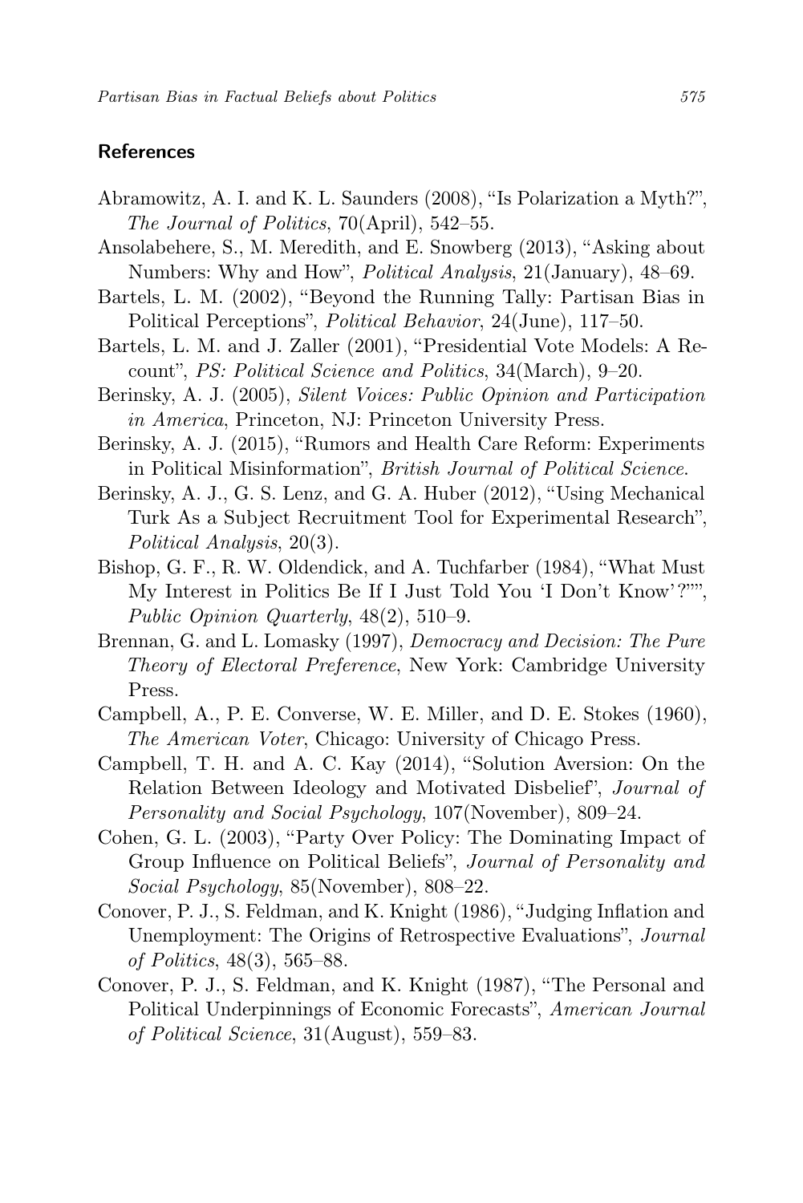## References

Abramowitz, A. I. and K. L. Saunders (2008), "Is Polarization a Myth?", *The Journal of Politics*, 70(April), 542–55.

Ansolabehere, S., M. Meredith, and E. Snowberg (2013), "Asking about Numbers: Why and How", *Political Analysis*, 21(January), 48–69.

Bartels, L. M. (2002), "Beyond the Running Tally: Partisan Bias in Political Perceptions", *Political Behavior*, 24(June), 117–50.

Bartels, L. M. and J. Zaller (2001), "Presidential Vote Models: A Recount", *PS: Political Science and Politics*, 34(March), 9–20.

Berinsky, A. J. (2005), *Silent Voices: Public Opinion and Participation in America*, Princeton, NJ: Princeton University Press.

Berinsky, A. J. (2015), "Rumors and Health Care Reform: Experiments in Political Misinformation", *British Journal of Political Science*.

Berinsky, A. J., G. S. Lenz, and G. A. Huber (2012), "Using Mechanical Turk As a Subject Recruitment Tool for Experimental Research", *Political Analysis*, 20(3).

Bishop, G. F., R. W. Oldendick, and A. Tuchfarber (1984), "What Must My Interest in Politics Be If I Just Told You 'I Don't Know'?"", *Public Opinion Quarterly*, 48(2), 510–9.

Brennan, G. and L. Lomasky (1997), *Democracy and Decision: The Pure Theory of Electoral Preference*, New York: Cambridge University Press.

Campbell, A., P. E. Converse, W. E. Miller, and D. E. Stokes (1960), *The American Voter*, Chicago: University of Chicago Press.

Campbell, T. H. and A. C. Kay (2014), "Solution Aversion: On the Relation Between Ideology and Motivated Disbelief", *Journal of Personality and Social Psychology*, 107(November), 809–24.

Cohen, G. L. (2003), "Party Over Policy: The Dominating Impact of Group Influence on Political Beliefs", *Journal of Personality and Social Psychology*, 85(November), 808–22.

Conover, P. J., S. Feldman, and K. Knight (1986), "Judging Inflation and Unemployment: The Origins of Retrospective Evaluations", *Journal of Politics*, 48(3), 565–88.

Conover, P. J., S. Feldman, and K. Knight (1987), "The Personal and Political Underpinnings of Economic Forecasts", *American Journal of Political Science*, 31(August), 559–83.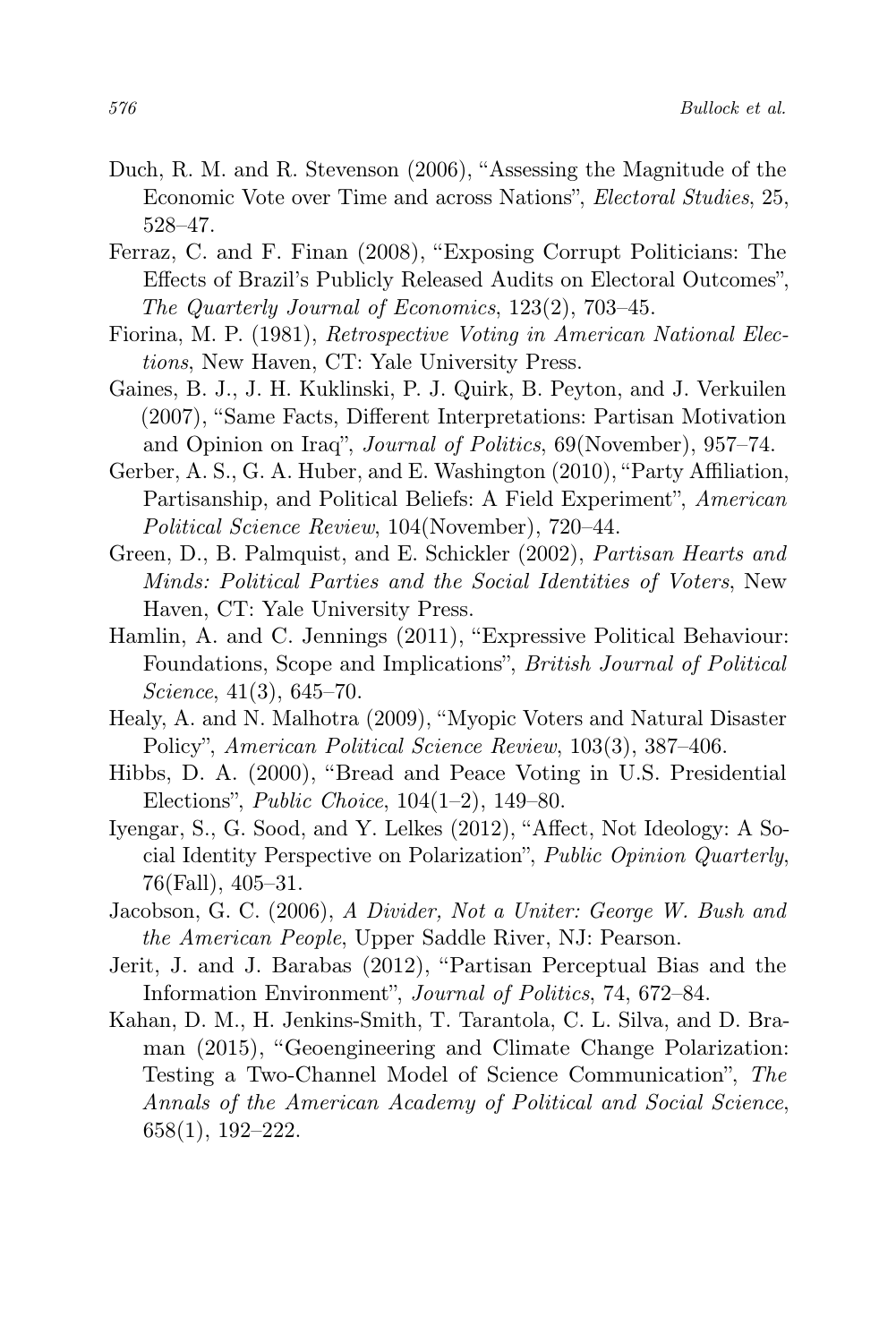Duch, R. M. and R. Stevenson (2006), "Assessing the Magnitude of the Economic Vote over Time and across Nations", *Electoral Studies*, 25, 528–47.

Ferraz, C. and F. Finan (2008), "Exposing Corrupt Politicians: The Effects of Brazil's Publicly Released Audits on Electoral Outcomes", *The Quarterly Journal of Economics*, 123(2), 703–45.

Fiorina, M. P. (1981), *Retrospective Voting in American National Elections*, New Haven, CT: Yale University Press.

Gaines, B. J., J. H. Kuklinski, P. J. Quirk, B. Peyton, and J. Verkuilen (2007), "Same Facts, Different Interpretations: Partisan Motivation and Opinion on Iraq", *Journal of Politics*, 69(November), 957–74.

Gerber, A. S., G. A. Huber, and E. Washington (2010), "Party Affiliation, Partisanship, and Political Beliefs: A Field Experiment", *American Political Science Review*, 104(November), 720–44.

Green, D., B. Palmquist, and E. Schickler (2002), *Partisan Hearts and Minds: Political Parties and the Social Identities of Voters*, New Haven, CT: Yale University Press.

Hamlin, A. and C. Jennings (2011), "Expressive Political Behaviour: Foundations, Scope and Implications", *British Journal of Political Science*, 41(3), 645–70.

Healy, A. and N. Malhotra (2009), "Myopic Voters and Natural Disaster Policy", *American Political Science Review*, 103(3), 387–406.

Hibbs, D. A. (2000), "Bread and Peace Voting in U.S. Presidential Elections", *Public Choice*, 104(1–2), 149–80.

Iyengar, S., G. Sood, and Y. Lelkes (2012), "Affect, Not Ideology: A Social Identity Perspective on Polarization", *Public Opinion Quarterly*, 76(Fall), 405–31.

Jacobson, G. C. (2006), *A Divider, Not a Uniter: George W. Bush and the American People*, Upper Saddle River, NJ: Pearson.

Jerit, J. and J. Barabas (2012), "Partisan Perceptual Bias and the Information Environment", *Journal of Politics*, 74, 672–84.

Kahan, D. M., H. Jenkins-Smith, T. Tarantola, C. L. Silva, and D. Braman (2015), "Geoengineering and Climate Change Polarization: Testing a Two-Channel Model of Science Communication", *The Annals of the American Academy of Political and Social Science*, 658(1), 192–222.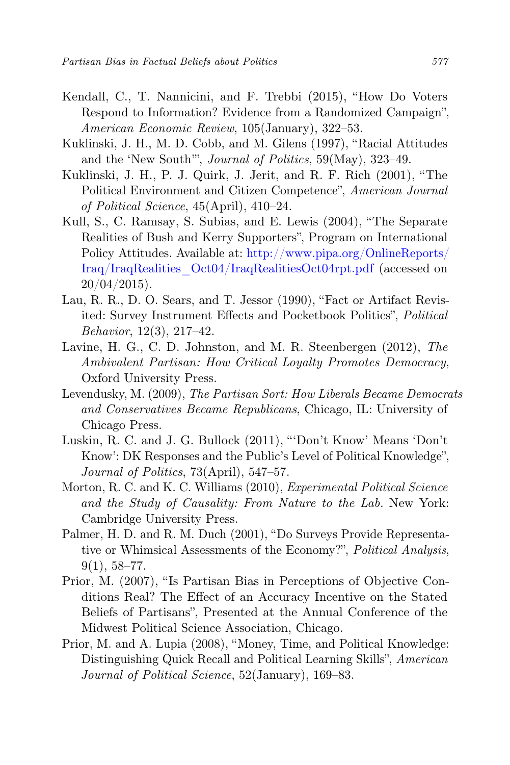Kendall, C., T. Nannicini, and F. Trebbi (2015), "How Do Voters Respond to Information? Evidence from a Randomized Campaign", *American Economic Review*, 105(January), 322–53.

Kuklinski, J. H., M. D. Cobb, and M. Gilens (1997), "Racial Attitudes and the 'New South'", *Journal of Politics*, 59(May), 323–49.

Kuklinski, J. H., P. J. Quirk, J. Jerit, and R. F. Rich (2001), "The Political Environment and Citizen Competence", *American Journal of Political Science*, 45(April), 410–24.

Kull, S., C. Ramsay, S. Subias, and E. Lewis (2004), "The Separate Realities of Bush and Kerry Supporters", Program on International Policy Attitudes. Available at: http://www.pipa.org/OnlineReports/Iraq/IraqRealities_Oct04/IraqRealitiesOct04rpt.pdf (accessed on 20/04/2015).

Lau, R. R., D. O. Sears, and T. Jessor (1990), "Fact or Artifact Revisited: Survey Instrument Effects and Pocketbook Politics", *Political Behavior*, 12(3), 217–42.

Lavine, H. G., C. D. Johnston, and M. R. Steenbergen (2012), *The Ambivalent Partisan: How Critical Loyalty Promotes Democracy*, Oxford University Press.

Levendusky, M. (2009), *The Partisan Sort: How Liberals Became Democrats and Conservatives Became Republicans*, Chicago, IL: University of Chicago Press.

Luskin, R. C. and J. G. Bullock (2011), "'Don't Know' Means 'Don't Know': DK Responses and the Public's Level of Political Knowledge", *Journal of Politics*, 73(April), 547–57.

Morton, R. C. and K. C. Williams (2010), *Experimental Political Science and the Study of Causality: From Nature to the Lab.* New York: Cambridge University Press.

Palmer, H. D. and R. M. Duch (2001), "Do Surveys Provide Representative or Whimsical Assessments of the Economy?", *Political Analysis*, 9(1), 58–77.

Prior, M. (2007), "Is Partisan Bias in Perceptions of Objective Conditions Real? The Effect of an Accuracy Incentive on the Stated Beliefs of Partisans", Presented at the Annual Conference of the Midwest Political Science Association, Chicago.

Prior, M. and A. Lupia (2008), "Money, Time, and Political Knowledge: Distinguishing Quick Recall and Political Learning Skills", *American Journal of Political Science*, 52(January), 169–83.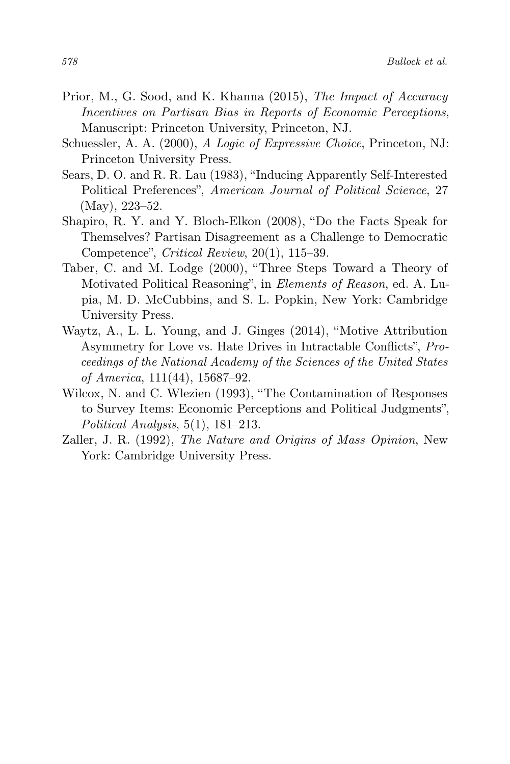Prior, M., G. Sood, and K. Khanna (2015), *The Impact of Accuracy Incentives on Partisan Bias in Reports of Economic Perceptions*, Manuscript: Princeton University, Princeton, NJ.

Schuessler, A. A. (2000), *A Logic of Expressive Choice*, Princeton, NJ: Princeton University Press.

Sears, D. O. and R. R. Lau (1983), "Inducing Apparently Self-Interested Political Preferences", *American Journal of Political Science*, 27 (May), 223–52.

Shapiro, R. Y. and Y. Bloch-Elkon (2008), "Do the Facts Speak for Themselves? Partisan Disagreement as a Challenge to Democratic Competence", *Critical Review*, 20(1), 115–39.

Taber, C. and M. Lodge (2000), "Three Steps Toward a Theory of Motivated Political Reasoning", in *Elements of Reason*, ed. A. Lupia, M. D. McCubbins, and S. L. Popkin, New York: Cambridge University Press.

Waytz, A., L. L. Young, and J. Ginges (2014), "Motive Attribution Asymmetry for Love vs. Hate Drives in Intractable Conflicts", *Proceedings of the National Academy of the Sciences of the United States of America*, 111(44), 15687–92.

Wilcox, N. and C. Wlezien (1993), "The Contamination of Responses to Survey Items: Economic Perceptions and Political Judgments", *Political Analysis*, 5(1), 181–213.

Zaller, J. R. (1992), *The Nature and Origins of Mass Opinion*, New York: Cambridge University Press.